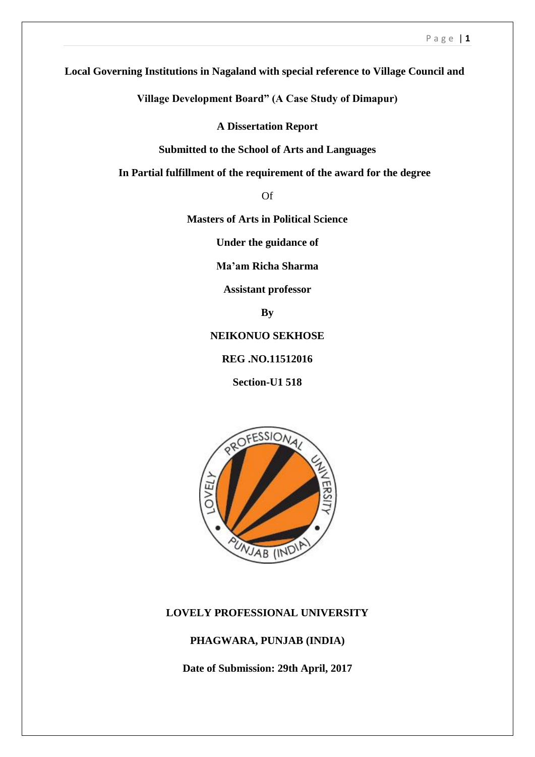**Local Governing Institutions in Nagaland with special reference to Village Council and Village Development Board" (A Case Study of Dimapur)**

**A Dissertation Report**

**Submitted to the School of Arts and Languages**

**In Partial fulfillment of the requirement of the award for the degree**

Of

**Masters of Arts in Political Science**

**Under the guidance of**

**Ma'am Richa Sharma**

**Assistant professor**

**By**

**NEIKONUO SEKHOSE**

**REG .NO.11512016**

**Section-U1 518**

**LOVELY PROFESSIONAL UNIVERSITY**

**PHAGWARA, PUNJAB (INDIA)**

**Date of Submission: 29th April, 2017**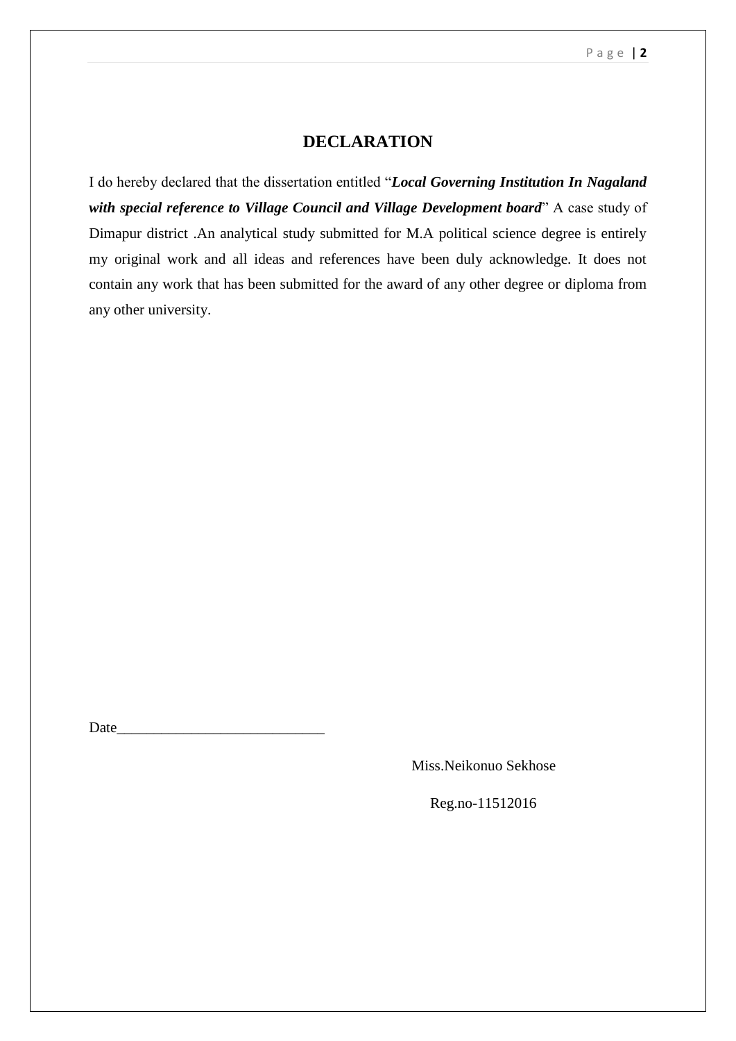# DECLARATION

I do hereby declared that the dissertation entitled "***Local Governing Institution In Nagaland with special reference to Village Council and Village Development board***" A case study of Dimapur district .An analytical study submitted for M.A political science degree is entirely my original work and all ideas and references have been duly acknowledge. It does not contain any work that has been submitted for the award of any other degree or diploma from any other university.

Date___________________________

Miss.Neikonuo Sekhose

Reg.no-11512016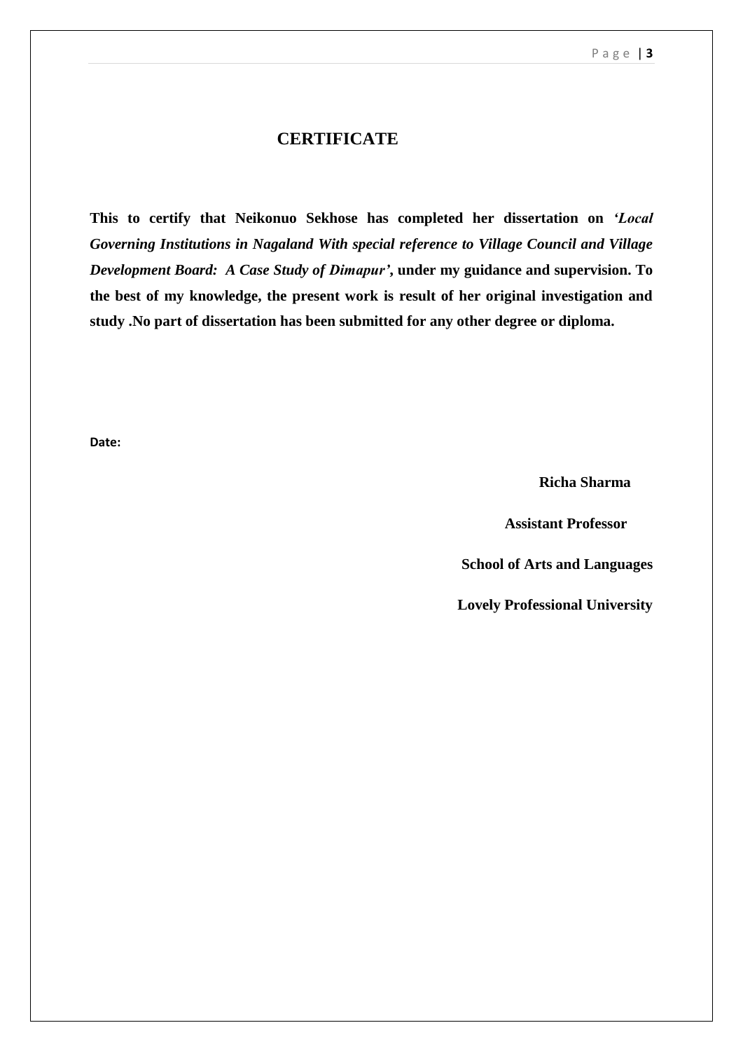# CERTIFICATE

**This to certify that Neikonuo Sekhose has completed her dissertation on *'Local Governing Institutions in Nagaland With special reference to Village Council and Village Development Board: A Case Study of Dimapur'*, under my guidance and supervision. To the best of my knowledge, the present work is result of her original investigation and study .No part of dissertation has been submitted for any other degree or diploma.**

**Date:**

**Richa Sharma**

**Assistant Professor**

**School of Arts and Languages**

**Lovely Professional University**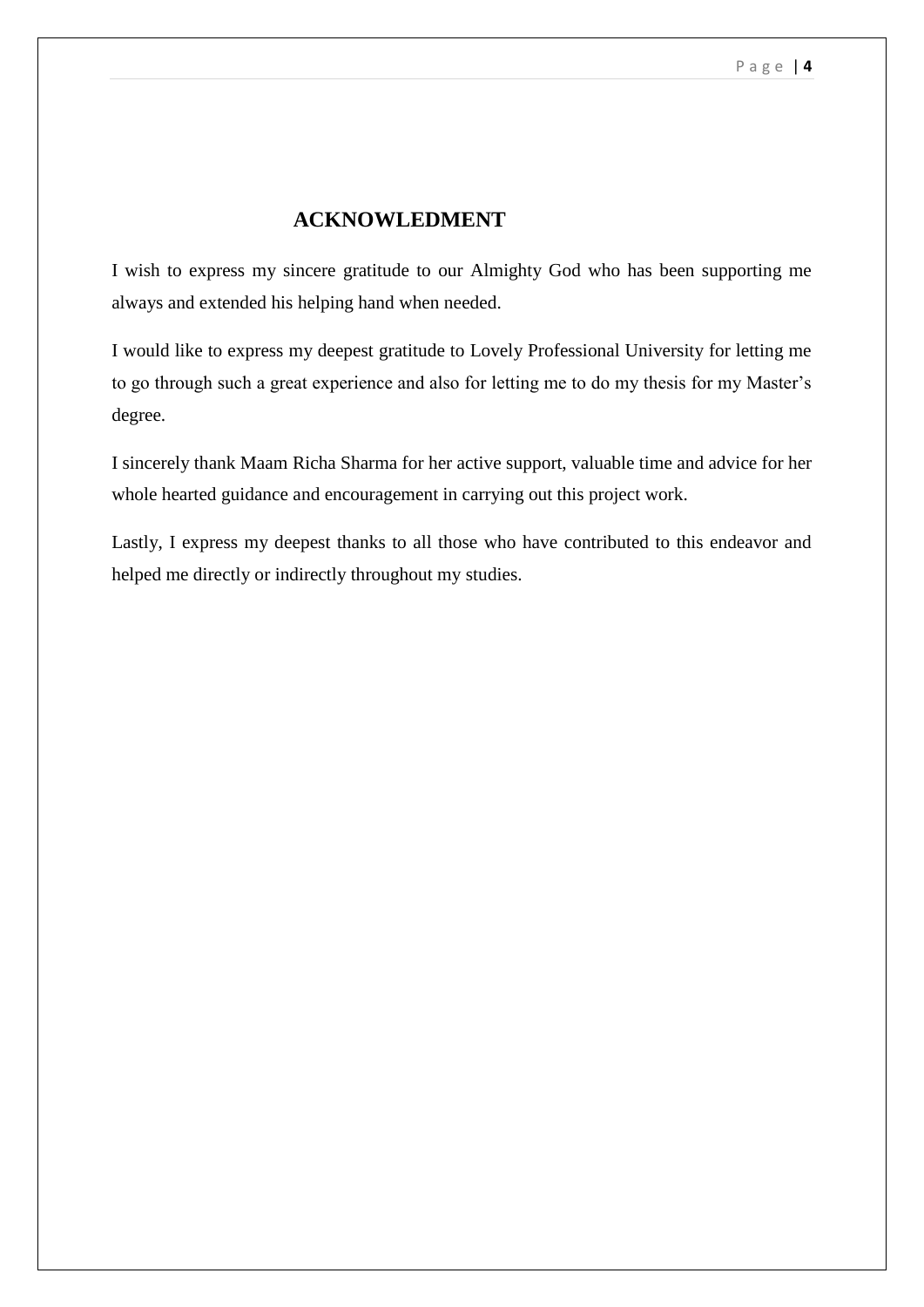# ACKNOWLEDMENT

I wish to express my sincere gratitude to our Almighty God who has been supporting me always and extended his helping hand when needed.

I would like to express my deepest gratitude to Lovely Professional University for letting me to go through such a great experience and also for letting me to do my thesis for my Master's degree.

I sincerely thank Maam Richa Sharma for her active support, valuable time and advice for her whole hearted guidance and encouragement in carrying out this project work.

Lastly, I express my deepest thanks to all those who have contributed to this endeavor and helped me directly or indirectly throughout my studies.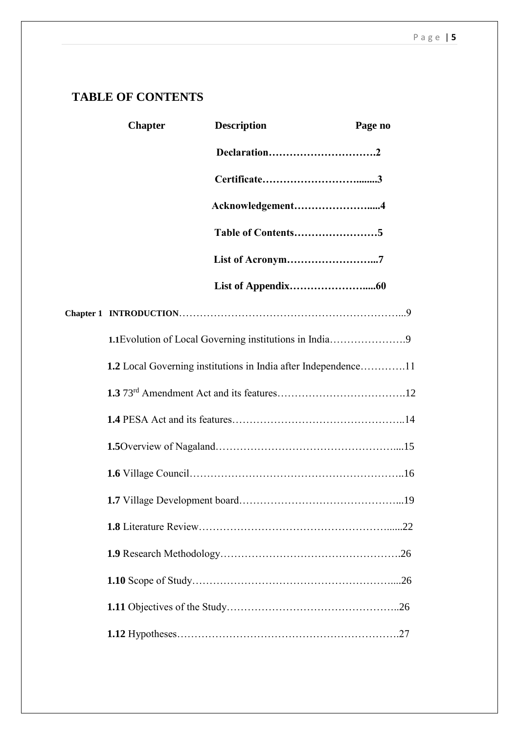# TABLE OF CONTENTS

| Chapter | Description | Page no |
|---|---|---|
| | **Declaration** | **2** |
| | **Certificate** | **3** |
| | **Acknowledgement** | **4** |
| | **Table of Contents** | **5** |
| | **List of Acronym** | **7** |
| | **List of Appendix** | **60** |
| **Chapter 1** | **INTRODUCTION** | 9 |
| | **1.1** Evolution of Local Governing institutions in India | 9 |
| | **1.2** Local Governing institutions in India after Independence | 11 |
| | **1.3** 73rd Amendment Act and its features | 12 |
| | **1.4** PESA Act and its features | 14 |
| | **1.5** Overview of Nagaland | 15 |
| | **1.6** Village Council | 16 |
| | **1.7** Village Development board | 19 |
| | **1.8** Literature Review | 22 |
| | **1.9** Research Methodology | 26 |
| | **1.10** Scope of Study | 26 |
| | **1.11** Objectives of the Study | 26 |
| | **1.12** Hypotheses | 27 |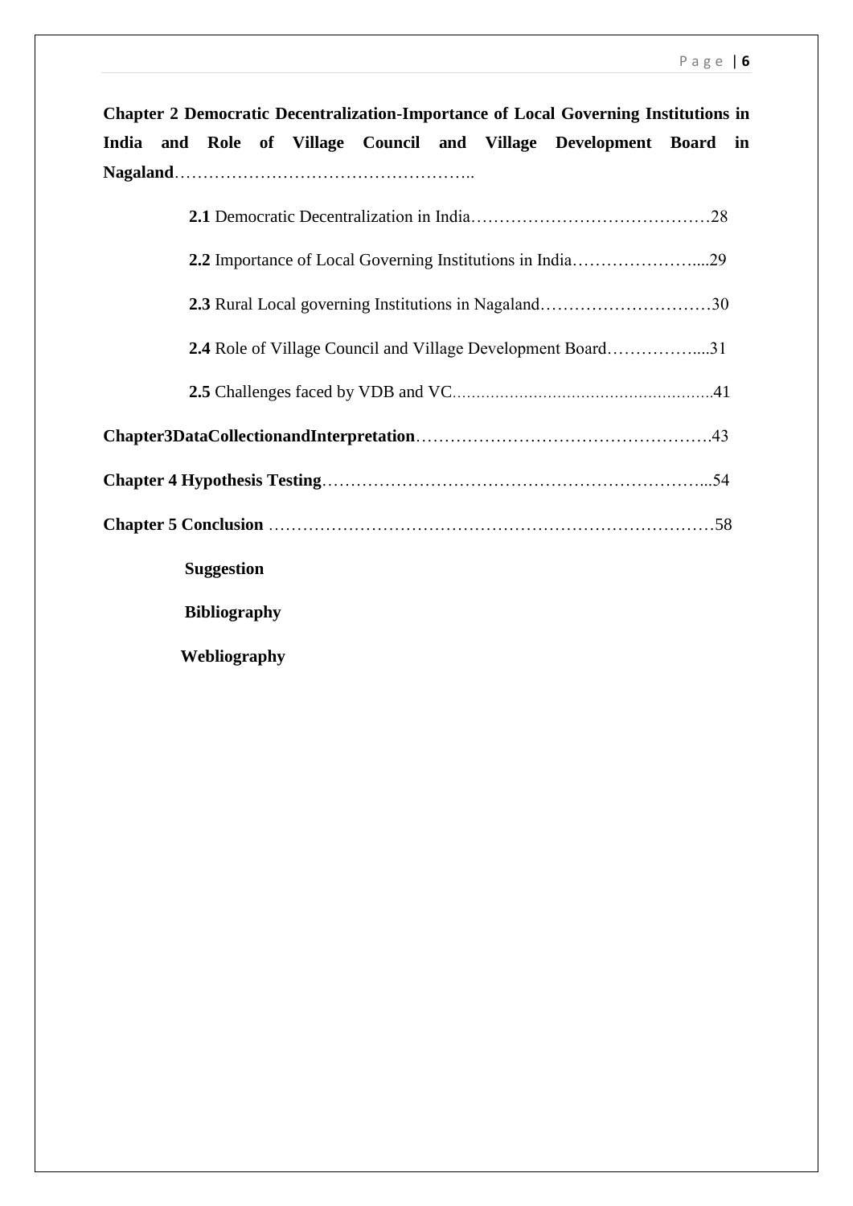**Chapter 2 Democratic Decentralization-Importance of Local Governing Institutions in India and Role of Village Council and Village Development Board in Nagaland**……………………………………………..

- **2.1** Democratic Decentralization in India……………………………………28
- **2.2** Importance of Local Governing Institutions in India…………………....29
- **2.3** Rural Local governing Institutions in Nagaland…………………………30
- **2.4** Role of Village Council and Village Development Board……………....31
- **2.5** Challenges faced by VDB and VC……………………………………….41

**Chapter3DataCollectionandInterpretation**…………………………………………….43

**Chapter 4 Hypothesis Testing**…………………………………………………………...54

**Chapter 5 Conclusion** ……………………………………………………………………58

**Suggestion**

**Bibliography**

**Webliography**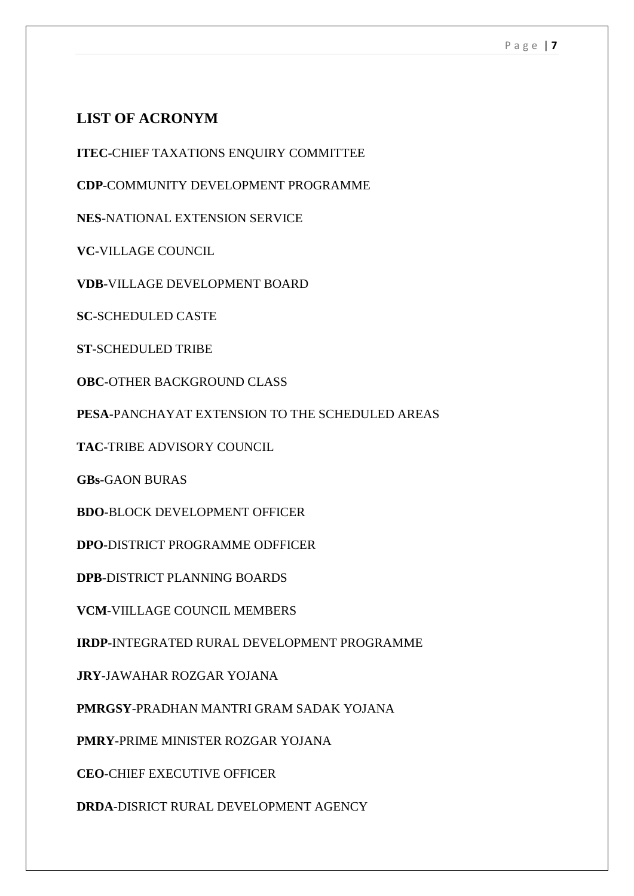## LIST OF ACRONYM

**ITEC**-CHIEF TAXATIONS ENQUIRY COMMITTEE

**CDP**-COMMUNITY DEVELOPMENT PROGRAMME

**NES**-NATIONAL EXTENSION SERVICE

**VC**-VILLAGE COUNCIL

**VDB**-VILLAGE DEVELOPMENT BOARD

**SC**-SCHEDULED CASTE

**ST**-SCHEDULED TRIBE

**OBC**-OTHER BACKGROUND CLASS

**PESA**-PANCHAYAT EXTENSION TO THE SCHEDULED AREAS

**TAC**-TRIBE ADVISORY COUNCIL

**GBs**-GAON BURAS

**BDO**-BLOCK DEVELOPMENT OFFICER

**DPO**-DISTRICT PROGRAMME ODFFICER

**DPB**-DISTRICT PLANNING BOARDS

**VCM**-VIILLAGE COUNCIL MEMBERS

**IRDP**-INTEGRATED RURAL DEVELOPMENT PROGRAMME

**JRY**-JAWAHAR ROZGAR YOJANA

**PMRGSY**-PRADHAN MANTRI GRAM SADAK YOJANA

**PMRY**-PRIME MINISTER ROZGAR YOJANA

**CEO**-CHIEF EXECUTIVE OFFICER

**DRDA**-DISRICT RURAL DEVELOPMENT AGENCY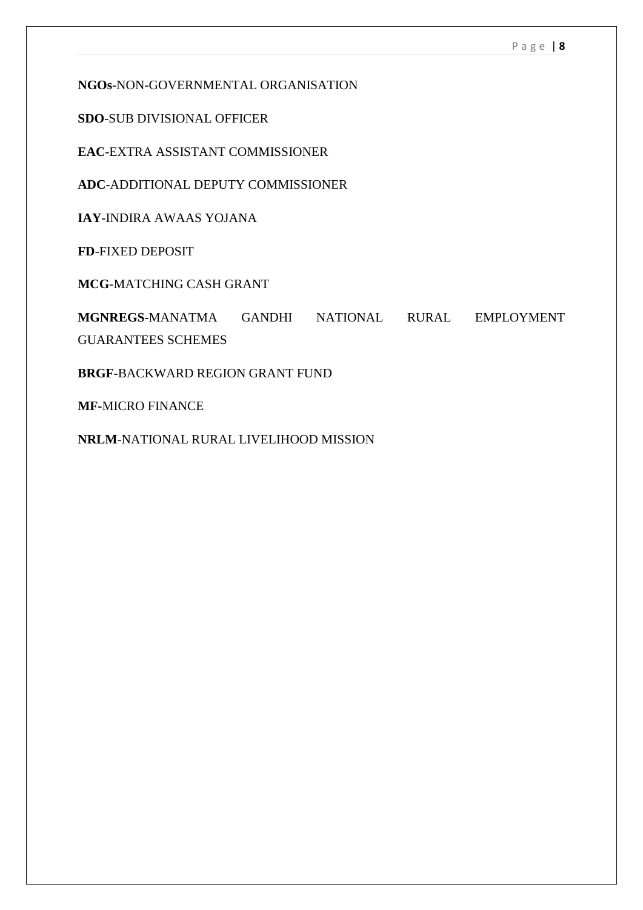**NGOs**-NON-GOVERNMENTAL ORGANISATION

**SDO**-SUB DIVISIONAL OFFICER

**EAC**-EXTRA ASSISTANT COMMISSIONER

**ADC**-ADDITIONAL DEPUTY COMMISSIONER

**IAY**-INDIRA AWAAS YOJANA

**FD**-FIXED DEPOSIT

**MCG**-MATCHING CASH GRANT

**MGNREGS**-MANATMA GANDHI NATIONAL RURAL EMPLOYMENT GUARANTEES SCHEMES

**BRGF**-BACKWARD REGION GRANT FUND

**MF**-MICRO FINANCE

**NRLM**-NATIONAL RURAL LIVELIHOOD MISSION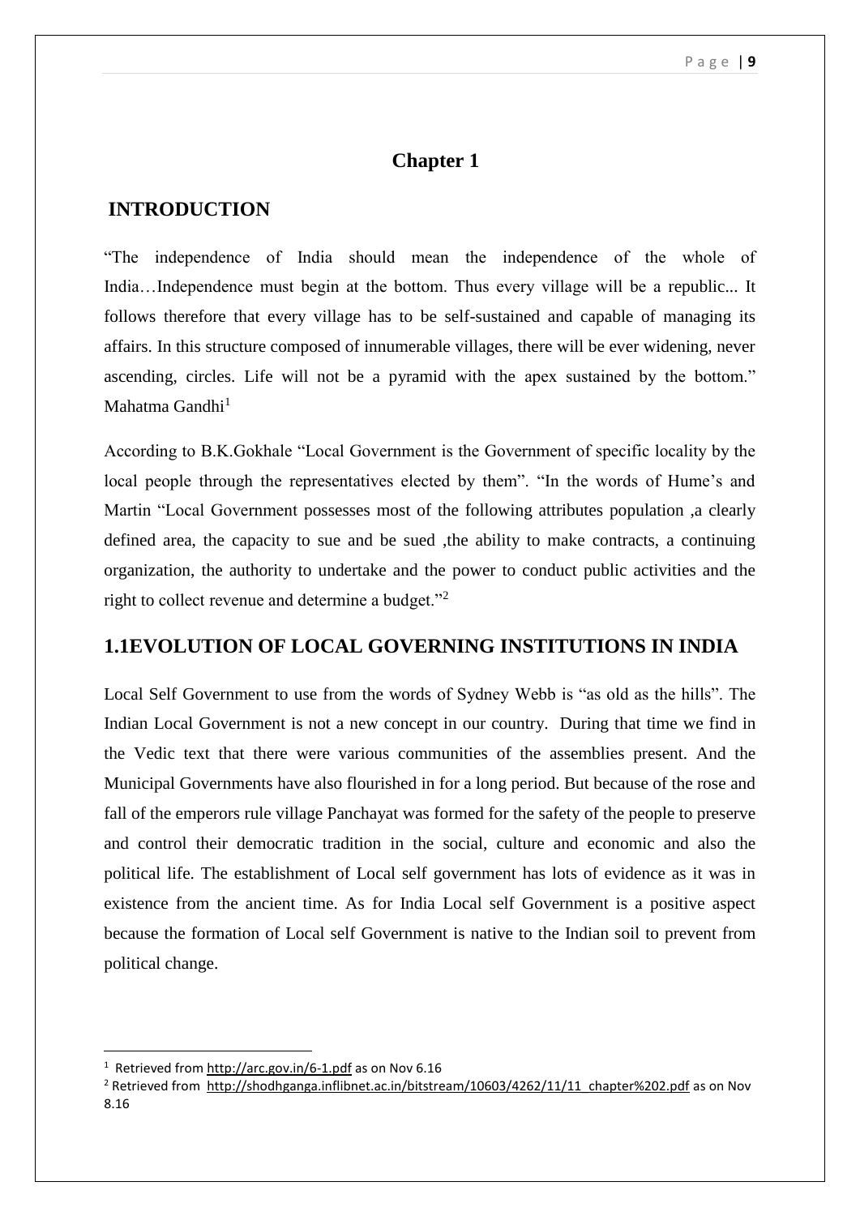# Chapter 1

## INTRODUCTION

"The independence of India should mean the independence of the whole of India…Independence must begin at the bottom. Thus every village will be a republic... It follows therefore that every village has to be self-sustained and capable of managing its affairs. In this structure composed of innumerable villages, there will be ever widening, never ascending, circles. Life will not be a pyramid with the apex sustained by the bottom." Mahatma Gandhi[1]

According to B.K.Gokhale "Local Government is the Government of specific locality by the local people through the representatives elected by them". "In the words of Hume's and Martin "Local Government possesses most of the following attributes population ,a clearly defined area, the capacity to sue and be sued ,the ability to make contracts, a continuing organization, the authority to undertake and the power to conduct public activities and the right to collect revenue and determine a budget."[2]

## 1.1EVOLUTION OF LOCAL GOVERNING INSTITUTIONS IN INDIA

Local Self Government to use from the words of Sydney Webb is "as old as the hills". The Indian Local Government is not a new concept in our country. During that time we find in the Vedic text that there were various communities of the assemblies present. And the Municipal Governments have also flourished in for a long period. But because of the rose and fall of the emperors rule village Panchayat was formed for the safety of the people to preserve and control their democratic tradition in the social, culture and economic and also the political life. The establishment of Local self government has lots of evidence as it was in existence from the ancient time. As for India Local self Government is a positive aspect because the formation of Local self Government is native to the Indian soil to prevent from political change.

---

[1] Retrieved from http://arc.gov.in/6-1.pdf as on Nov 6.16

[2] Retrieved from http://shodhganga.inflibnet.ac.in/bitstream/10603/4262/11/11_chapter%202.pdf as on Nov 8.16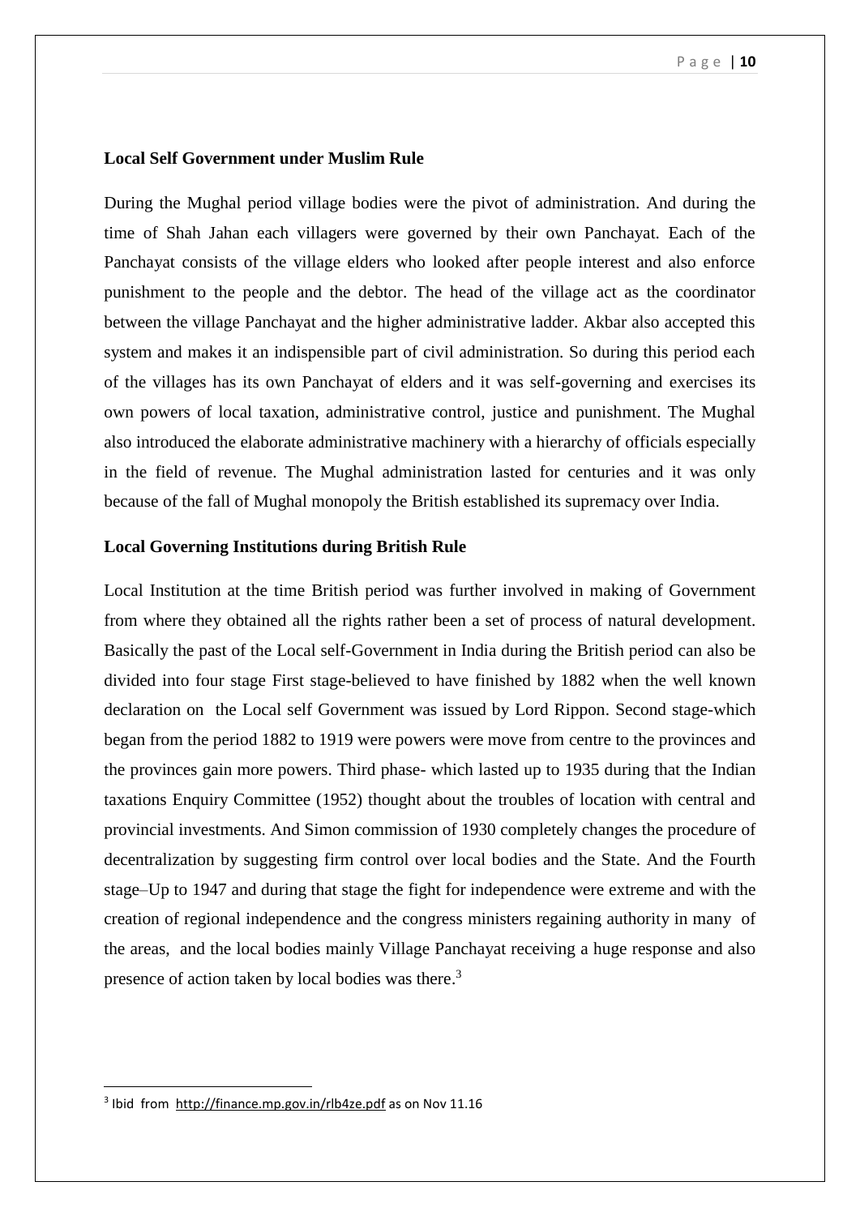**Local Self Government under Muslim Rule**

During the Mughal period village bodies were the pivot of administration. And during the time of Shah Jahan each villagers were governed by their own Panchayat. Each of the Panchayat consists of the village elders who looked after people interest and also enforce punishment to the people and the debtor. The head of the village act as the coordinator between the village Panchayat and the higher administrative ladder. Akbar also accepted this system and makes it an indispensible part of civil administration. So during this period each of the villages has its own Panchayat of elders and it was self-governing and exercises its own powers of local taxation, administrative control, justice and punishment. The Mughal also introduced the elaborate administrative machinery with a hierarchy of officials especially in the field of revenue. The Mughal administration lasted for centuries and it was only because of the fall of Mughal monopoly the British established its supremacy over India.

**Local Governing Institutions during British Rule**

Local Institution at the time British period was further involved in making of Government from where they obtained all the rights rather been a set of process of natural development. Basically the past of the Local self-Government in India during the British period can also be divided into four stage First stage-believed to have finished by 1882 when the well known declaration on the Local self Government was issued by Lord Rippon. Second stage-which began from the period 1882 to 1919 were powers were move from centre to the provinces and the provinces gain more powers. Third phase- which lasted up to 1935 during that the Indian taxations Enquiry Committee (1952) thought about the troubles of location with central and provincial investments. And Simon commission of 1930 completely changes the procedure of decentralization by suggesting firm control over local bodies and the State. And the Fourth stage–Up to 1947 and during that stage the fight for independence were extreme and with the creation of regional independence and the congress ministers regaining authority in many of the areas, and the local bodies mainly Village Panchayat receiving a huge response and also presence of action taken by local bodies was there.[3]

---

[3] Ibid from http://finance.mp.gov.in/rlb4ze.pdf as on Nov 11.16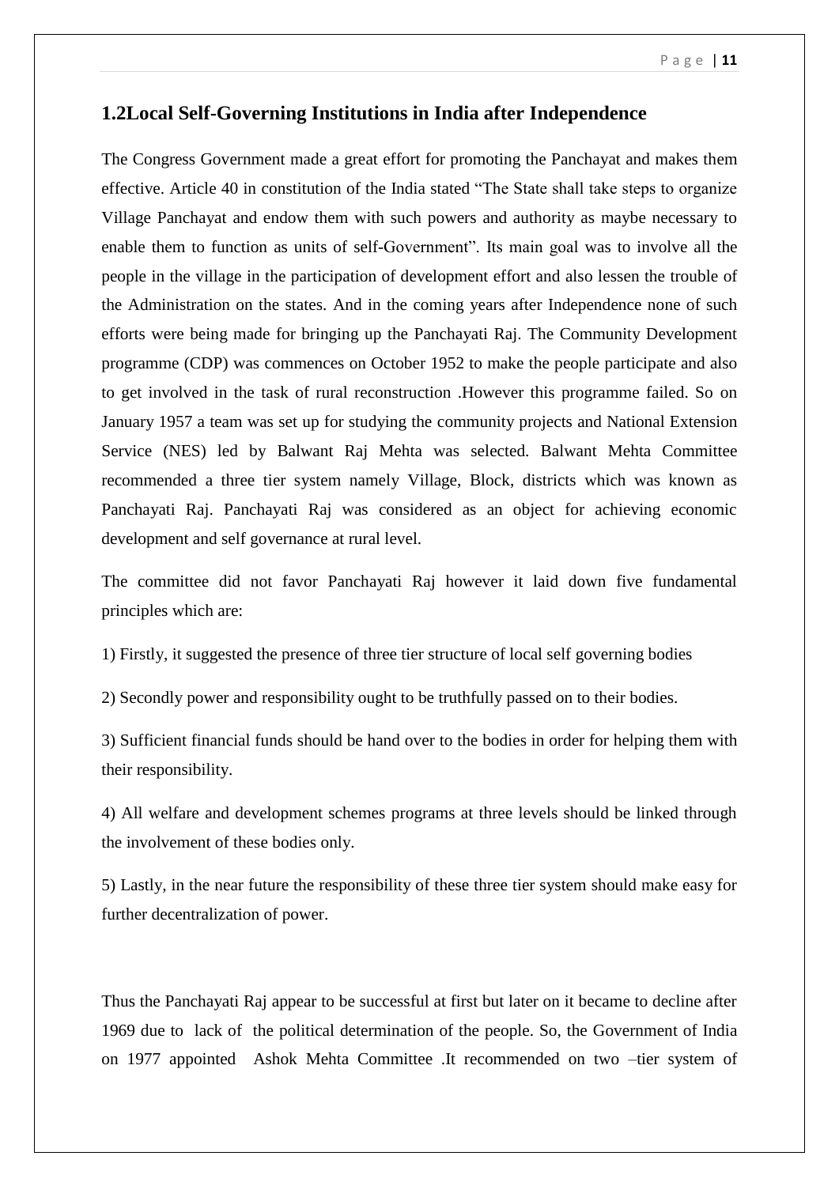## 1.2Local Self-Governing Institutions in India after Independence

The Congress Government made a great effort for promoting the Panchayat and makes them effective. Article 40 in constitution of the India stated "The State shall take steps to organize Village Panchayat and endow them with such powers and authority as maybe necessary to enable them to function as units of self-Government". Its main goal was to involve all the people in the village in the participation of development effort and also lessen the trouble of the Administration on the states. And in the coming years after Independence none of such efforts were being made for bringing up the Panchayati Raj. The Community Development programme (CDP) was commences on October 1952 to make the people participate and also to get involved in the task of rural reconstruction .However this programme failed. So on January 1957 a team was set up for studying the community projects and National Extension Service (NES) led by Balwant Raj Mehta was selected. Balwant Mehta Committee recommended a three tier system namely Village, Block, districts which was known as Panchayati Raj. Panchayati Raj was considered as an object for achieving economic development and self governance at rural level.

The committee did not favor Panchayati Raj however it laid down five fundamental principles which are:

1) Firstly, it suggested the presence of three tier structure of local self governing bodies

2) Secondly power and responsibility ought to be truthfully passed on to their bodies.

3) Sufficient financial funds should be hand over to the bodies in order for helping them with their responsibility.

4) All welfare and development schemes programs at three levels should be linked through the involvement of these bodies only.

5) Lastly, in the near future the responsibility of these three tier system should make easy for further decentralization of power.

Thus the Panchayati Raj appear to be successful at first but later on it became to decline after 1969 due to lack of the political determination of the people. So, the Government of India on 1977 appointed Ashok Mehta Committee .It recommended on two –tier system of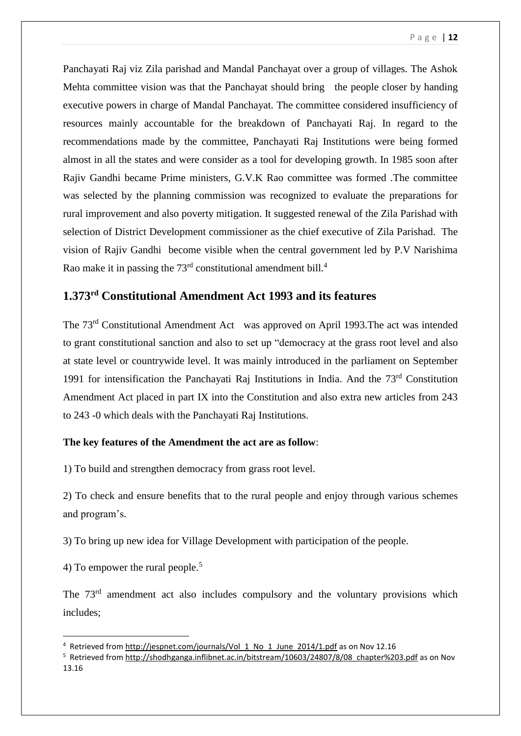Panchayati Raj viz Zila parishad and Mandal Panchayat over a group of villages. The Ashok Mehta committee vision was that the Panchayat should bring the people closer by handing executive powers in charge of Mandal Panchayat. The committee considered insufficiency of resources mainly accountable for the breakdown of Panchayati Raj. In regard to the recommendations made by the committee, Panchayati Raj Institutions were being formed almost in all the states and were consider as a tool for developing growth. In 1985 soon after Rajiv Gandhi became Prime ministers, G.V.K Rao committee was formed .The committee was selected by the planning commission was recognized to evaluate the preparations for rural improvement and also poverty mitigation. It suggested renewal of the Zila Parishad with selection of District Development commissioner as the chief executive of Zila Parishad. The vision of Rajiv Gandhi become visible when the central government led by P.V Narishima Rao make it in passing the 73rd constitutional amendment bill.[4]

## 1.3 73rd Constitutional Amendment Act 1993 and its features

The 73rd Constitutional Amendment Act was approved on April 1993.The act was intended to grant constitutional sanction and also to set up "democracy at the grass root level and also at state level or countrywide level. It was mainly introduced in the parliament on September 1991 for intensification the Panchayati Raj Institutions in India. And the 73rd Constitution Amendment Act placed in part IX into the Constitution and also extra new articles from 243 to 243 -0 which deals with the Panchayati Raj Institutions.

**The key features of the Amendment the act are as follow**:

1) To build and strengthen democracy from grass root level.

2) To check and ensure benefits that to the rural people and enjoy through various schemes and program's.

3) To bring up new idea for Village Development with participation of the people.

4) To empower the rural people.[5]

The 73rd amendment act also includes compulsory and the voluntary provisions which includes;

---

[4] Retrieved from http://jespnet.com/journals/Vol_1_No_1_June_2014/1.pdf as on Nov 12.16

[5] Retrieved from http://shodhganga.inflibnet.ac.in/bitstream/10603/24807/8/08_chapter%203.pdf as on Nov 13.16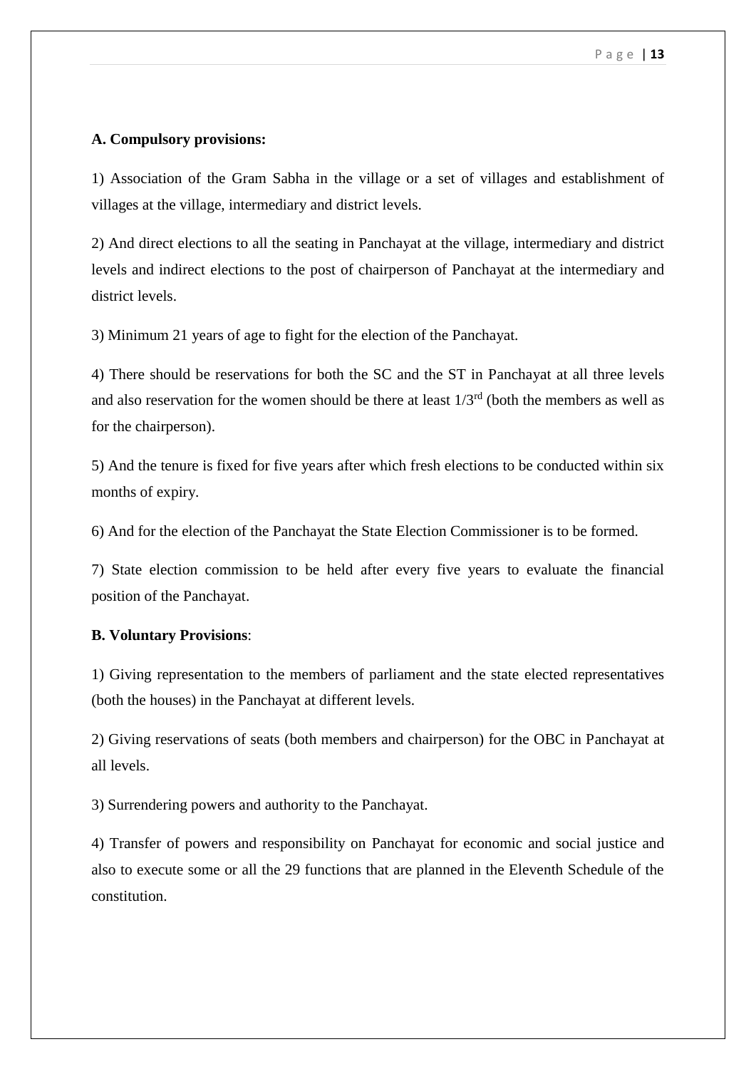**A. Compulsory provisions:**

1) Association of the Gram Sabha in the village or a set of villages and establishment of villages at the village, intermediary and district levels.

2) And direct elections to all the seating in Panchayat at the village, intermediary and district levels and indirect elections to the post of chairperson of Panchayat at the intermediary and district levels.

3) Minimum 21 years of age to fight for the election of the Panchayat.

4) There should be reservations for both the SC and the ST in Panchayat at all three levels and also reservation for the women should be there at least 1/3rd (both the members as well as for the chairperson).

5) And the tenure is fixed for five years after which fresh elections to be conducted within six months of expiry.

6) And for the election of the Panchayat the State Election Commissioner is to be formed.

7) State election commission to be held after every five years to evaluate the financial position of the Panchayat.

**B. Voluntary Provisions**:

1) Giving representation to the members of parliament and the state elected representatives (both the houses) in the Panchayat at different levels.

2) Giving reservations of seats (both members and chairperson) for the OBC in Panchayat at all levels.

3) Surrendering powers and authority to the Panchayat.

4) Transfer of powers and responsibility on Panchayat for economic and social justice and also to execute some or all the 29 functions that are planned in the Eleventh Schedule of the constitution.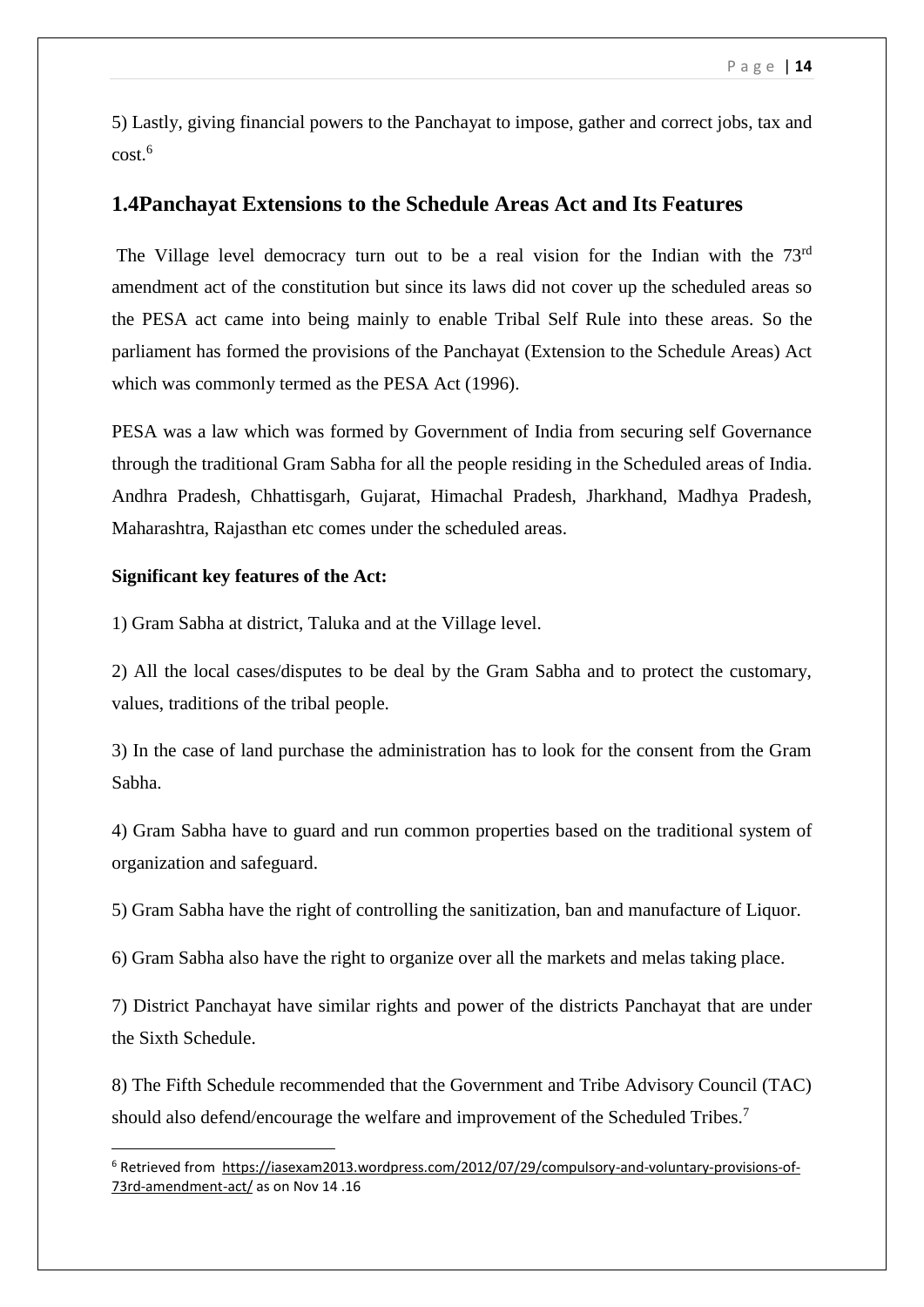5) Lastly, giving financial powers to the Panchayat to impose, gather and correct jobs, tax and cost.[6]

## 1.4Panchayat Extensions to the Schedule Areas Act and Its Features

The Village level democracy turn out to be a real vision for the Indian with the 73rd amendment act of the constitution but since its laws did not cover up the scheduled areas so the PESA act came into being mainly to enable Tribal Self Rule into these areas. So the parliament has formed the provisions of the Panchayat (Extension to the Schedule Areas) Act which was commonly termed as the PESA Act (1996).

PESA was a law which was formed by Government of India from securing self Governance through the traditional Gram Sabha for all the people residing in the Scheduled areas of India. Andhra Pradesh, Chhattisgarh, Gujarat, Himachal Pradesh, Jharkhand, Madhya Pradesh, Maharashtra, Rajasthan etc comes under the scheduled areas.

**Significant key features of the Act:**

1) Gram Sabha at district, Taluka and at the Village level.

2) All the local cases/disputes to be deal by the Gram Sabha and to protect the customary, values, traditions of the tribal people.

3) In the case of land purchase the administration has to look for the consent from the Gram Sabha.

4) Gram Sabha have to guard and run common properties based on the traditional system of organization and safeguard.

5) Gram Sabha have the right of controlling the sanitization, ban and manufacture of Liquor.

6) Gram Sabha also have the right to organize over all the markets and melas taking place.

7) District Panchayat have similar rights and power of the districts Panchayat that are under the Sixth Schedule.

8) The Fifth Schedule recommended that the Government and Tribe Advisory Council (TAC) should also defend/encourage the welfare and improvement of the Scheduled Tribes.[7]

---

[6] Retrieved from https://iasexam2013.wordpress.com/2012/07/29/compulsory-and-voluntary-provisions-of-73rd-amendment-act/ as on Nov 14 .16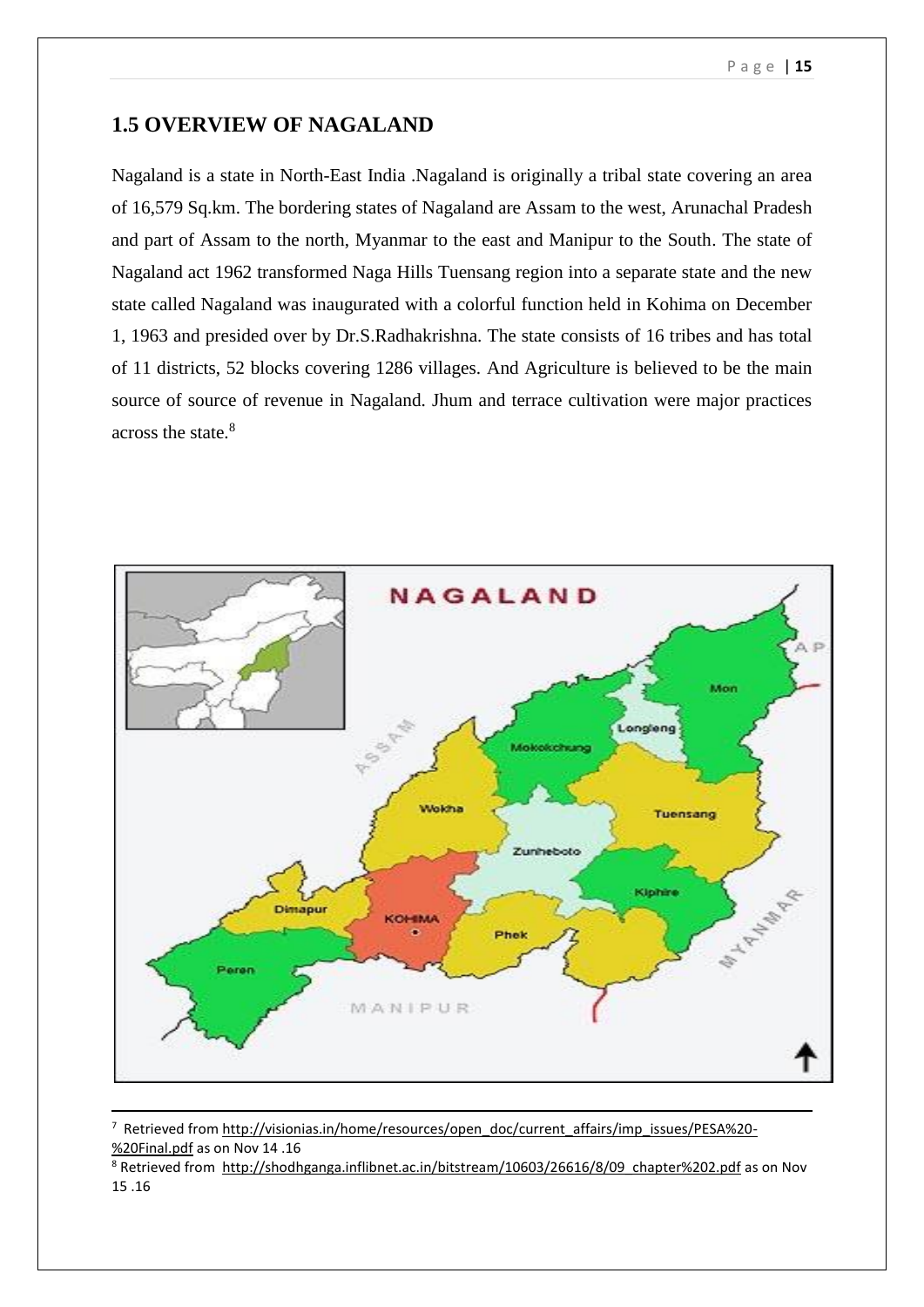## 1.5 OVERVIEW OF NAGALAND

Nagaland is a state in North-East India .Nagaland is originally a tribal state covering an area of 16,579 Sq.km. The bordering states of Nagaland are Assam to the west, Arunachal Pradesh and part of Assam to the north, Myanmar to the east and Manipur to the South. The state of Nagaland act 1962 transformed Naga Hills Tuensang region into a separate state and the new state called Nagaland was inaugurated with a colorful function held in Kohima on December 1, 1963 and presided over by Dr.S.Radhakrishna. The state consists of 16 tribes and has total of 11 districts, 52 blocks covering 1286 villages. And Agriculture is believed to be the main source of source of revenue in Nagaland. Jhum and terrace cultivation were major practices across the state.[8]

---

[7] Retrieved from http://visionias.in/home/resources/open_doc/current_affairs/imp_issues/PESA%20-%20Final.pdf as on Nov 14 .16

[8] Retrieved from http://shodhganga.inflibnet.ac.in/bitstream/10603/26616/8/09_chapter%202.pdf as on Nov 15 .16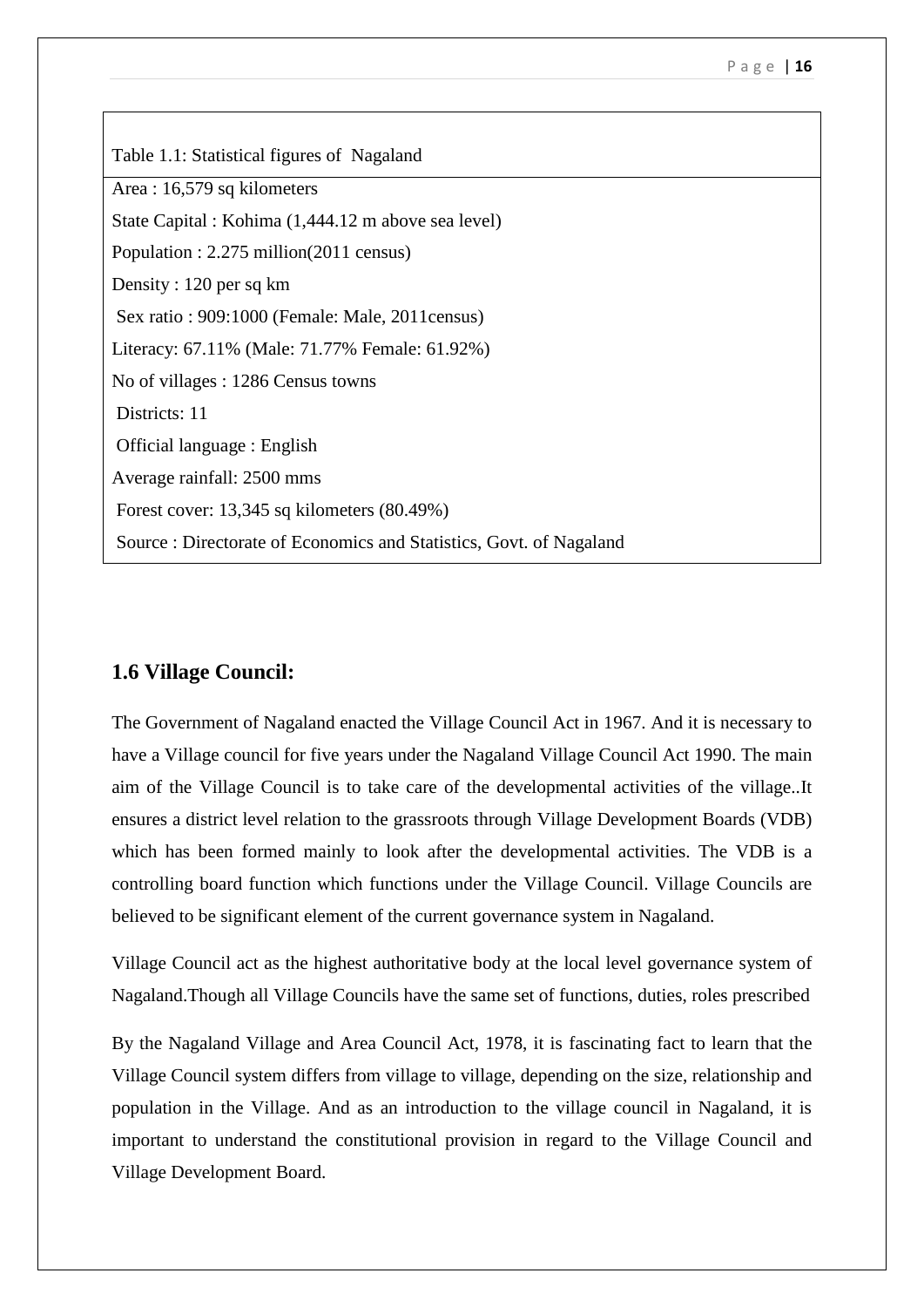| Table 1.1: Statistical figures of Nagaland |
|---|
| Area : 16,579 sq kilometers |
| State Capital : Kohima (1,444.12 m above sea level) |
| Population : 2.275 million(2011 census) |
| Density : 120 per sq km |
| Sex ratio : 909:1000 (Female: Male, 2011census) |
| Literacy: 67.11% (Male: 71.77% Female: 61.92%) |
| No of villages : 1286 Census towns |
| Districts: 11 |
| Official language : English |
| Average rainfall: 2500 mms |
| Forest cover: 13,345 sq kilometers (80.49%) |
| Source : Directorate of Economics and Statistics, Govt. of Nagaland |

## 1.6 Village Council:

The Government of Nagaland enacted the Village Council Act in 1967. And it is necessary to have a Village council for five years under the Nagaland Village Council Act 1990. The main aim of the Village Council is to take care of the developmental activities of the village..It ensures a district level relation to the grassroots through Village Development Boards (VDB) which has been formed mainly to look after the developmental activities. The VDB is a controlling board function which functions under the Village Council. Village Councils are believed to be significant element of the current governance system in Nagaland.

Village Council act as the highest authoritative body at the local level governance system of Nagaland.Though all Village Councils have the same set of functions, duties, roles prescribed

By the Nagaland Village and Area Council Act, 1978, it is fascinating fact to learn that the Village Council system differs from village to village, depending on the size, relationship and population in the Village. And as an introduction to the village council in Nagaland, it is important to understand the constitutional provision in regard to the Village Council and Village Development Board.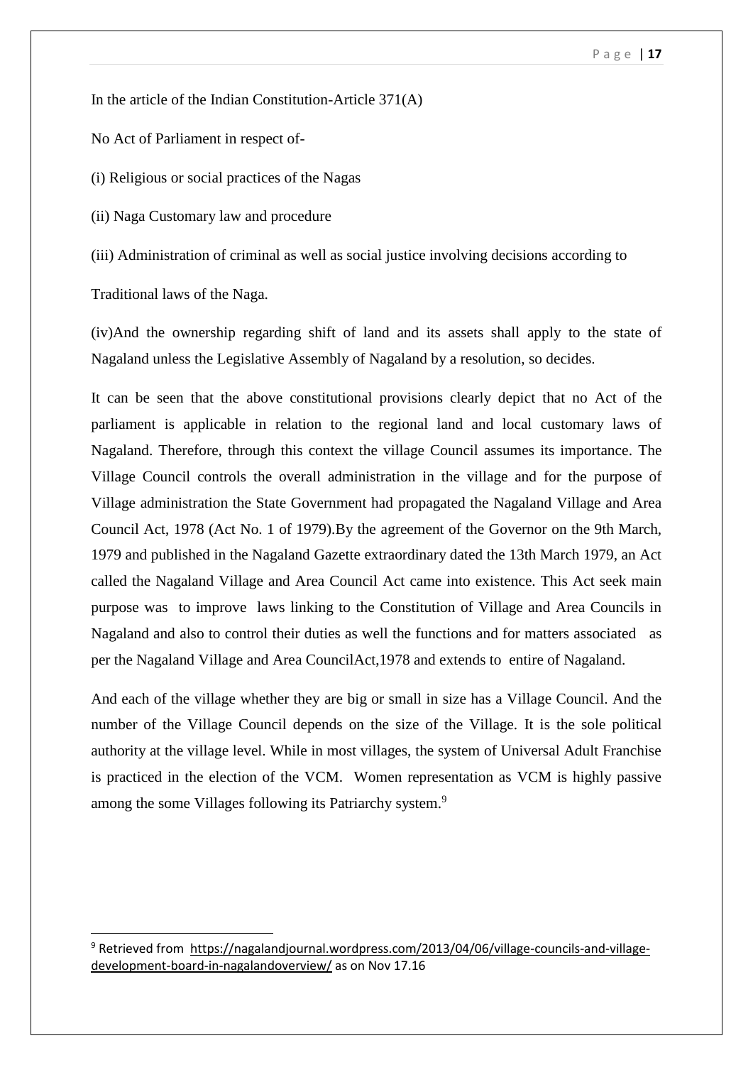In the article of the Indian Constitution-Article 371(A)

No Act of Parliament in respect of-

(i) Religious or social practices of the Nagas

(ii) Naga Customary law and procedure

(iii) Administration of criminal as well as social justice involving decisions according to Traditional laws of the Naga.

(iv)And the ownership regarding shift of land and its assets shall apply to the state of Nagaland unless the Legislative Assembly of Nagaland by a resolution, so decides.

It can be seen that the above constitutional provisions clearly depict that no Act of the parliament is applicable in relation to the regional land and local customary laws of Nagaland. Therefore, through this context the village Council assumes its importance. The Village Council controls the overall administration in the village and for the purpose of Village administration the State Government had propagated the Nagaland Village and Area Council Act, 1978 (Act No. 1 of 1979).By the agreement of the Governor on the 9th March, 1979 and published in the Nagaland Gazette extraordinary dated the 13th March 1979, an Act called the Nagaland Village and Area Council Act came into existence. This Act seek main purpose was to improve laws linking to the Constitution of Village and Area Councils in Nagaland and also to control their duties as well the functions and for matters associated as per the Nagaland Village and Area CouncilAct,1978 and extends to entire of Nagaland.

And each of the village whether they are big or small in size has a Village Council. And the number of the Village Council depends on the size of the Village. It is the sole political authority at the village level. While in most villages, the system of Universal Adult Franchise is practiced in the election of the VCM. Women representation as VCM is highly passive among the some Villages following its Patriarchy system.[9]

---

[9] Retrieved from https://nagalandjournal.wordpress.com/2013/04/06/village-councils-and-village-development-board-in-nagalandoverview/ as on Nov 17.16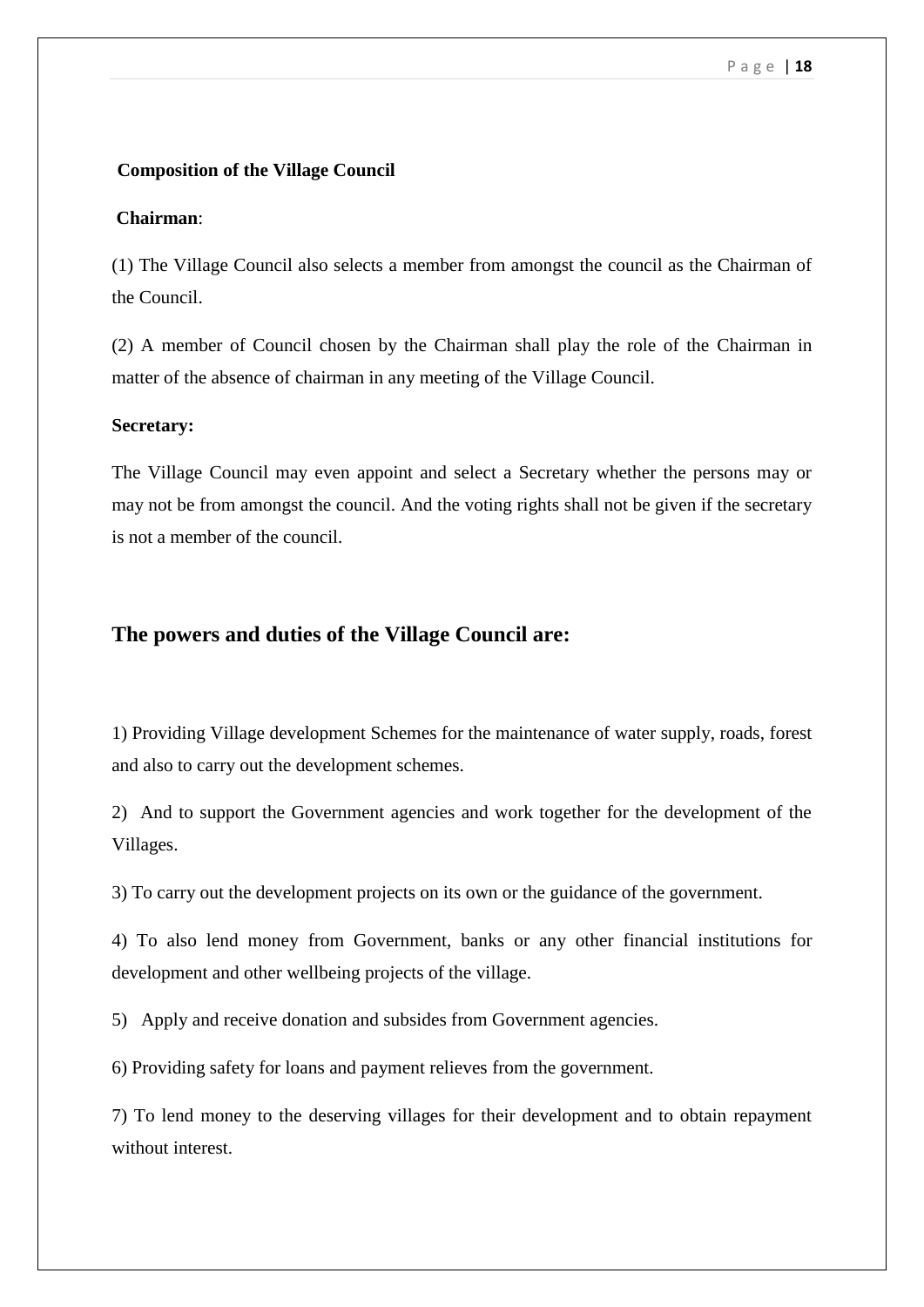**Composition of the Village Council**

**Chairman**:

(1) The Village Council also selects a member from amongst the council as the Chairman of the Council.

(2) A member of Council chosen by the Chairman shall play the role of the Chairman in matter of the absence of chairman in any meeting of the Village Council.

**Secretary:**

The Village Council may even appoint and select a Secretary whether the persons may or may not be from amongst the council. And the voting rights shall not be given if the secretary is not a member of the council.

## The powers and duties of the Village Council are:

1) Providing Village development Schemes for the maintenance of water supply, roads, forest and also to carry out the development schemes.

2) And to support the Government agencies and work together for the development of the Villages.

3) To carry out the development projects on its own or the guidance of the government.

4) To also lend money from Government, banks or any other financial institutions for development and other wellbeing projects of the village.

5) Apply and receive donation and subsides from Government agencies.

6) Providing safety for loans and payment relieves from the government.

7) To lend money to the deserving villages for their development and to obtain repayment without interest.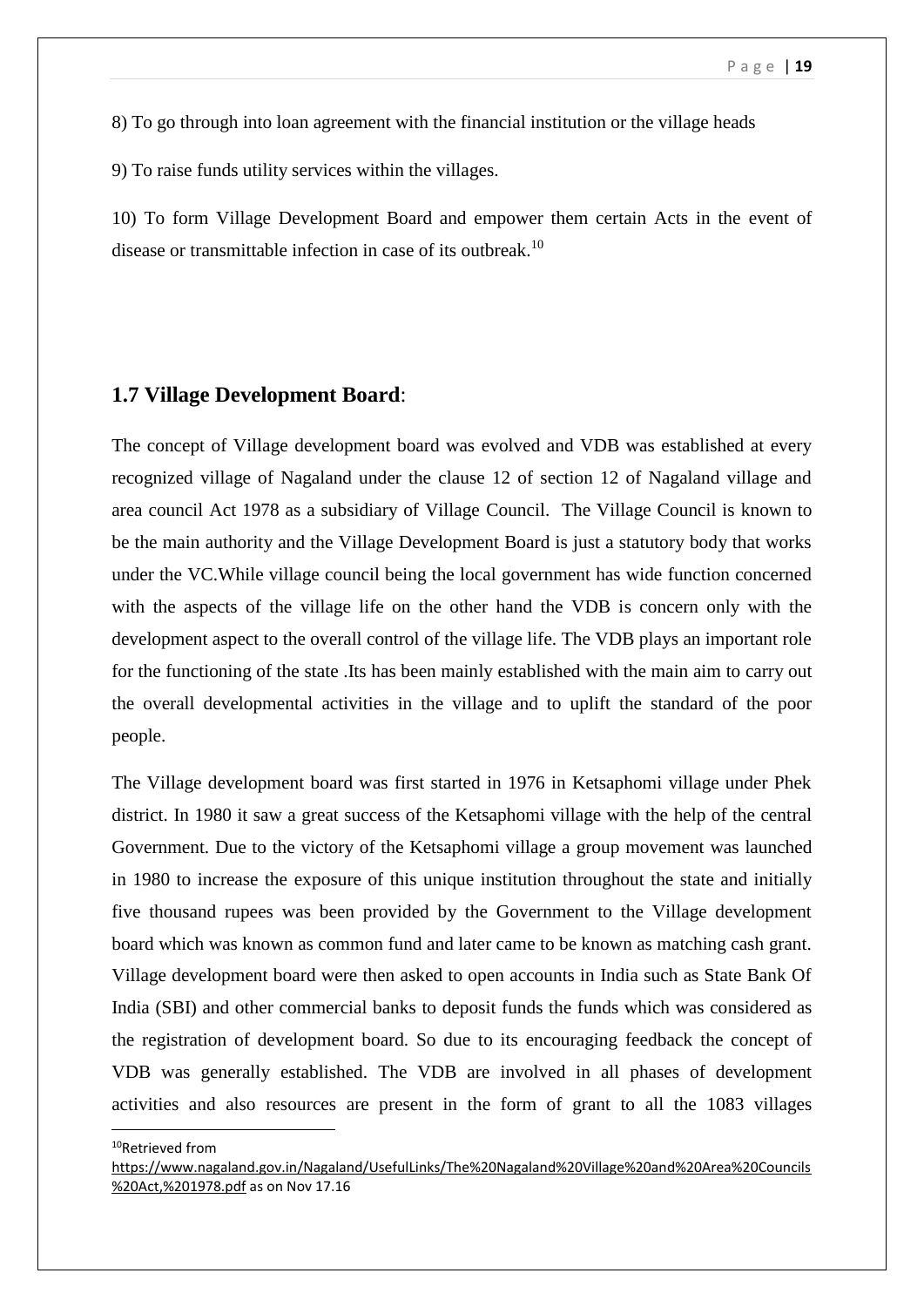8) To go through into loan agreement with the financial institution or the village heads

9) To raise funds utility services within the villages.

10) To form Village Development Board and empower them certain Acts in the event of disease or transmittable infection in case of its outbreak.[10]

## 1.7 Village Development Board:

The concept of Village development board was evolved and VDB was established at every recognized village of Nagaland under the clause 12 of section 12 of Nagaland village and area council Act 1978 as a subsidiary of Village Council. The Village Council is known to be the main authority and the Village Development Board is just a statutory body that works under the VC.While village council being the local government has wide function concerned with the aspects of the village life on the other hand the VDB is concern only with the development aspect to the overall control of the village life. The VDB plays an important role for the functioning of the state .Its has been mainly established with the main aim to carry out the overall developmental activities in the village and to uplift the standard of the poor people.

The Village development board was first started in 1976 in Ketsaphomi village under Phek district. In 1980 it saw a great success of the Ketsaphomi village with the help of the central Government. Due to the victory of the Ketsaphomi village a group movement was launched in 1980 to increase the exposure of this unique institution throughout the state and initially five thousand rupees was been provided by the Government to the Village development board which was known as common fund and later came to be known as matching cash grant. Village development board were then asked to open accounts in India such as State Bank Of India (SBI) and other commercial banks to deposit funds the funds which was considered as the registration of development board. So due to its encouraging feedback the concept of VDB was generally established. The VDB are involved in all phases of development activities and also resources are present in the form of grant to all the 1083 villages

---

[10] Retrieved from https://www.nagaland.gov.in/Nagaland/UsefulLinks/The%20Nagaland%20Village%20and%20Area%20Councils%20Act,%201978.pdf as on Nov 17.16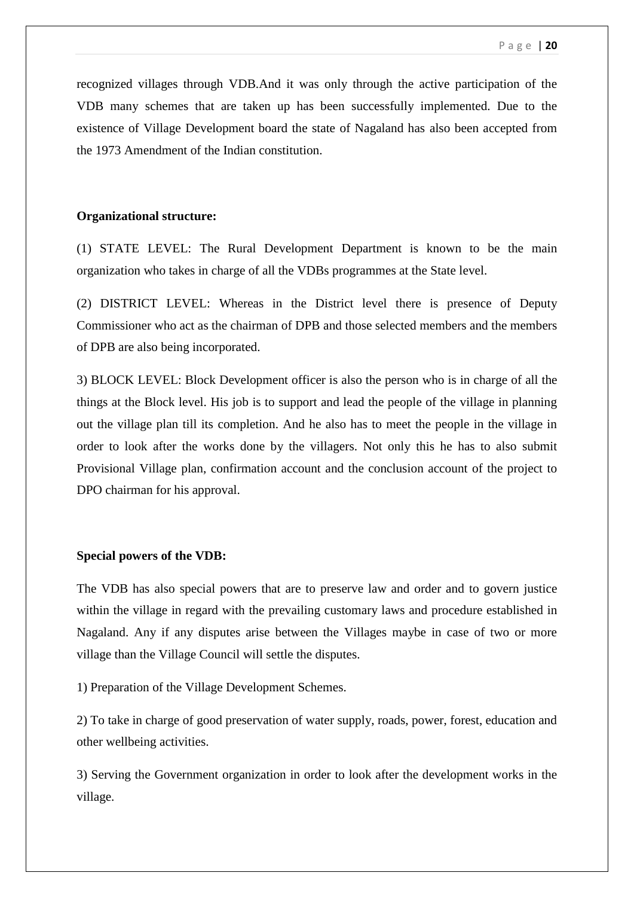recognized villages through VDB.And it was only through the active participation of the VDB many schemes that are taken up has been successfully implemented. Due to the existence of Village Development board the state of Nagaland has also been accepted from the 1973 Amendment of the Indian constitution.

**Organizational structure:**

(1) STATE LEVEL: The Rural Development Department is known to be the main organization who takes in charge of all the VDBs programmes at the State level.

(2) DISTRICT LEVEL: Whereas in the District level there is presence of Deputy Commissioner who act as the chairman of DPB and those selected members and the members of DPB are also being incorporated.

3) BLOCK LEVEL: Block Development officer is also the person who is in charge of all the things at the Block level. His job is to support and lead the people of the village in planning out the village plan till its completion. And he also has to meet the people in the village in order to look after the works done by the villagers. Not only this he has to also submit Provisional Village plan, confirmation account and the conclusion account of the project to DPO chairman for his approval.

**Special powers of the VDB:**

The VDB has also special powers that are to preserve law and order and to govern justice within the village in regard with the prevailing customary laws and procedure established in Nagaland. Any if any disputes arise between the Villages maybe in case of two or more village than the Village Council will settle the disputes.

1) Preparation of the Village Development Schemes.

2) To take in charge of good preservation of water supply, roads, power, forest, education and other wellbeing activities.

3) Serving the Government organization in order to look after the development works in the village.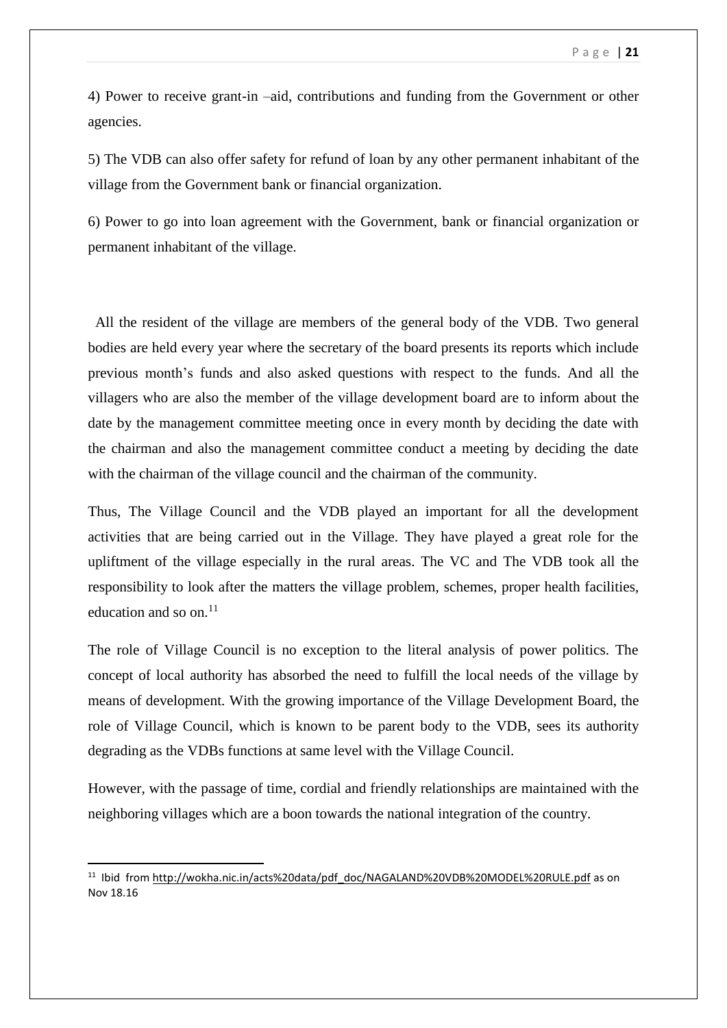4) Power to receive grant-in –aid, contributions and funding from the Government or other agencies.

5) The VDB can also offer safety for refund of loan by any other permanent inhabitant of the village from the Government bank or financial organization.

6) Power to go into loan agreement with the Government, bank or financial organization or permanent inhabitant of the village.

All the resident of the village are members of the general body of the VDB. Two general bodies are held every year where the secretary of the board presents its reports which include previous month's funds and also asked questions with respect to the funds. And all the villagers who are also the member of the village development board are to inform about the date by the management committee meeting once in every month by deciding the date with the chairman and also the management committee conduct a meeting by deciding the date with the chairman of the village council and the chairman of the community.

Thus, The Village Council and the VDB played an important for all the development activities that are being carried out in the Village. They have played a great role for the upliftment of the village especially in the rural areas. The VC and The VDB took all the responsibility to look after the matters the village problem, schemes, proper health facilities, education and so on.[11]

The role of Village Council is no exception to the literal analysis of power politics. The concept of local authority has absorbed the need to fulfill the local needs of the village by means of development. With the growing importance of the Village Development Board, the role of Village Council, which is known to be parent body to the VDB, sees its authority degrading as the VDBs functions at same level with the Village Council.

However, with the passage of time, cordial and friendly relationships are maintained with the neighboring villages which are a boon towards the national integration of the country.

---

[11] Ibid from http://wokha.nic.in/acts%20data/pdf_doc/NAGALAND%20VDB%20MODEL%20RULE.pdf as on Nov 18.16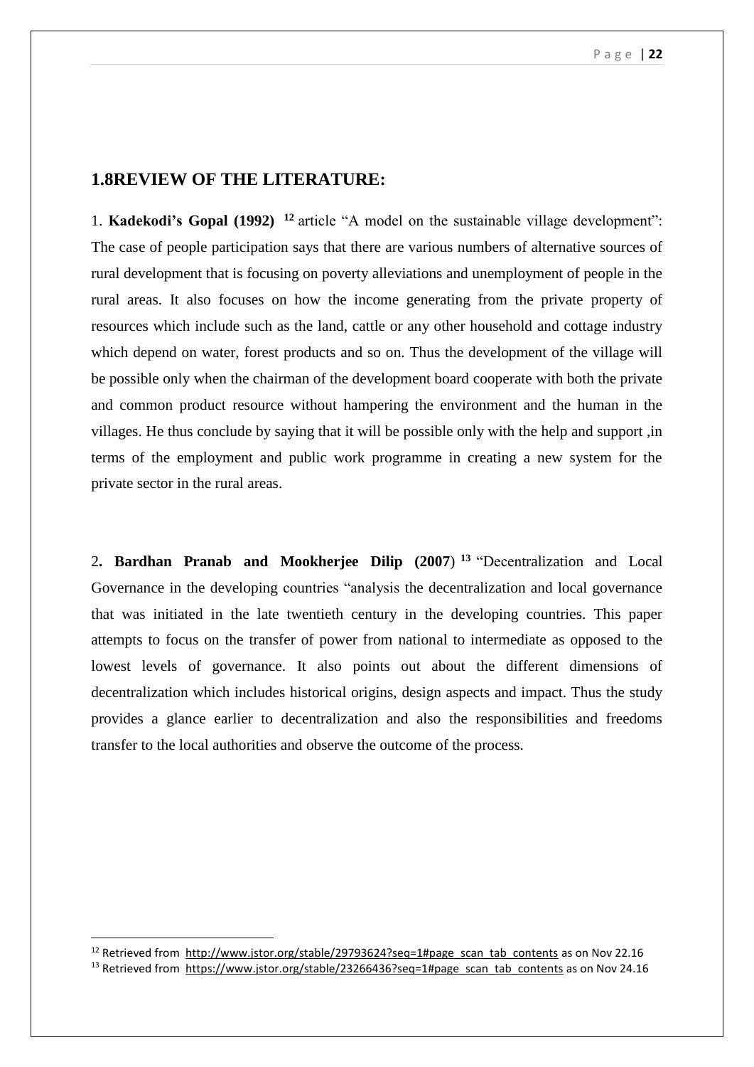## 1.8REVIEW OF THE LITERATURE:

1. **Kadekodi's Gopal (1992)** [12] article "A model on the sustainable village development": The case of people participation says that there are various numbers of alternative sources of rural development that is focusing on poverty alleviations and unemployment of people in the rural areas. It also focuses on how the income generating from the private property of resources which include such as the land, cattle or any other household and cottage industry which depend on water, forest products and so on. Thus the development of the village will be possible only when the chairman of the development board cooperate with both the private and common product resource without hampering the environment and the human in the villages. He thus conclude by saying that it will be possible only with the help and support ,in terms of the employment and public work programme in creating a new system for the private sector in the rural areas.

2**. Bardhan Pranab and Mookherjee Dilip (2007**) [13] "Decentralization and Local Governance in the developing countries "analysis the decentralization and local governance that was initiated in the late twentieth century in the developing countries. This paper attempts to focus on the transfer of power from national to intermediate as opposed to the lowest levels of governance. It also points out about the different dimensions of decentralization which includes historical origins, design aspects and impact. Thus the study provides a glance earlier to decentralization and also the responsibilities and freedoms transfer to the local authorities and observe the outcome of the process.

---

[12] Retrieved from http://www.jstor.org/stable/29793624?seq=1#page_scan_tab_contents as on Nov 22.16

[13] Retrieved from https://www.jstor.org/stable/23266436?seq=1#page_scan_tab_contents as on Nov 24.16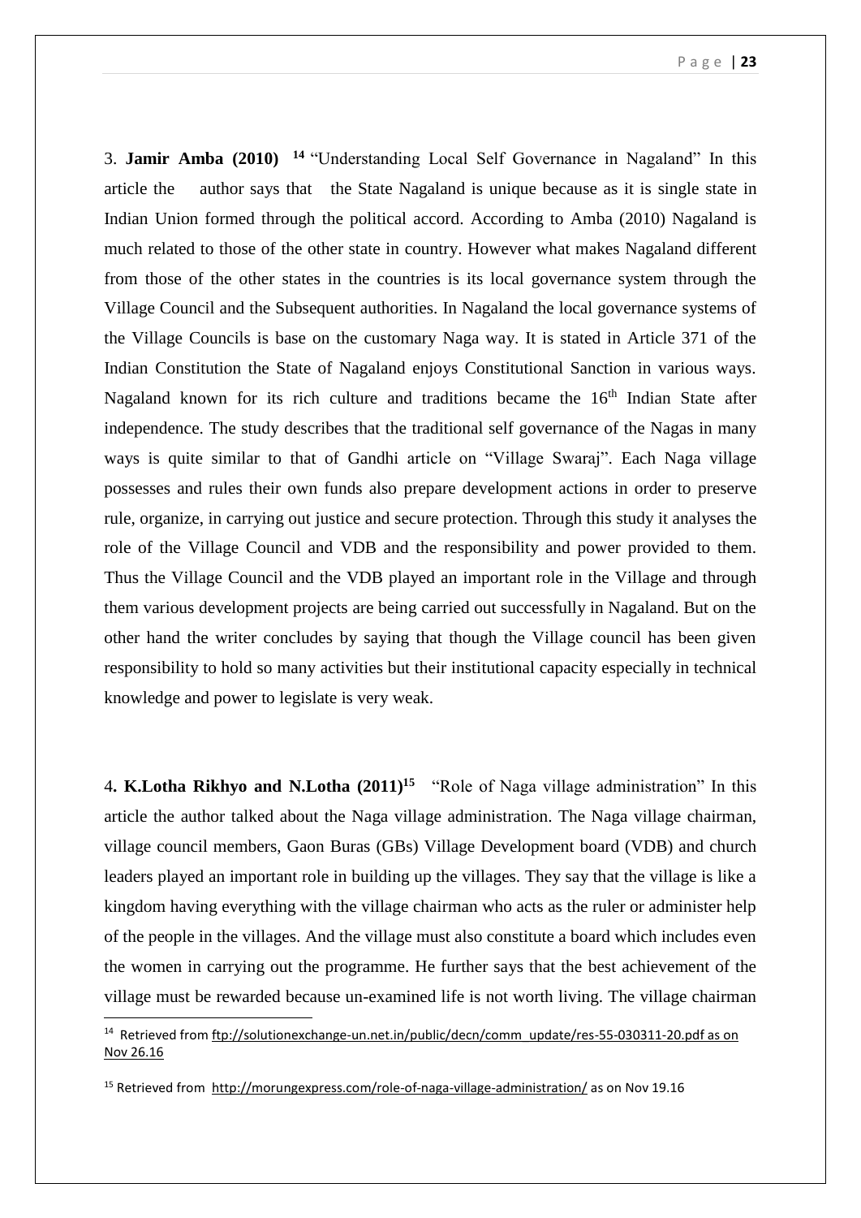3. **Jamir Amba (2010)** [14] "Understanding Local Self Governance in Nagaland" In this article the author says that the State Nagaland is unique because as it is single state in Indian Union formed through the political accord. According to Amba (2010) Nagaland is much related to those of the other state in country. However what makes Nagaland different from those of the other states in the countries is its local governance system through the Village Council and the Subsequent authorities. In Nagaland the local governance systems of the Village Councils is base on the customary Naga way. It is stated in Article 371 of the Indian Constitution the State of Nagaland enjoys Constitutional Sanction in various ways. Nagaland known for its rich culture and traditions became the 16th Indian State after independence. The study describes that the traditional self governance of the Nagas in many ways is quite similar to that of Gandhi article on "Village Swaraj". Each Naga village possesses and rules their own funds also prepare development actions in order to preserve rule, organize, in carrying out justice and secure protection. Through this study it analyses the role of the Village Council and VDB and the responsibility and power provided to them. Thus the Village Council and the VDB played an important role in the Village and through them various development projects are being carried out successfully in Nagaland. But on the other hand the writer concludes by saying that though the Village council has been given responsibility to hold so many activities but their institutional capacity especially in technical knowledge and power to legislate is very weak.

4. **K.Lotha Rikhyo and N.Lotha (2011)**[15] "Role of Naga village administration" In this article the author talked about the Naga village administration. The Naga village chairman, village council members, Gaon Buras (GBs) Village Development board (VDB) and church leaders played an important role in building up the villages. They say that the village is like a kingdom having everything with the village chairman who acts as the ruler or administer help of the people in the villages. And the village must also constitute a board which includes even the women in carrying out the programme. He further says that the best achievement of the village must be rewarded because un-examined life is not worth living. The village chairman

---

[14] Retrieved from ftp://solutionexchange-un.net.in/public/decn/comm_update/res-55-030311-20.pdf as on Nov 26.16

[15] Retrieved from http://morungexpress.com/role-of-naga-village-administration/ as on Nov 19.16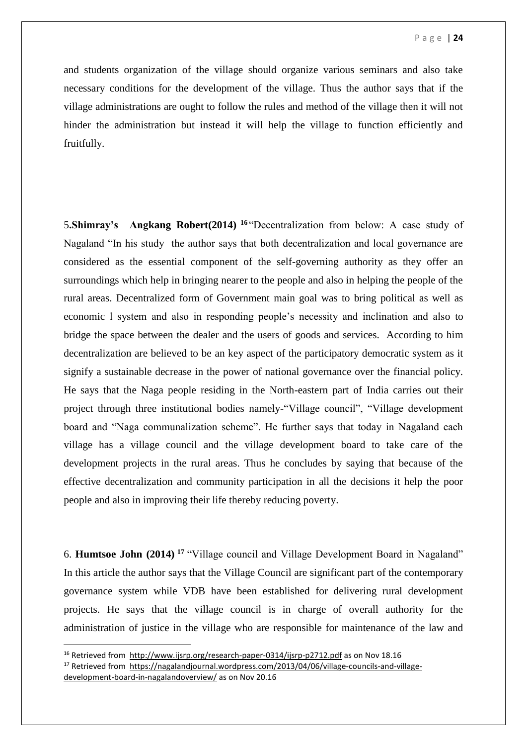and students organization of the village should organize various seminars and also take necessary conditions for the development of the village. Thus the author says that if the village administrations are ought to follow the rules and method of the village then it will not hinder the administration but instead it will help the village to function efficiently and fruitfully.

5.**Shimray's Angkang Robert(2014)** [16] "Decentralization from below: A case study of Nagaland "In his study the author says that both decentralization and local governance are considered as the essential component of the self-governing authority as they offer an surroundings which help in bringing nearer to the people and also in helping the people of the rural areas. Decentralized form of Government main goal was to bring political as well as economic l system and also in responding people's necessity and inclination and also to bridge the space between the dealer and the users of goods and services. According to him decentralization are believed to be an key aspect of the participatory democratic system as it signify a sustainable decrease in the power of national governance over the financial policy. He says that the Naga people residing in the North-eastern part of India carries out their project through three institutional bodies namely-"Village council", "Village development board and "Naga communalization scheme". He further says that today in Nagaland each village has a village council and the village development board to take care of the development projects in the rural areas. Thus he concludes by saying that because of the effective decentralization and community participation in all the decisions it help the poor people and also in improving their life thereby reducing poverty.

6. **Humtsoe John (2014)** [17] "Village council and Village Development Board in Nagaland" In this article the author says that the Village Council are significant part of the contemporary governance system while VDB have been established for delivering rural development projects. He says that the village council is in charge of overall authority for the administration of justice in the village who are responsible for maintenance of the law and

---

[16] Retrieved from http://www.ijsrp.org/research-paper-0314/ijsrp-p2712.pdf as on Nov 18.16

[17] Retrieved from https://nagalandjournal.wordpress.com/2013/04/06/village-councils-and-village-development-board-in-nagalandoverview/ as on Nov 20.16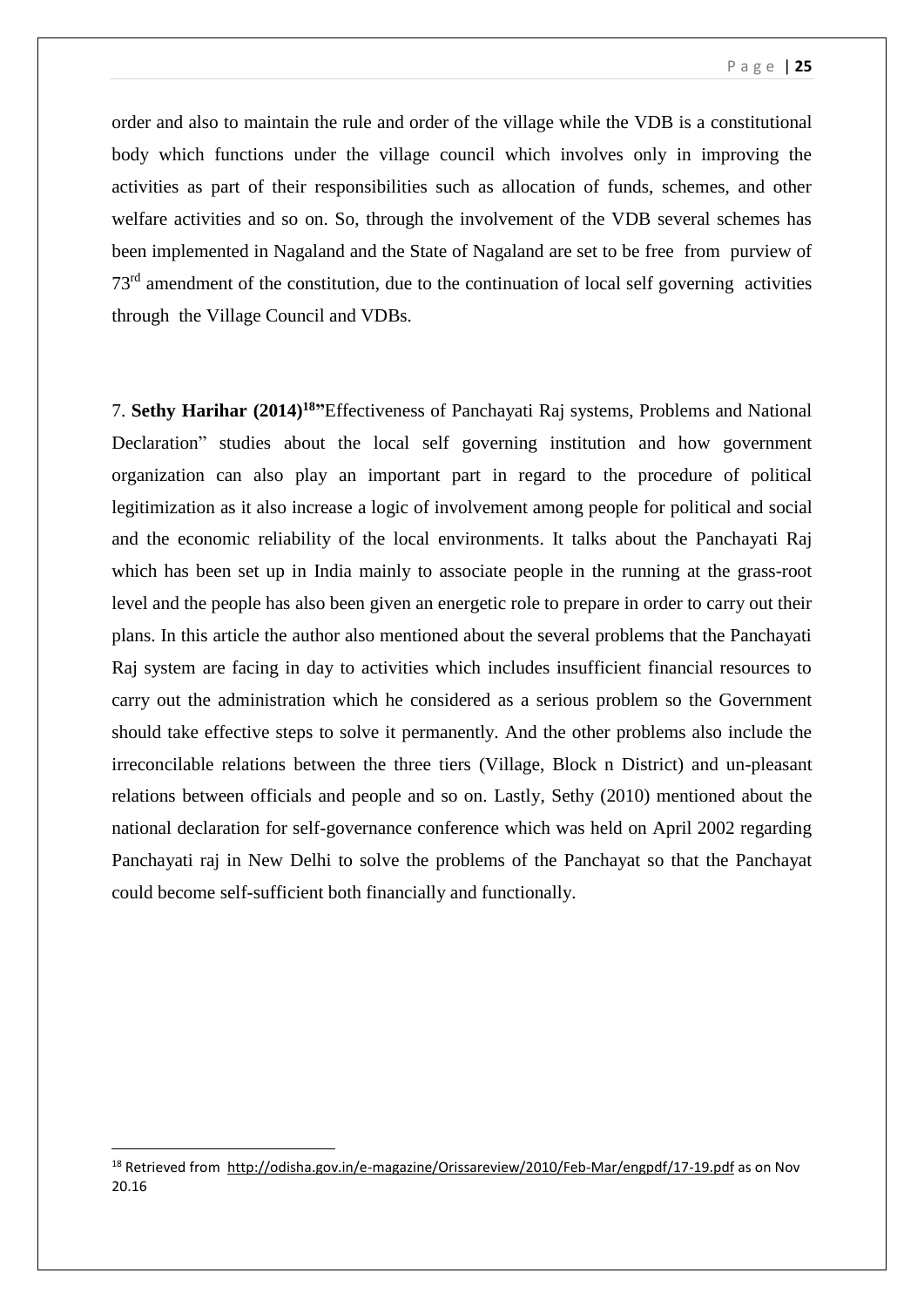order and also to maintain the rule and order of the village while the VDB is a constitutional body which functions under the village council which involves only in improving the activities as part of their responsibilities such as allocation of funds, schemes, and other welfare activities and so on. So, through the involvement of the VDB several schemes has been implemented in Nagaland and the State of Nagaland are set to be free from purview of 73rd amendment of the constitution, due to the continuation of local self governing activities through the Village Council and VDBs.

7. **Sethy Harihar (2014)[18]**"Effectiveness of Panchayati Raj systems, Problems and National Declaration" studies about the local self governing institution and how government organization can also play an important part in regard to the procedure of political legitimization as it also increase a logic of involvement among people for political and social and the economic reliability of the local environments. It talks about the Panchayati Raj which has been set up in India mainly to associate people in the running at the grass-root level and the people has also been given an energetic role to prepare in order to carry out their plans. In this article the author also mentioned about the several problems that the Panchayati Raj system are facing in day to activities which includes insufficient financial resources to carry out the administration which he considered as a serious problem so the Government should take effective steps to solve it permanently. And the other problems also include the irreconcilable relations between the three tiers (Village, Block n District) and un-pleasant relations between officials and people and so on. Lastly, Sethy (2010) mentioned about the national declaration for self-governance conference which was held on April 2002 regarding Panchayati raj in New Delhi to solve the problems of the Panchayat so that the Panchayat could become self-sufficient both financially and functionally.

---

[18] Retrieved from http://odisha.gov.in/e-magazine/Orissareview/2010/Feb-Mar/engpdf/17-19.pdf as on Nov 20.16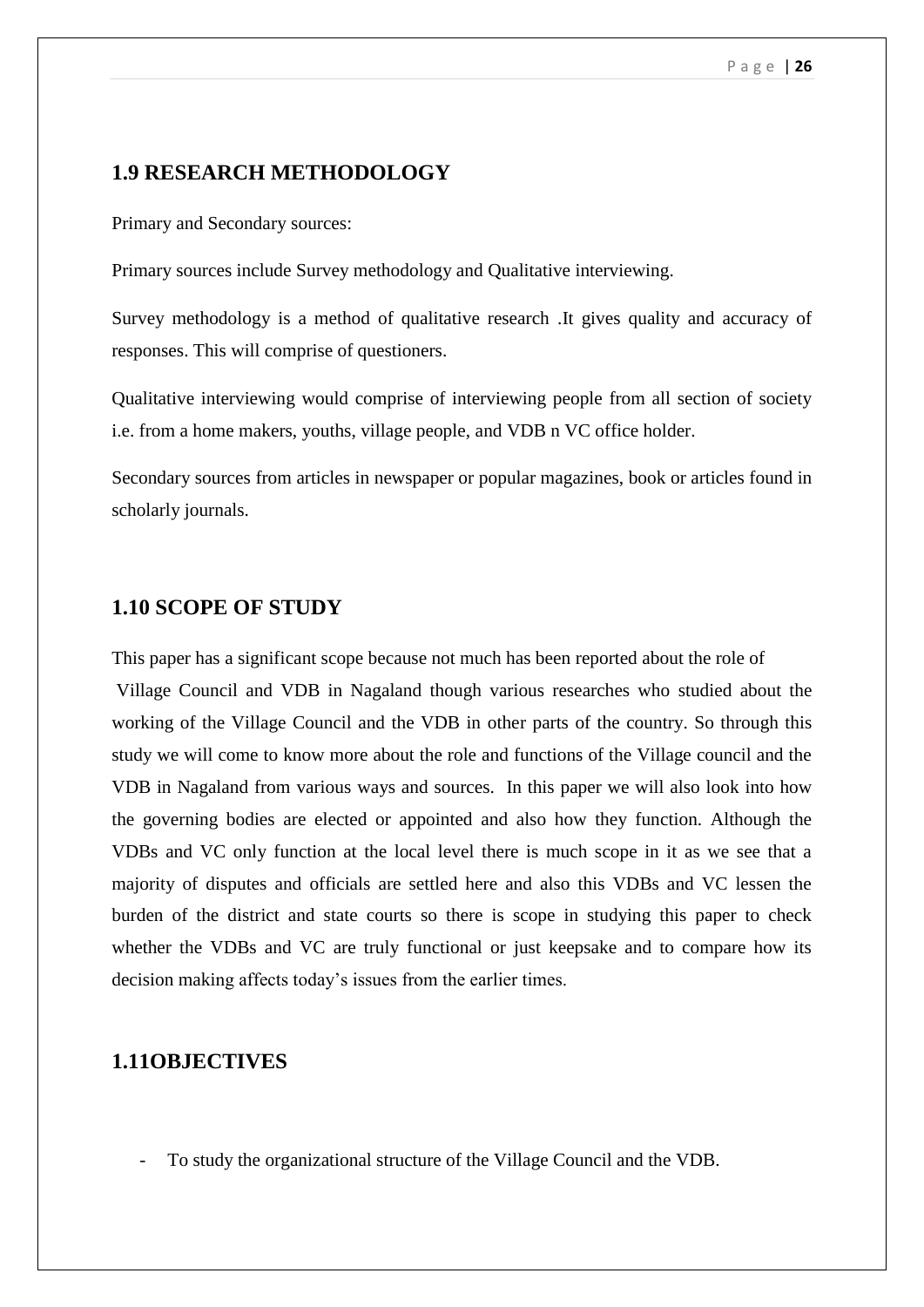## 1.9 RESEARCH METHODOLOGY

Primary and Secondary sources:

Primary sources include Survey methodology and Qualitative interviewing.

Survey methodology is a method of qualitative research .It gives quality and accuracy of responses. This will comprise of questioners.

Qualitative interviewing would comprise of interviewing people from all section of society i.e. from a home makers, youths, village people, and VDB n VC office holder.

Secondary sources from articles in newspaper or popular magazines, book or articles found in scholarly journals.

## 1.10 SCOPE OF STUDY

This paper has a significant scope because not much has been reported about the role of Village Council and VDB in Nagaland though various researches who studied about the working of the Village Council and the VDB in other parts of the country. So through this study we will come to know more about the role and functions of the Village council and the VDB in Nagaland from various ways and sources. In this paper we will also look into how the governing bodies are elected or appointed and also how they function. Although the VDBs and VC only function at the local level there is much scope in it as we see that a majority of disputes and officials are settled here and also this VDBs and VC lessen the burden of the district and state courts so there is scope in studying this paper to check whether the VDBs and VC are truly functional or just keepsake and to compare how its decision making affects today's issues from the earlier times.

## 1.11OBJECTIVES

- To study the organizational structure of the Village Council and the VDB.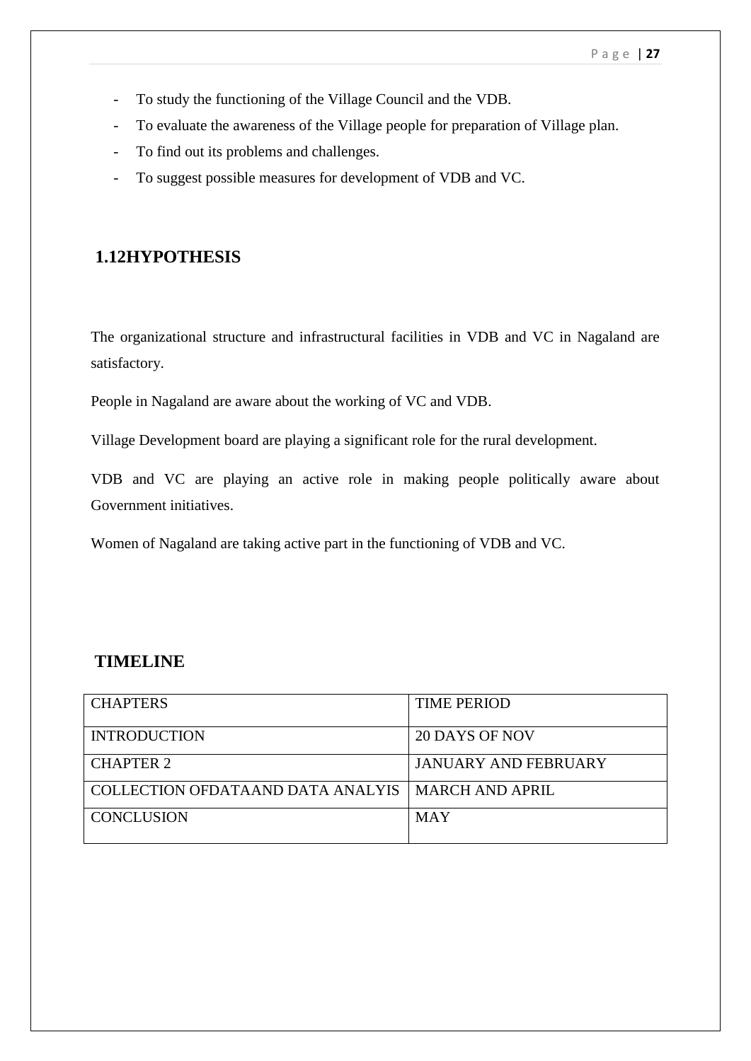- To study the functioning of the Village Council and the VDB.
- To evaluate the awareness of the Village people for preparation of Village plan.
- To find out its problems and challenges.
- To suggest possible measures for development of VDB and VC.

## 1.12HYPOTHESIS

The organizational structure and infrastructural facilities in VDB and VC in Nagaland are satisfactory.

People in Nagaland are aware about the working of VC and VDB.

Village Development board are playing a significant role for the rural development.

VDB and VC are playing an active role in making people politically aware about Government initiatives.

Women of Nagaland are taking active part in the functioning of VDB and VC.

## TIMELINE

| CHAPTERS | TIME PERIOD |
|---|---|
| INTRODUCTION | 20 DAYS OF NOV |
| CHAPTER 2 | JANUARY AND FEBRUARY |
| COLLECTION OFDATAAND DATA ANALYIS | MARCH AND APRIL |
| CONCLUSION | MAY |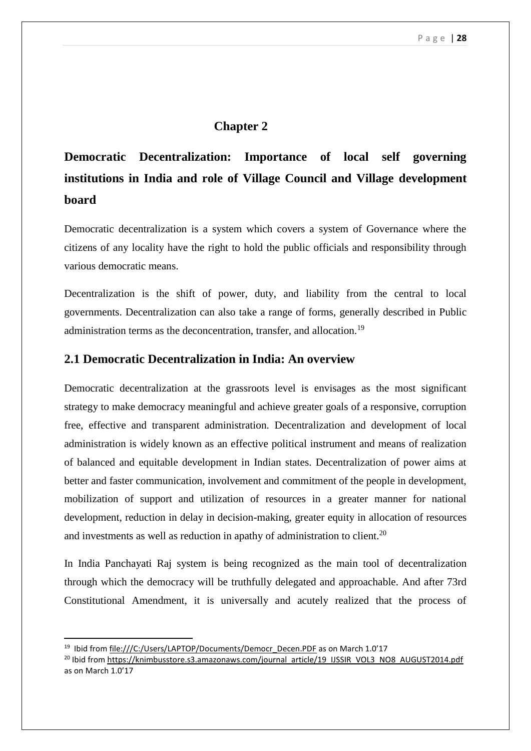# Chapter 2

# Democratic Decentralization: Importance of local self governing institutions in India and role of Village Council and Village development board

Democratic decentralization is a system which covers a system of Governance where the citizens of any locality have the right to hold the public officials and responsibility through various democratic means.

Decentralization is the shift of power, duty, and liability from the central to local governments. Decentralization can also take a range of forms, generally described in Public administration terms as the deconcentration, transfer, and allocation.[19]

## 2.1 Democratic Decentralization in India: An overview

Democratic decentralization at the grassroots level is envisages as the most significant strategy to make democracy meaningful and achieve greater goals of a responsive, corruption free, effective and transparent administration. Decentralization and development of local administration is widely known as an effective political instrument and means of realization of balanced and equitable development in Indian states. Decentralization of power aims at better and faster communication, involvement and commitment of the people in development, mobilization of support and utilization of resources in a greater manner for national development, reduction in delay in decision-making, greater equity in allocation of resources and investments as well as reduction in apathy of administration to client.[20]

In India Panchayati Raj system is being recognized as the main tool of decentralization through which the democracy will be truthfully delegated and approachable. And after 73rd Constitutional Amendment, it is universally and acutely realized that the process of

---

[19] Ibid from file:///C:/Users/LAPTOP/Documents/Democr_Decen.PDF as on March 1.0'17

[20] Ibid from https://knimbusstore.s3.amazonaws.com/journal_article/19_IJSSIR_VOL3_NO8_AUGUST2014.pdf as on March 1.0'17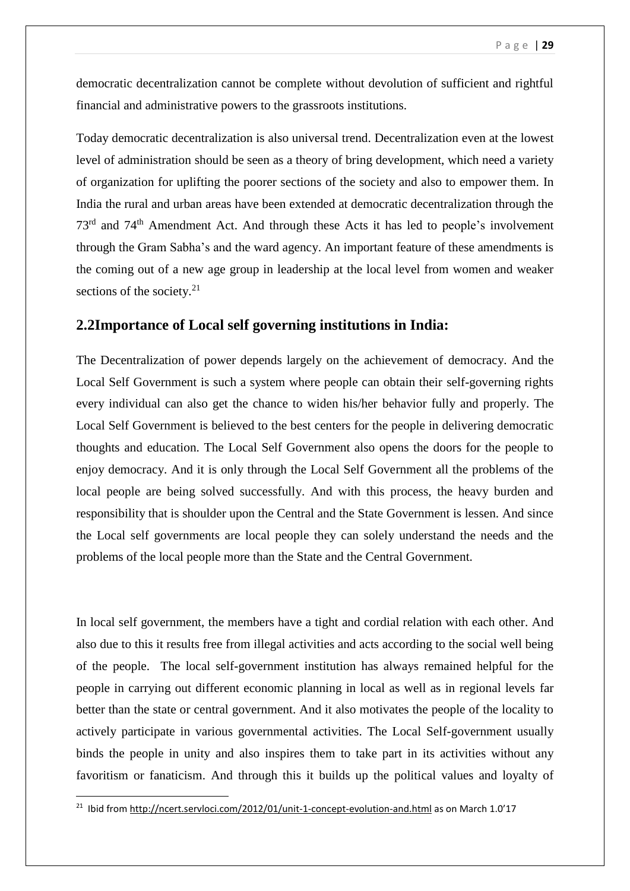democratic decentralization cannot be complete without devolution of sufficient and rightful financial and administrative powers to the grassroots institutions.

Today democratic decentralization is also universal trend. Decentralization even at the lowest level of administration should be seen as a theory of bring development, which need a variety of organization for uplifting the poorer sections of the society and also to empower them. In India the rural and urban areas have been extended at democratic decentralization through the 73rd and 74th Amendment Act. And through these Acts it has led to people's involvement through the Gram Sabha's and the ward agency. An important feature of these amendments is the coming out of a new age group in leadership at the local level from women and weaker sections of the society.[21]

## 2.2Importance of Local self governing institutions in India:

The Decentralization of power depends largely on the achievement of democracy. And the Local Self Government is such a system where people can obtain their self-governing rights every individual can also get the chance to widen his/her behavior fully and properly. The Local Self Government is believed to the best centers for the people in delivering democratic thoughts and education. The Local Self Government also opens the doors for the people to enjoy democracy. And it is only through the Local Self Government all the problems of the local people are being solved successfully. And with this process, the heavy burden and responsibility that is shoulder upon the Central and the State Government is lessen. And since the Local self governments are local people they can solely understand the needs and the problems of the local people more than the State and the Central Government.

In local self government, the members have a tight and cordial relation with each other. And also due to this it results free from illegal activities and acts according to the social well being of the people. The local self-government institution has always remained helpful for the people in carrying out different economic planning in local as well as in regional levels far better than the state or central government. And it also motivates the people of the locality to actively participate in various governmental activities. The Local Self-government usually binds the people in unity and also inspires them to take part in its activities without any favoritism or fanaticism. And through this it builds up the political values and loyalty of

[21] Ibid from http://ncert.servloci.com/2012/01/unit-1-concept-evolution-and.html as on March 1.0'17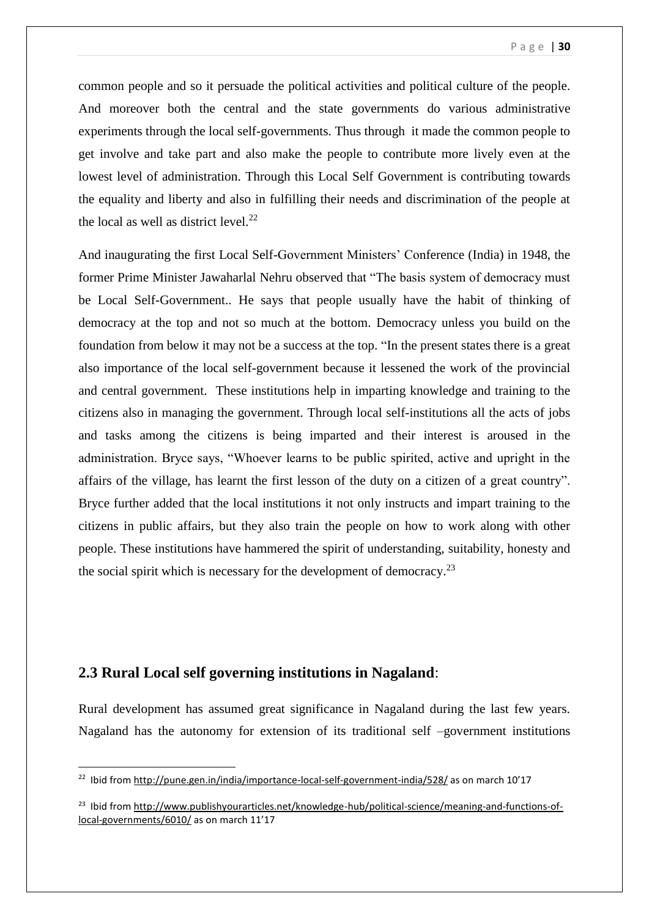common people and so it persuade the political activities and political culture of the people. And moreover both the central and the state governments do various administrative experiments through the local self-governments. Thus through it made the common people to get involve and take part and also make the people to contribute more lively even at the lowest level of administration. Through this Local Self Government is contributing towards the equality and liberty and also in fulfilling their needs and discrimination of the people at the local as well as district level.[22]

And inaugurating the first Local Self-Government Ministers' Conference (India) in 1948, the former Prime Minister Jawaharlal Nehru observed that "The basis system of democracy must be Local Self-Government.. He says that people usually have the habit of thinking of democracy at the top and not so much at the bottom. Democracy unless you build on the foundation from below it may not be a success at the top. "In the present states there is a great also importance of the local self-government because it lessened the work of the provincial and central government. These institutions help in imparting knowledge and training to the citizens also in managing the government. Through local self-institutions all the acts of jobs and tasks among the citizens is being imparted and their interest is aroused in the administration. Bryce says, "Whoever learns to be public spirited, active and upright in the affairs of the village, has learnt the first lesson of the duty on a citizen of a great country". Bryce further added that the local institutions it not only instructs and impart training to the citizens in public affairs, but they also train the people on how to work along with other people. These institutions have hammered the spirit of understanding, suitability, honesty and the social spirit which is necessary for the development of democracy.[23]

## 2.3 Rural Local self governing institutions in Nagaland:

Rural development has assumed great significance in Nagaland during the last few years. Nagaland has the autonomy for extension of its traditional self –government institutions

---

[22] Ibid from http://pune.gen.in/india/importance-local-self-government-india/528/ as on march 10'17

[23] Ibid from http://www.publishyourarticles.net/knowledge-hub/political-science/meaning-and-functions-of-local-governments/6010/ as on march 11'17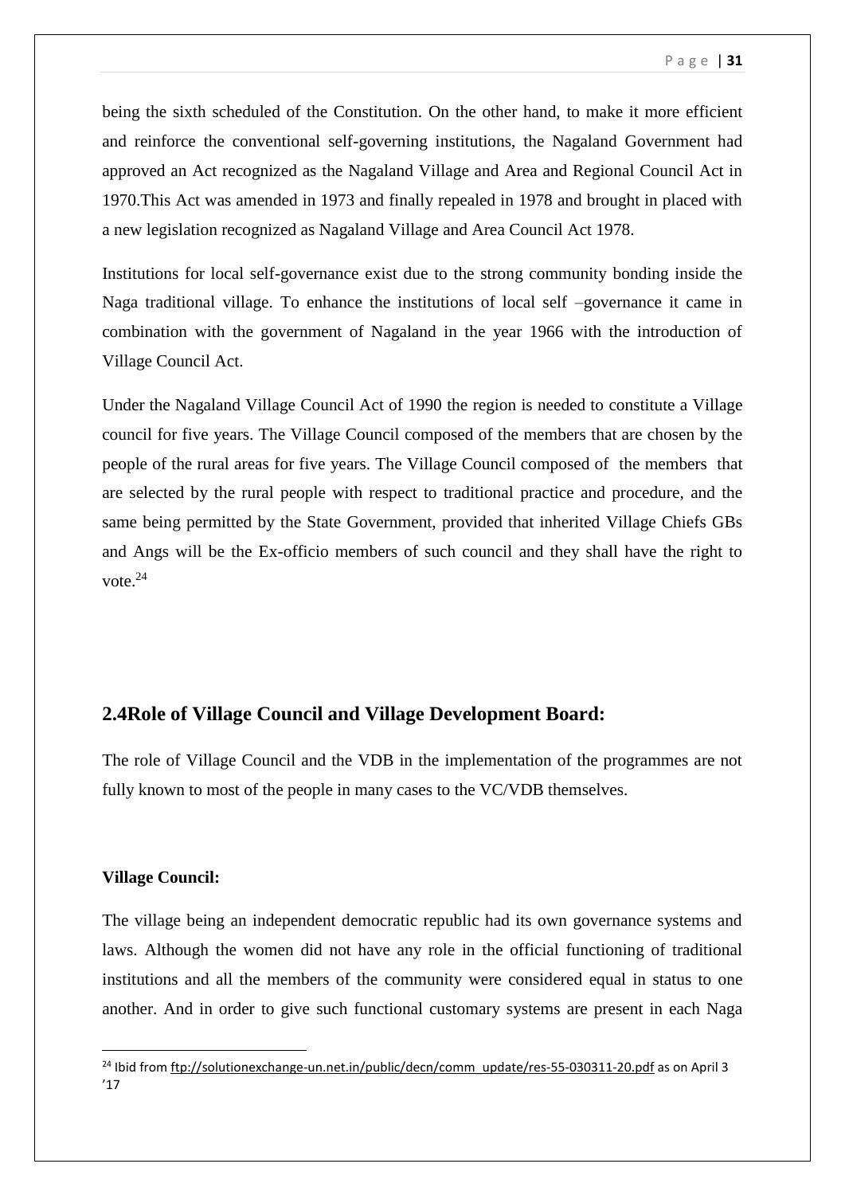being the sixth scheduled of the Constitution. On the other hand, to make it more efficient and reinforce the conventional self-governing institutions, the Nagaland Government had approved an Act recognized as the Nagaland Village and Area and Regional Council Act in 1970.This Act was amended in 1973 and finally repealed in 1978 and brought in placed with a new legislation recognized as Nagaland Village and Area Council Act 1978.

Institutions for local self-governance exist due to the strong community bonding inside the Naga traditional village. To enhance the institutions of local self –governance it came in combination with the government of Nagaland in the year 1966 with the introduction of Village Council Act.

Under the Nagaland Village Council Act of 1990 the region is needed to constitute a Village council for five years. The Village Council composed of the members that are chosen by the people of the rural areas for five years. The Village Council composed of the members that are selected by the rural people with respect to traditional practice and procedure, and the same being permitted by the State Government, provided that inherited Village Chiefs GBs and Angs will be the Ex-officio members of such council and they shall have the right to vote.[24]

## 2.4Role of Village Council and Village Development Board:

The role of Village Council and the VDB in the implementation of the programmes are not fully known to most of the people in many cases to the VC/VDB themselves.

**Village Council:**

The village being an independent democratic republic had its own governance systems and laws. Although the women did not have any role in the official functioning of traditional institutions and all the members of the community were considered equal in status to one another. And in order to give such functional customary systems are present in each Naga

---

[24] Ibid from ftp://solutionexchange-un.net.in/public/decn/comm_update/res-55-030311-20.pdf as on April 3 '17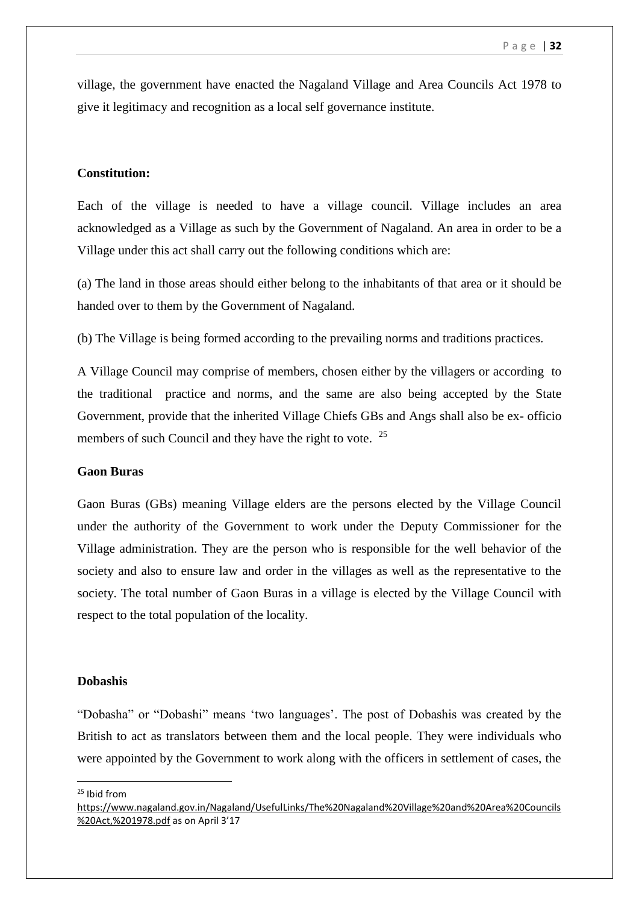village, the government have enacted the Nagaland Village and Area Councils Act 1978 to give it legitimacy and recognition as a local self governance institute.

**Constitution:**

Each of the village is needed to have a village council. Village includes an area acknowledged as a Village as such by the Government of Nagaland. An area in order to be a Village under this act shall carry out the following conditions which are:

(a) The land in those areas should either belong to the inhabitants of that area or it should be handed over to them by the Government of Nagaland.

(b) The Village is being formed according to the prevailing norms and traditions practices.

A Village Council may comprise of members, chosen either by the villagers or according to the traditional practice and norms, and the same are also being accepted by the State Government, provide that the inherited Village Chiefs GBs and Angs shall also be ex- officio members of such Council and they have the right to vote. [25]

**Gaon Buras**

Gaon Buras (GBs) meaning Village elders are the persons elected by the Village Council under the authority of the Government to work under the Deputy Commissioner for the Village administration. They are the person who is responsible for the well behavior of the society and also to ensure law and order in the villages as well as the representative to the society. The total number of Gaon Buras in a village is elected by the Village Council with respect to the total population of the locality.

**Dobashis**

"Dobasha" or "Dobashi" means 'two languages'. The post of Dobashis was created by the British to act as translators between them and the local people. They were individuals who were appointed by the Government to work along with the officers in settlement of cases, the

---

[25] Ibid from https://www.nagaland.gov.in/Nagaland/UsefulLinks/The%20Nagaland%20Village%20and%20Area%20Councils%20Act,%201978.pdf as on April 3'17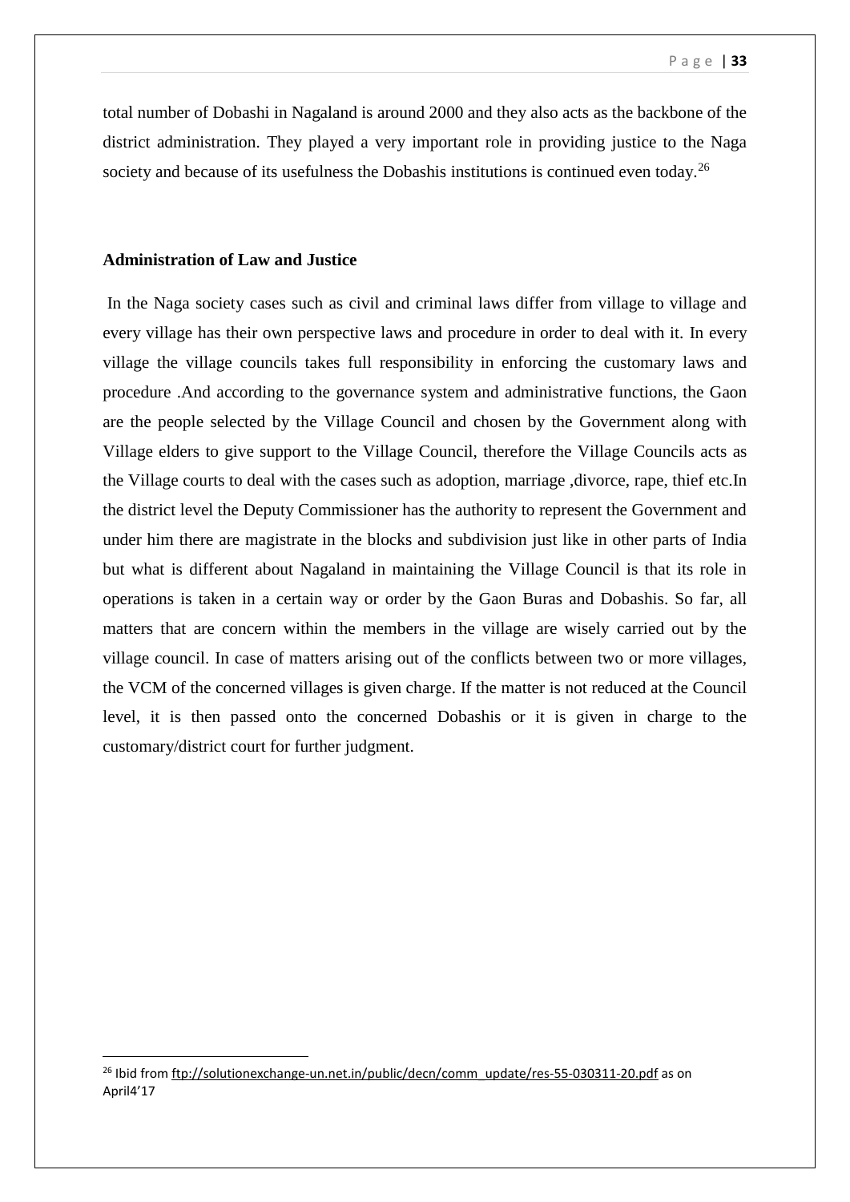total number of Dobashi in Nagaland is around 2000 and they also acts as the backbone of the district administration. They played a very important role in providing justice to the Naga society and because of its usefulness the Dobashis institutions is continued even today.[26]

**Administration of Law and Justice**

In the Naga society cases such as civil and criminal laws differ from village to village and every village has their own perspective laws and procedure in order to deal with it. In every village the village councils takes full responsibility in enforcing the customary laws and procedure .And according to the governance system and administrative functions, the Gaon are the people selected by the Village Council and chosen by the Government along with Village elders to give support to the Village Council, therefore the Village Councils acts as the Village courts to deal with the cases such as adoption, marriage ,divorce, rape, thief etc.In the district level the Deputy Commissioner has the authority to represent the Government and under him there are magistrate in the blocks and subdivision just like in other parts of India but what is different about Nagaland in maintaining the Village Council is that its role in operations is taken in a certain way or order by the Gaon Buras and Dobashis. So far, all matters that are concern within the members in the village are wisely carried out by the village council. In case of matters arising out of the conflicts between two or more villages, the VCM of the concerned villages is given charge. If the matter is not reduced at the Council level, it is then passed onto the concerned Dobashis or it is given in charge to the customary/district court for further judgment.

[26] Ibid from ftp://solutionexchange-un.net.in/public/decn/comm_update/res-55-030311-20.pdf as on April4'17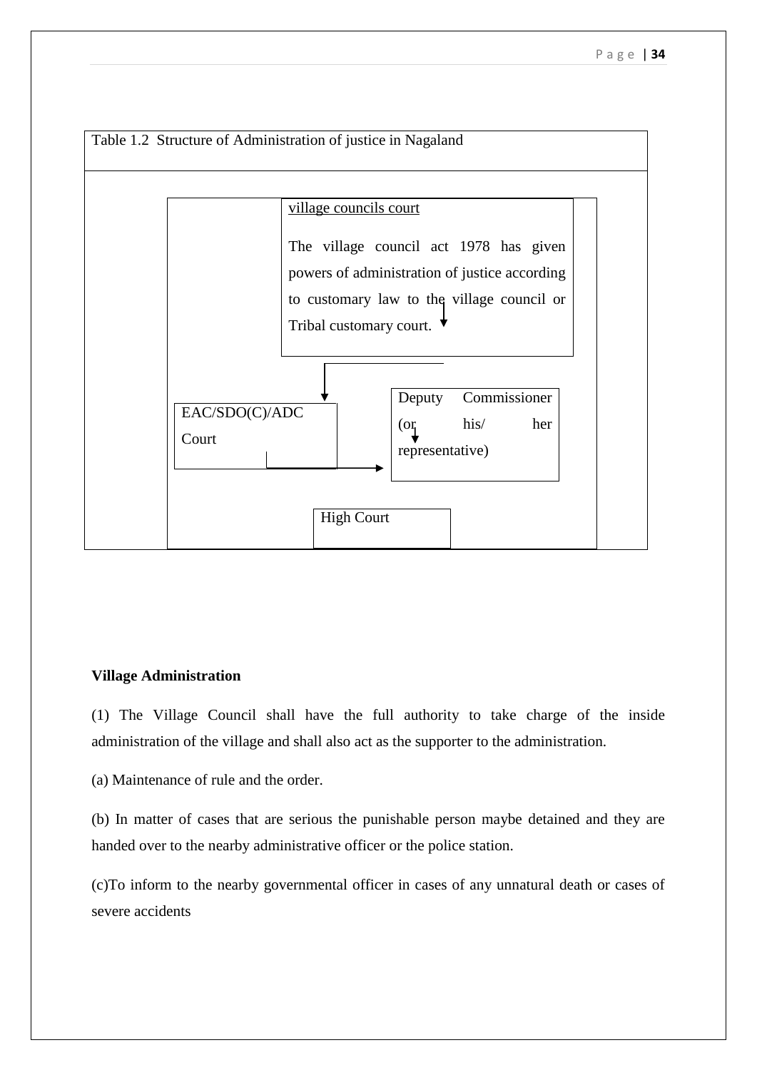Table 1.2 Structure of Administration of justice in Nagaland

village councils court

The village council act 1978 has given powers of administration of justice according to customary law to the village council or Tribal customary court.

EAC/SDO(C)/ADC Court

Deputy Commissioner (or his/ her representative)

High Court

**Village Administration**

(1) The Village Council shall have the full authority to take charge of the inside administration of the village and shall also act as the supporter to the administration.

(a) Maintenance of rule and the order.

(b) In matter of cases that are serious the punishable person maybe detained and they are handed over to the nearby administrative officer or the police station.

(c)To inform to the nearby governmental officer in cases of any unnatural death or cases of severe accidents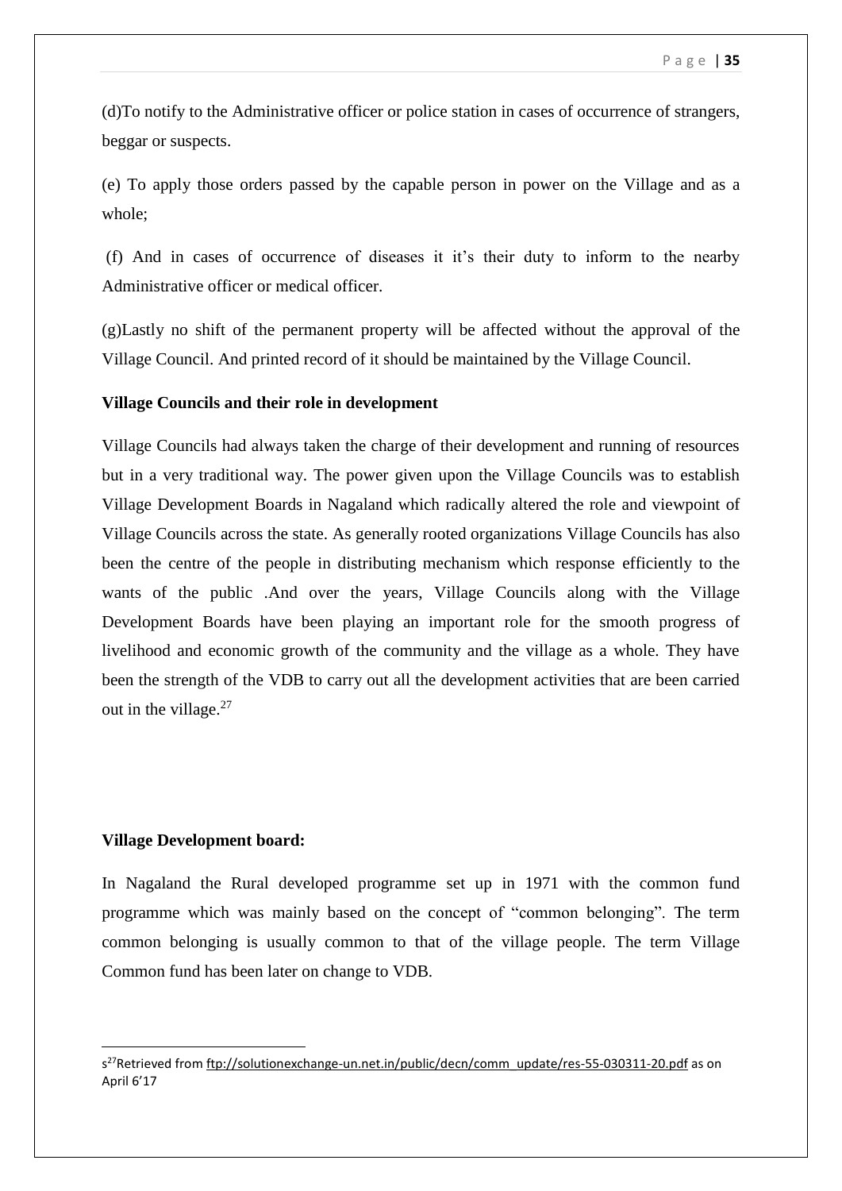(d)To notify to the Administrative officer or police station in cases of occurrence of strangers, beggar or suspects.

(e) To apply those orders passed by the capable person in power on the Village and as a whole;

(f) And in cases of occurrence of diseases it it's their duty to inform to the nearby Administrative officer or medical officer.

(g)Lastly no shift of the permanent property will be affected without the approval of the Village Council. And printed record of it should be maintained by the Village Council.

**Village Councils and their role in development**

Village Councils had always taken the charge of their development and running of resources but in a very traditional way. The power given upon the Village Councils was to establish Village Development Boards in Nagaland which radically altered the role and viewpoint of Village Councils across the state. As generally rooted organizations Village Councils has also been the centre of the people in distributing mechanism which response efficiently to the wants of the public .And over the years, Village Councils along with the Village Development Boards have been playing an important role for the smooth progress of livelihood and economic growth of the community and the village as a whole. They have been the strength of the VDB to carry out all the development activities that are been carried out in the village.[27]

**Village Development board:**

In Nagaland the Rural developed programme set up in 1971 with the common fund programme which was mainly based on the concept of "common belonging". The term common belonging is usually common to that of the village people. The term Village Common fund has been later on change to VDB.

---

s[27]Retrieved from ftp://solutionexchange-un.net.in/public/decn/comm_update/res-55-030311-20.pdf as on April 6'17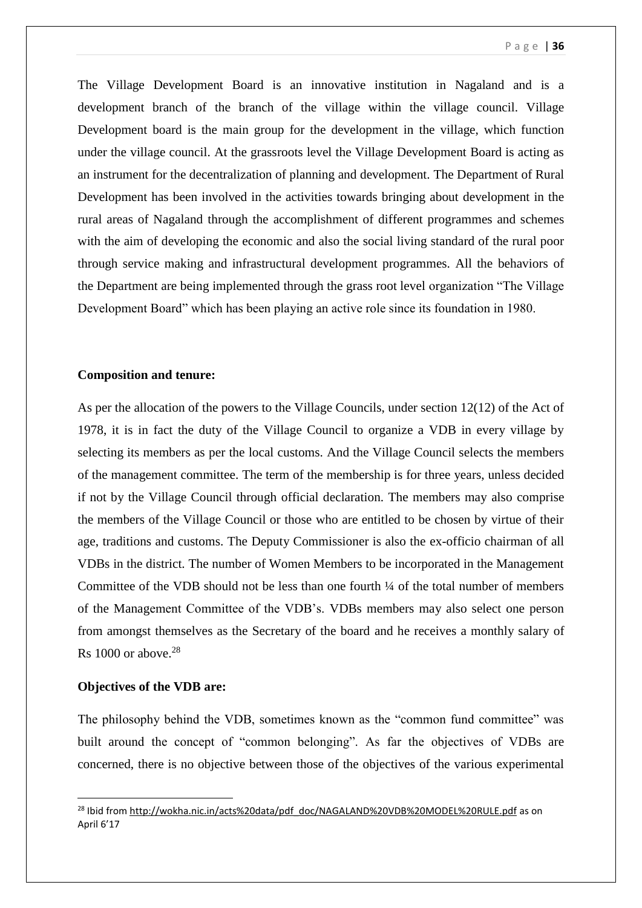The Village Development Board is an innovative institution in Nagaland and is a development branch of the branch of the village within the village council. Village Development board is the main group for the development in the village, which function under the village council. At the grassroots level the Village Development Board is acting as an instrument for the decentralization of planning and development. The Department of Rural Development has been involved in the activities towards bringing about development in the rural areas of Nagaland through the accomplishment of different programmes and schemes with the aim of developing the economic and also the social living standard of the rural poor through service making and infrastructural development programmes. All the behaviors of the Department are being implemented through the grass root level organization "The Village Development Board" which has been playing an active role since its foundation in 1980.

**Composition and tenure:**

As per the allocation of the powers to the Village Councils, under section 12(12) of the Act of 1978, it is in fact the duty of the Village Council to organize a VDB in every village by selecting its members as per the local customs. And the Village Council selects the members of the management committee. The term of the membership is for three years, unless decided if not by the Village Council through official declaration. The members may also comprise the members of the Village Council or those who are entitled to be chosen by virtue of their age, traditions and customs. The Deputy Commissioner is also the ex-officio chairman of all VDBs in the district. The number of Women Members to be incorporated in the Management Committee of the VDB should not be less than one fourth ¼ of the total number of members of the Management Committee of the VDB's. VDBs members may also select one person from amongst themselves as the Secretary of the board and he receives a monthly salary of Rs 1000 or above.[28]

**Objectives of the VDB are:**

The philosophy behind the VDB, sometimes known as the "common fund committee" was built around the concept of "common belonging". As far the objectives of VDBs are concerned, there is no objective between those of the objectives of the various experimental

---

[28] Ibid from http://wokha.nic.in/acts%20data/pdf_doc/NAGALAND%20VDB%20MODEL%20RULE.pdf as on April 6'17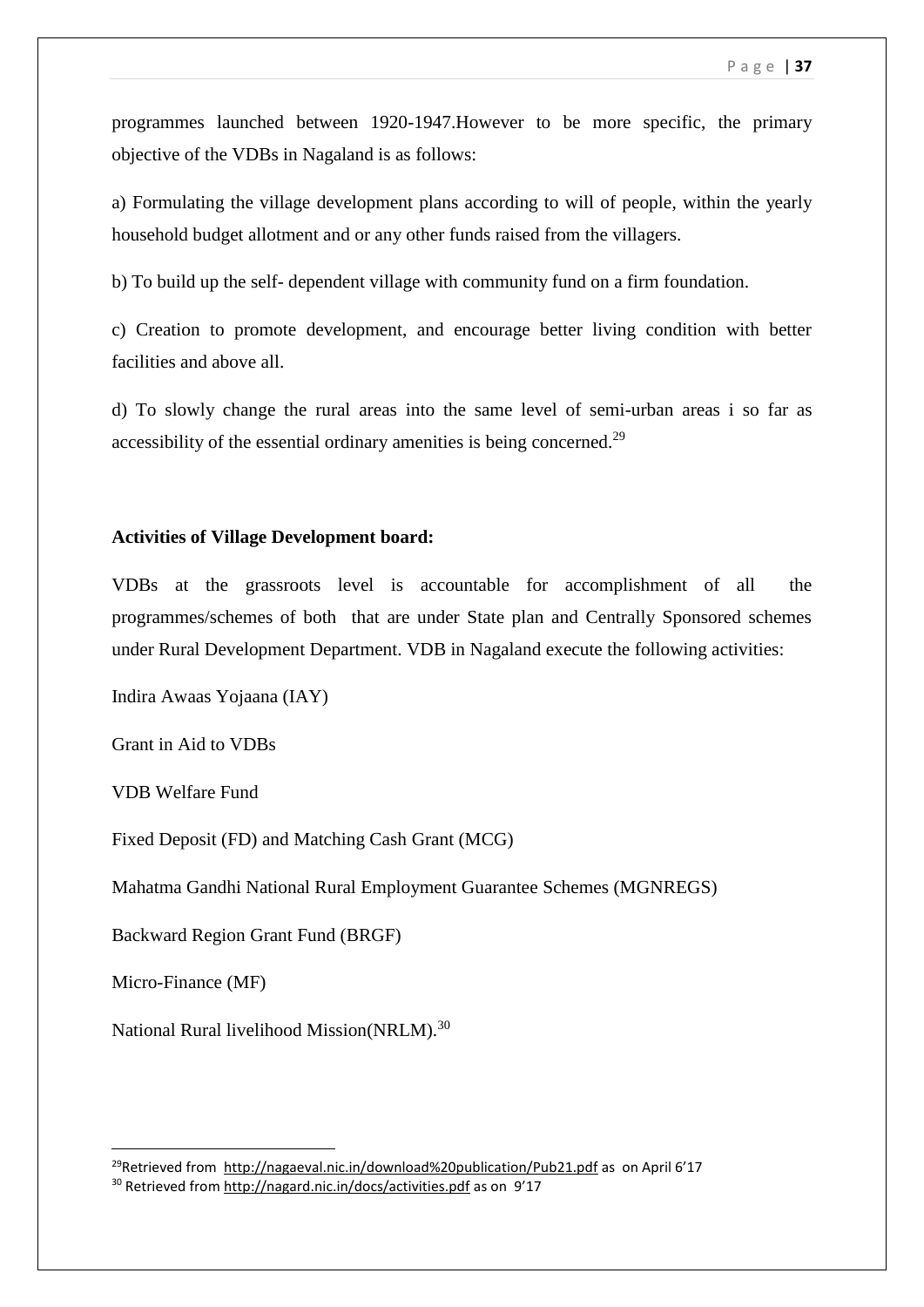programmes launched between 1920-1947.However to be more specific, the primary objective of the VDBs in Nagaland is as follows:

a) Formulating the village development plans according to will of people, within the yearly household budget allotment and or any other funds raised from the villagers.

b) To build up the self- dependent village with community fund on a firm foundation.

c) Creation to promote development, and encourage better living condition with better facilities and above all.

d) To slowly change the rural areas into the same level of semi-urban areas i so far as accessibility of the essential ordinary amenities is being concerned.[29]

**Activities of Village Development board:**

VDBs at the grassroots level is accountable for accomplishment of all the programmes/schemes of both that are under State plan and Centrally Sponsored schemes under Rural Development Department. VDB in Nagaland execute the following activities:

Indira Awaas Yojaana (IAY)

Grant in Aid to VDBs

VDB Welfare Fund

Fixed Deposit (FD) and Matching Cash Grant (MCG)

Mahatma Gandhi National Rural Employment Guarantee Schemes (MGNREGS)

Backward Region Grant Fund (BRGF)

Micro-Finance (MF)

National Rural livelihood Mission(NRLM).[30]

---

[29]Retrieved from http://nagaeval.nic.in/download%20publication/Pub21.pdf as on April 6'17

[30] Retrieved from http://nagard.nic.in/docs/activities.pdf as on 9'17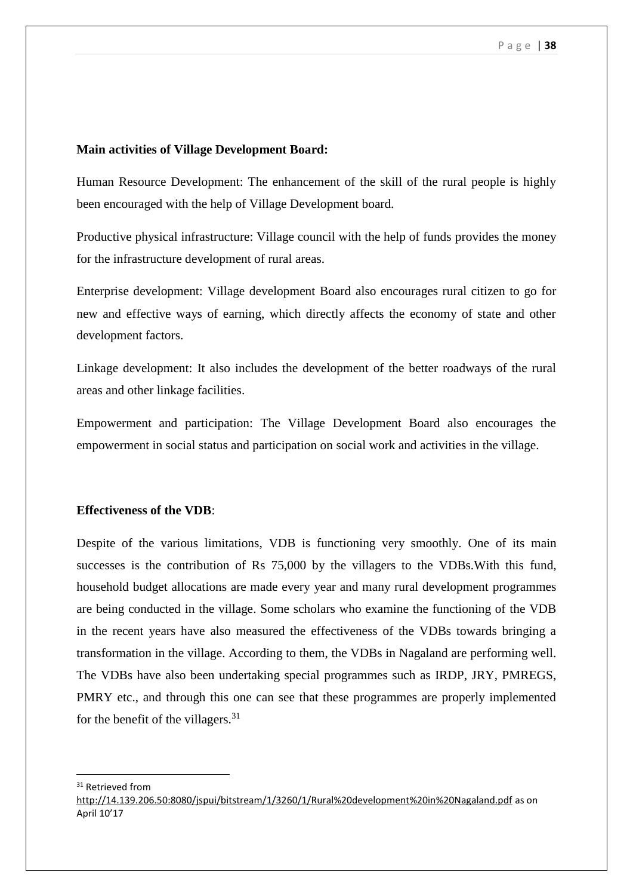**Main activities of Village Development Board:**

Human Resource Development: The enhancement of the skill of the rural people is highly been encouraged with the help of Village Development board.

Productive physical infrastructure: Village council with the help of funds provides the money for the infrastructure development of rural areas.

Enterprise development: Village development Board also encourages rural citizen to go for new and effective ways of earning, which directly affects the economy of state and other development factors.

Linkage development: It also includes the development of the better roadways of the rural areas and other linkage facilities.

Empowerment and participation: The Village Development Board also encourages the empowerment in social status and participation on social work and activities in the village.

**Effectiveness of the VDB**:

Despite of the various limitations, VDB is functioning very smoothly. One of its main successes is the contribution of Rs 75,000 by the villagers to the VDBs.With this fund, household budget allocations are made every year and many rural development programmes are being conducted in the village. Some scholars who examine the functioning of the VDB in the recent years have also measured the effectiveness of the VDBs towards bringing a transformation in the village. According to them, the VDBs in Nagaland are performing well. The VDBs have also been undertaking special programmes such as IRDP, JRY, PMREGS, PMRY etc., and through this one can see that these programmes are properly implemented for the benefit of the villagers.[31]

---

[31] Retrieved from http://14.139.206.50:8080/jspui/bitstream/1/3260/1/Rural%20development%20in%20Nagaland.pdf as on April 10'17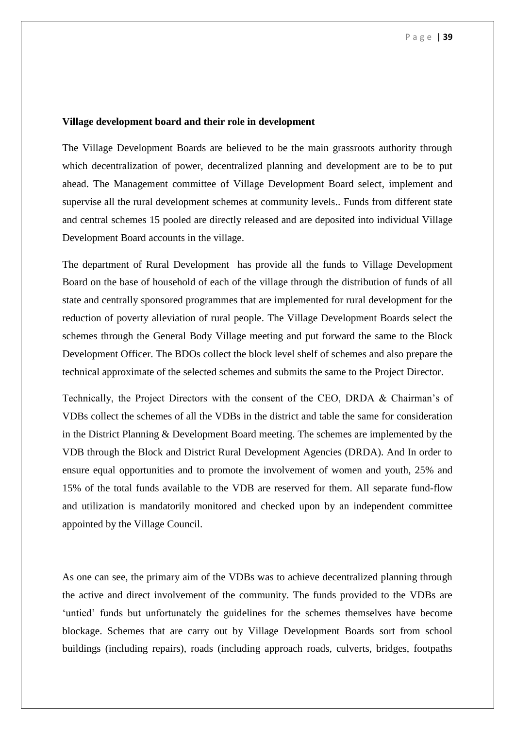**Village development board and their role in development**

The Village Development Boards are believed to be the main grassroots authority through which decentralization of power, decentralized planning and development are to be to put ahead. The Management committee of Village Development Board select, implement and supervise all the rural development schemes at community levels.. Funds from different state and central schemes 15 pooled are directly released and are deposited into individual Village Development Board accounts in the village.

The department of Rural Development has provide all the funds to Village Development Board on the base of household of each of the village through the distribution of funds of all state and centrally sponsored programmes that are implemented for rural development for the reduction of poverty alleviation of rural people. The Village Development Boards select the schemes through the General Body Village meeting and put forward the same to the Block Development Officer. The BDOs collect the block level shelf of schemes and also prepare the technical approximate of the selected schemes and submits the same to the Project Director.

Technically, the Project Directors with the consent of the CEO, DRDA & Chairman's of VDBs collect the schemes of all the VDBs in the district and table the same for consideration in the District Planning & Development Board meeting. The schemes are implemented by the VDB through the Block and District Rural Development Agencies (DRDA). And In order to ensure equal opportunities and to promote the involvement of women and youth, 25% and 15% of the total funds available to the VDB are reserved for them. All separate fund-flow and utilization is mandatorily monitored and checked upon by an independent committee appointed by the Village Council.

As one can see, the primary aim of the VDBs was to achieve decentralized planning through the active and direct involvement of the community. The funds provided to the VDBs are 'untied' funds but unfortunately the guidelines for the schemes themselves have become blockage. Schemes that are carry out by Village Development Boards sort from school buildings (including repairs), roads (including approach roads, culverts, bridges, footpaths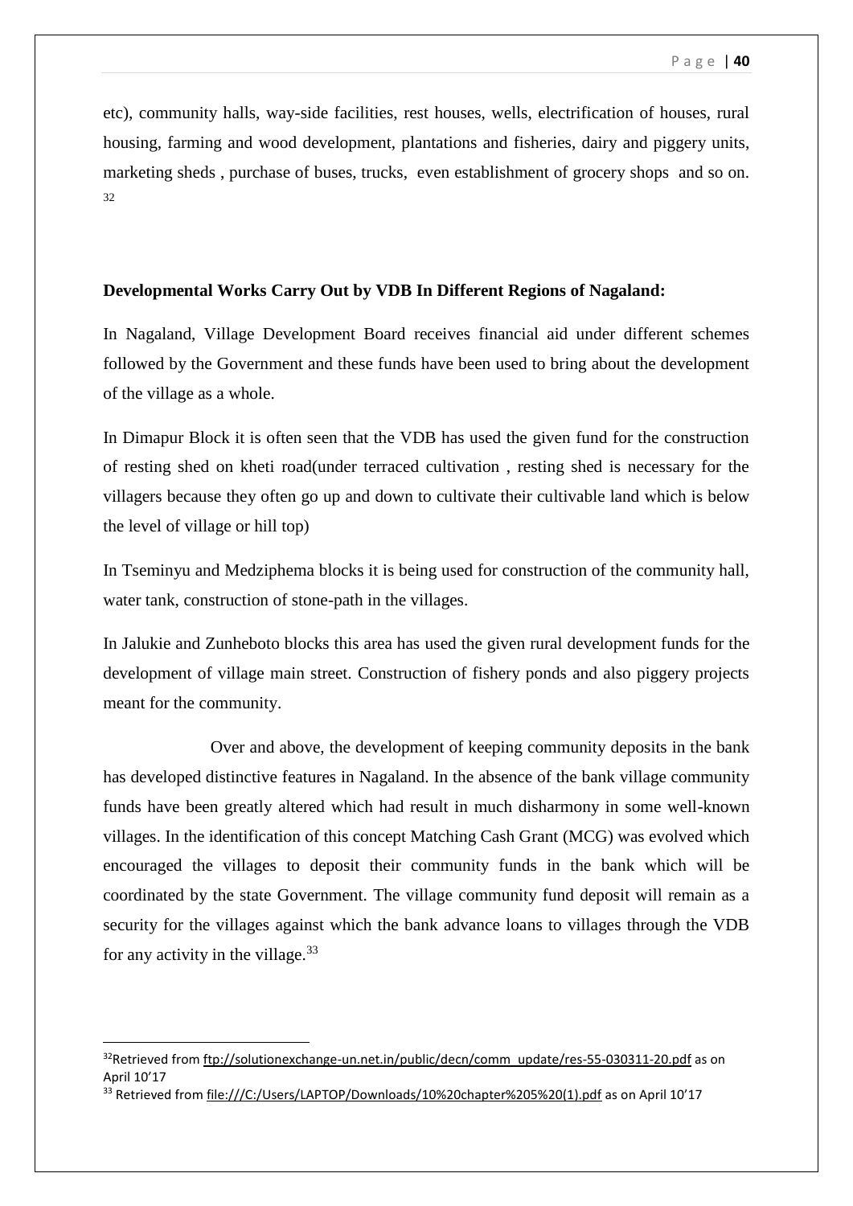etc), community halls, way-side facilities, rest houses, wells, electrification of houses, rural housing, farming and wood development, plantations and fisheries, dairy and piggery units, marketing sheds , purchase of buses, trucks, even establishment of grocery shops and so on. [32]

**Developmental Works Carry Out by VDB In Different Regions of Nagaland:**

In Nagaland, Village Development Board receives financial aid under different schemes followed by the Government and these funds have been used to bring about the development of the village as a whole.

In Dimapur Block it is often seen that the VDB has used the given fund for the construction of resting shed on kheti road(under terraced cultivation , resting shed is necessary for the villagers because they often go up and down to cultivate their cultivable land which is below the level of village or hill top)

In Tseminyu and Medziphema blocks it is being used for construction of the community hall, water tank, construction of stone-path in the villages.

In Jalukie and Zunheboto blocks this area has used the given rural development funds for the development of village main street. Construction of fishery ponds and also piggery projects meant for the community.

Over and above, the development of keeping community deposits in the bank has developed distinctive features in Nagaland. In the absence of the bank village community funds have been greatly altered which had result in much disharmony in some well-known villages. In the identification of this concept Matching Cash Grant (MCG) was evolved which encouraged the villages to deposit their community funds in the bank which will be coordinated by the state Government. The village community fund deposit will remain as a security for the villages against which the bank advance loans to villages through the VDB for any activity in the village.[33]

---

[32] Retrieved from ftp://solutionexchange-un.net.in/public/decn/comm_update/res-55-030311-20.pdf as on April 10'17

[33] Retrieved from file:///C:/Users/LAPTOP/Downloads/10%20chapter%205%20(1).pdf as on April 10'17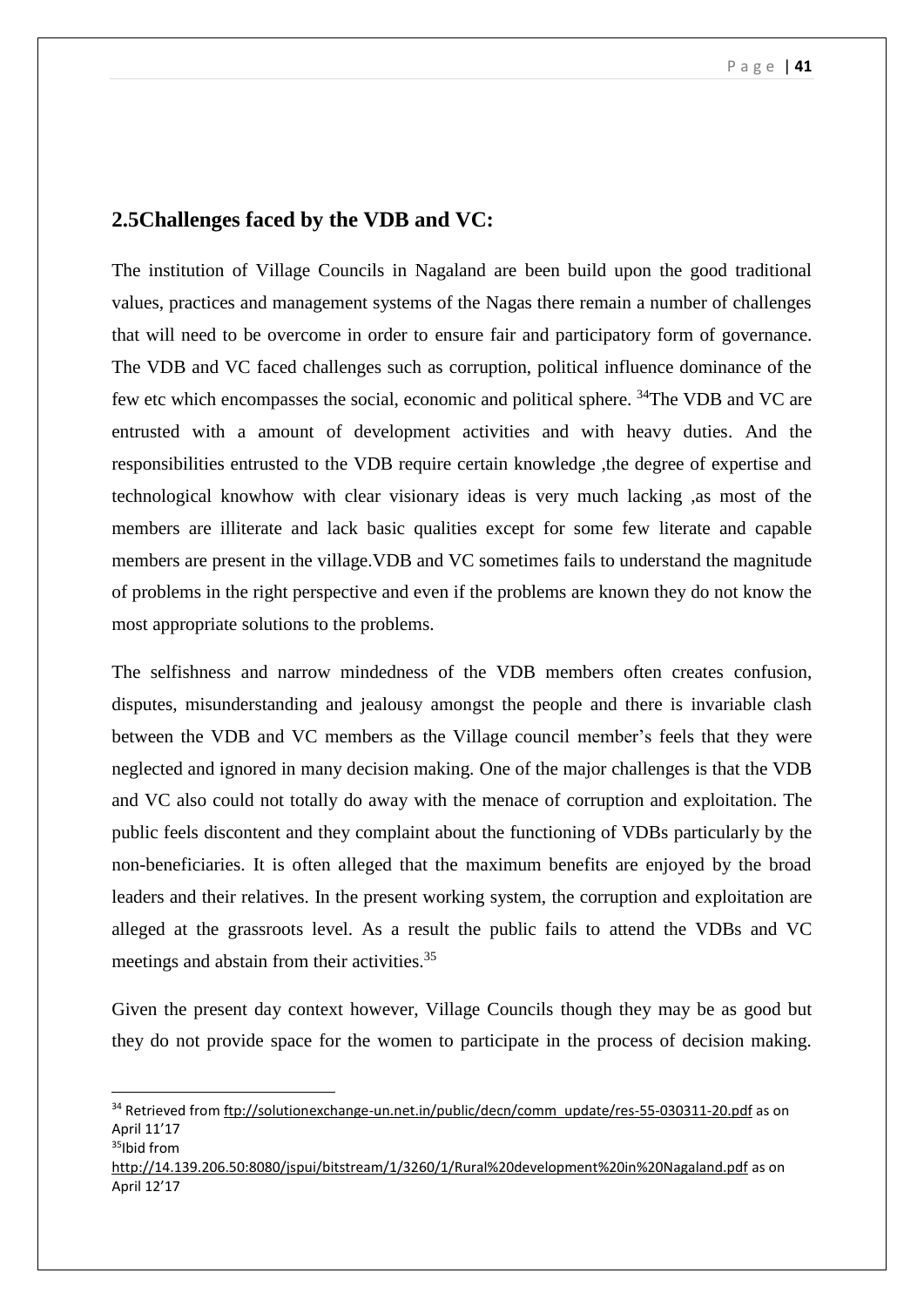## 2.5Challenges faced by the VDB and VC:

The institution of Village Councils in Nagaland are been build upon the good traditional values, practices and management systems of the Nagas there remain a number of challenges that will need to be overcome in order to ensure fair and participatory form of governance. The VDB and VC faced challenges such as corruption, political influence dominance of the few etc which encompasses the social, economic and political sphere. [34]The VDB and VC are entrusted with a amount of development activities and with heavy duties. And the responsibilities entrusted to the VDB require certain knowledge ,the degree of expertise and technological knowhow with clear visionary ideas is very much lacking ,as most of the members are illiterate and lack basic qualities except for some few literate and capable members are present in the village.VDB and VC sometimes fails to understand the magnitude of problems in the right perspective and even if the problems are known they do not know the most appropriate solutions to the problems.

The selfishness and narrow mindedness of the VDB members often creates confusion, disputes, misunderstanding and jealousy amongst the people and there is invariable clash between the VDB and VC members as the Village council member's feels that they were neglected and ignored in many decision making. One of the major challenges is that the VDB and VC also could not totally do away with the menace of corruption and exploitation. The public feels discontent and they complaint about the functioning of VDBs particularly by the non-beneficiaries. It is often alleged that the maximum benefits are enjoyed by the broad leaders and their relatives. In the present working system, the corruption and exploitation are alleged at the grassroots level. As a result the public fails to attend the VDBs and VC meetings and abstain from their activities.[35]

Given the present day context however, Village Councils though they may be as good but they do not provide space for the women to participate in the process of decision making.

---

[34] Retrieved from ftp://solutionexchange-un.net.in/public/decn/comm_update/res-55-030311-20.pdf as on April 11'17

[35]Ibid from http://14.139.206.50:8080/jspui/bitstream/1/3260/1/Rural%20development%20in%20Nagaland.pdf as on April 12'17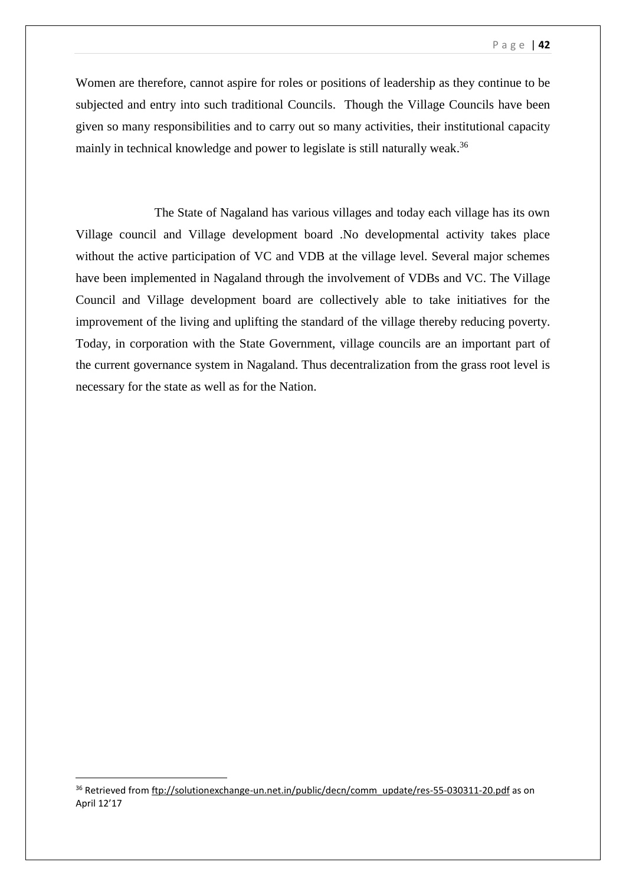Women are therefore, cannot aspire for roles or positions of leadership as they continue to be subjected and entry into such traditional Councils. Though the Village Councils have been given so many responsibilities and to carry out so many activities, their institutional capacity mainly in technical knowledge and power to legislate is still naturally weak.[36]

The State of Nagaland has various villages and today each village has its own Village council and Village development board .No developmental activity takes place without the active participation of VC and VDB at the village level. Several major schemes have been implemented in Nagaland through the involvement of VDBs and VC. The Village Council and Village development board are collectively able to take initiatives for the improvement of the living and uplifting the standard of the village thereby reducing poverty. Today, in corporation with the State Government, village councils are an important part of the current governance system in Nagaland. Thus decentralization from the grass root level is necessary for the state as well as for the Nation.

---

[36] Retrieved from ftp://solutionexchange-un.net.in/public/decn/comm_update/res-55-030311-20.pdf as on April 12'17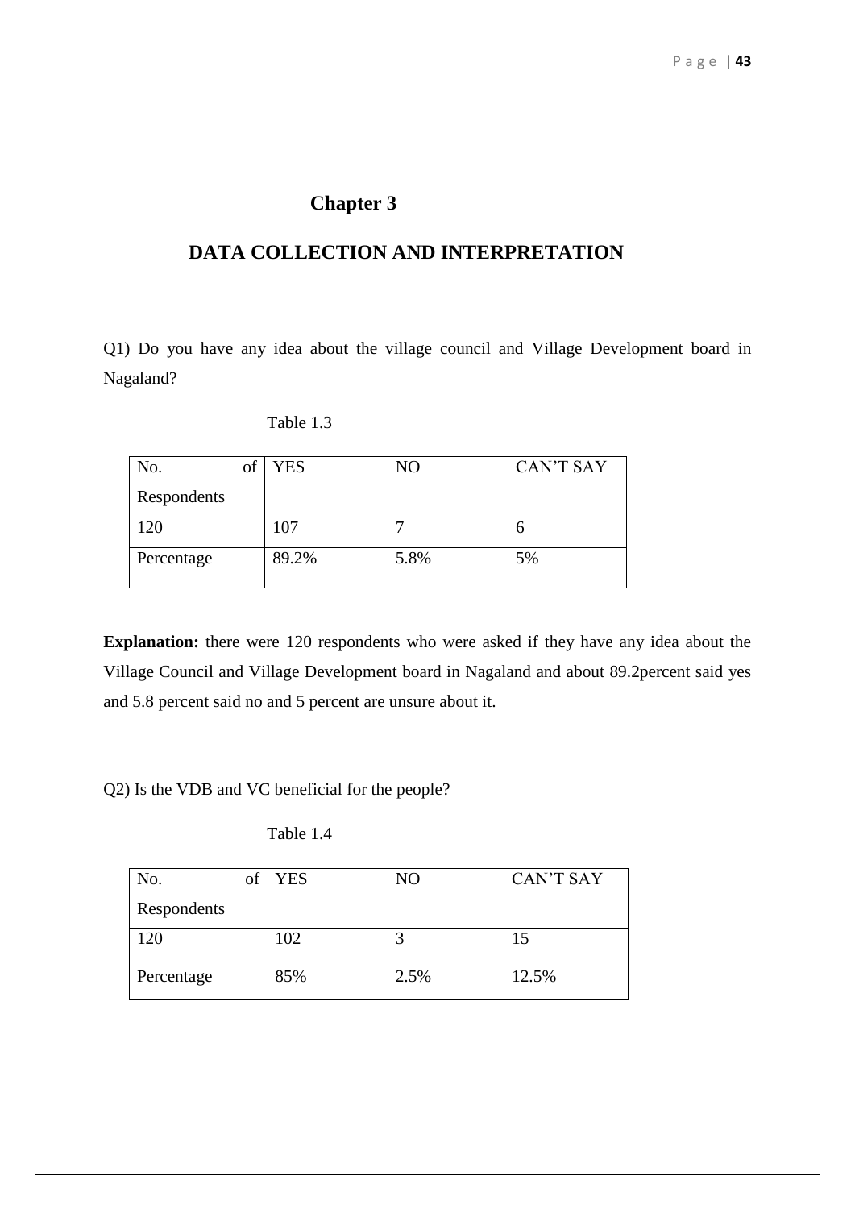# Chapter 3

## DATA COLLECTION AND INTERPRETATION

Q1) Do you have any idea about the village council and Village Development board in Nagaland?

Table 1.3

| No. of Respondents | YES | NO | CAN'T SAY |
|---|---|---|---|
| 120 | 107 | 7 | 6 |
| Percentage | 89.2% | 5.8% | 5% |

**Explanation:** there were 120 respondents who were asked if they have any idea about the Village Council and Village Development board in Nagaland and about 89.2percent said yes and 5.8 percent said no and 5 percent are unsure about it.

Q2) Is the VDB and VC beneficial for the people?

Table 1.4

| No. of Respondents | YES | NO | CAN'T SAY |
|---|---|---|---|
| 120 | 102 | 3 | 15 |
| Percentage | 85% | 2.5% | 12.5% |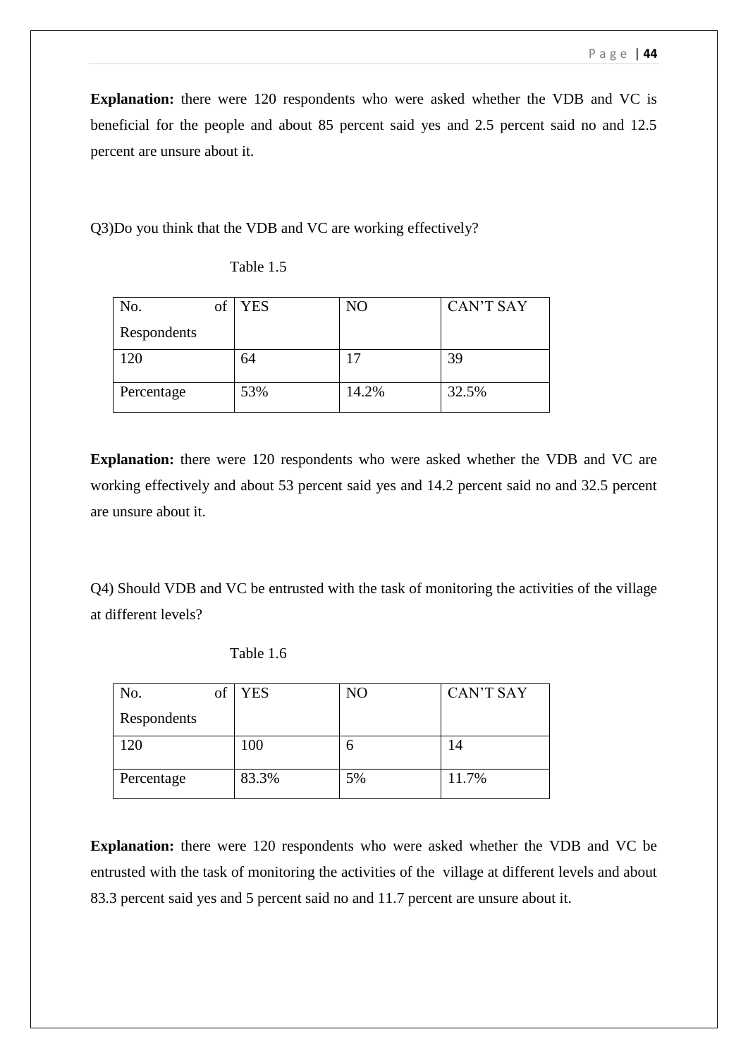**Explanation:** there were 120 respondents who were asked whether the VDB and VC is beneficial for the people and about 85 percent said yes and 2.5 percent said no and 12.5 percent are unsure about it.

Q3)Do you think that the VDB and VC are working effectively?

Table 1.5

| No. of Respondents | YES | NO | CAN'T SAY |
|---|---|---|---|
| 120 | 64 | 17 | 39 |
| Percentage | 53% | 14.2% | 32.5% |

**Explanation:** there were 120 respondents who were asked whether the VDB and VC are working effectively and about 53 percent said yes and 14.2 percent said no and 32.5 percent are unsure about it.

Q4) Should VDB and VC be entrusted with the task of monitoring the activities of the village at different levels?

Table 1.6

| No. of Respondents | YES | NO | CAN'T SAY |
|---|---|---|---|
| 120 | 100 | 6 | 14 |
| Percentage | 83.3% | 5% | 11.7% |

**Explanation:** there were 120 respondents who were asked whether the VDB and VC be entrusted with the task of monitoring the activities of the village at different levels and about 83.3 percent said yes and 5 percent said no and 11.7 percent are unsure about it.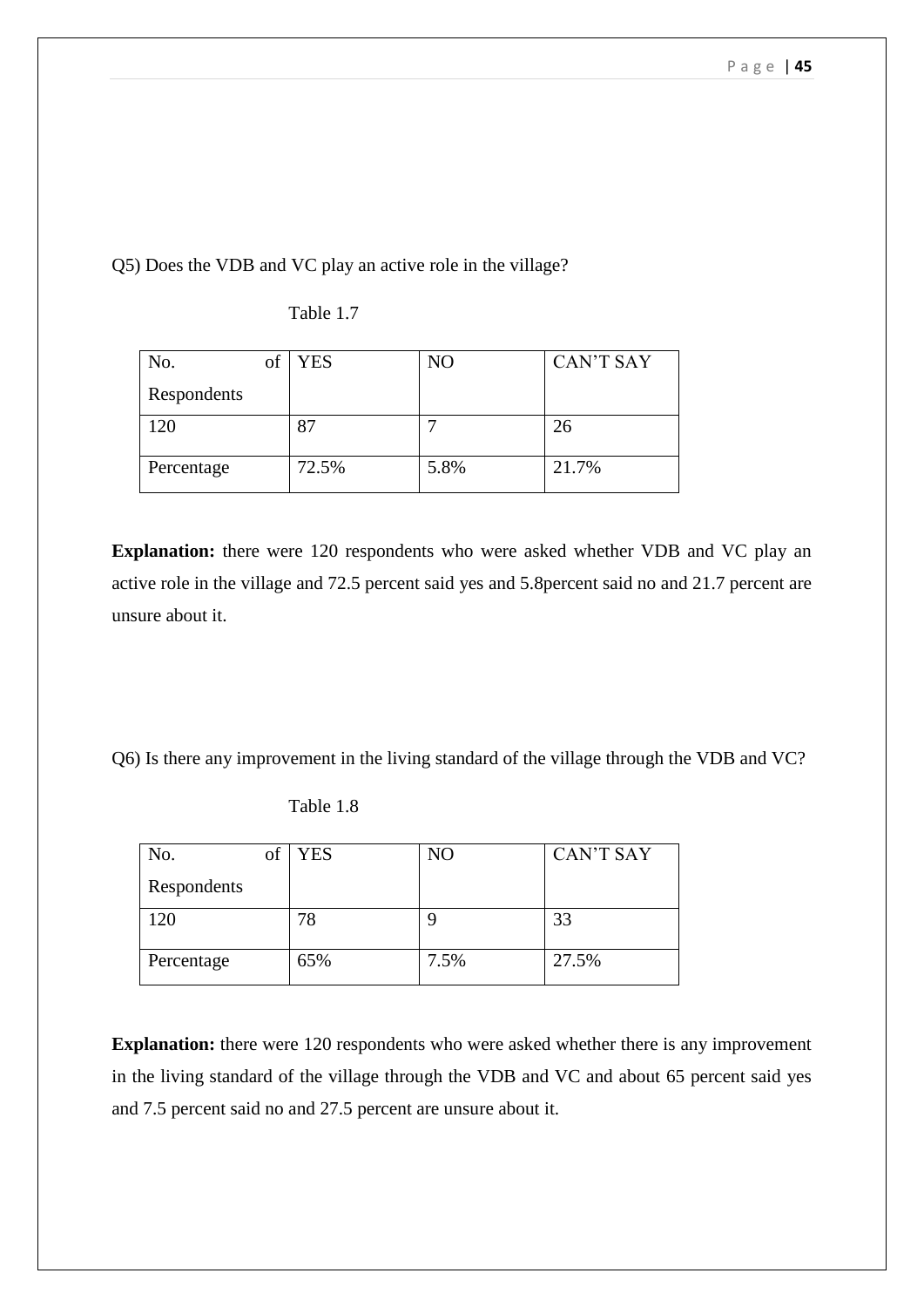Q5) Does the VDB and VC play an active role in the village?

Table 1.7

| No. of Respondents | YES | NO | CAN'T SAY |
|---|---|---|---|
| 120 | 87 | 7 | 26 |
| Percentage | 72.5% | 5.8% | 21.7% |

**Explanation:** there were 120 respondents who were asked whether VDB and VC play an active role in the village and 72.5 percent said yes and 5.8percent said no and 21.7 percent are unsure about it.

Q6) Is there any improvement in the living standard of the village through the VDB and VC?

Table 1.8

| No. of Respondents | YES | NO | CAN'T SAY |
|---|---|---|---|
| 120 | 78 | 9 | 33 |
| Percentage | 65% | 7.5% | 27.5% |

**Explanation:** there were 120 respondents who were asked whether there is any improvement in the living standard of the village through the VDB and VC and about 65 percent said yes and 7.5 percent said no and 27.5 percent are unsure about it.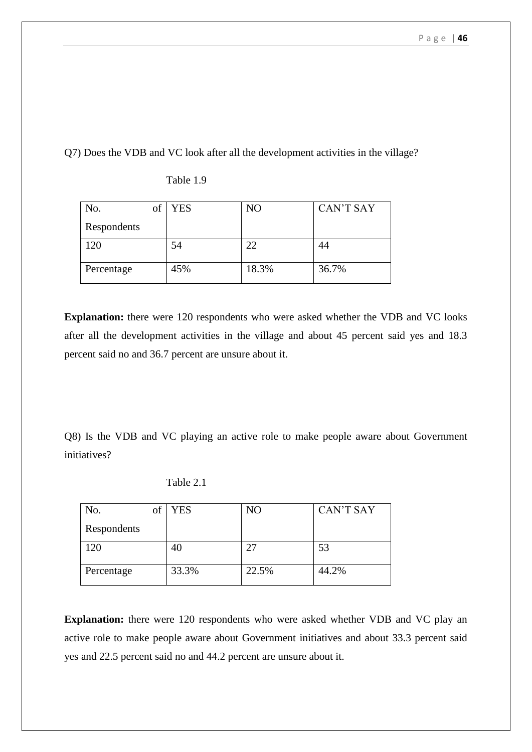Q7) Does the VDB and VC look after all the development activities in the village?

Table 1.9

| No. of Respondents | YES | NO | CAN'T SAY |
|---|---|---|---|
| 120 | 54 | 22 | 44 |
| Percentage | 45% | 18.3% | 36.7% |

**Explanation:** there were 120 respondents who were asked whether the VDB and VC looks after all the development activities in the village and about 45 percent said yes and 18.3 percent said no and 36.7 percent are unsure about it.

Q8) Is the VDB and VC playing an active role to make people aware about Government initiatives?

Table 2.1

| No. of Respondents | YES | NO | CAN'T SAY |
|---|---|---|---|
| 120 | 40 | 27 | 53 |
| Percentage | 33.3% | 22.5% | 44.2% |

**Explanation:** there were 120 respondents who were asked whether VDB and VC play an active role to make people aware about Government initiatives and about 33.3 percent said yes and 22.5 percent said no and 44.2 percent are unsure about it.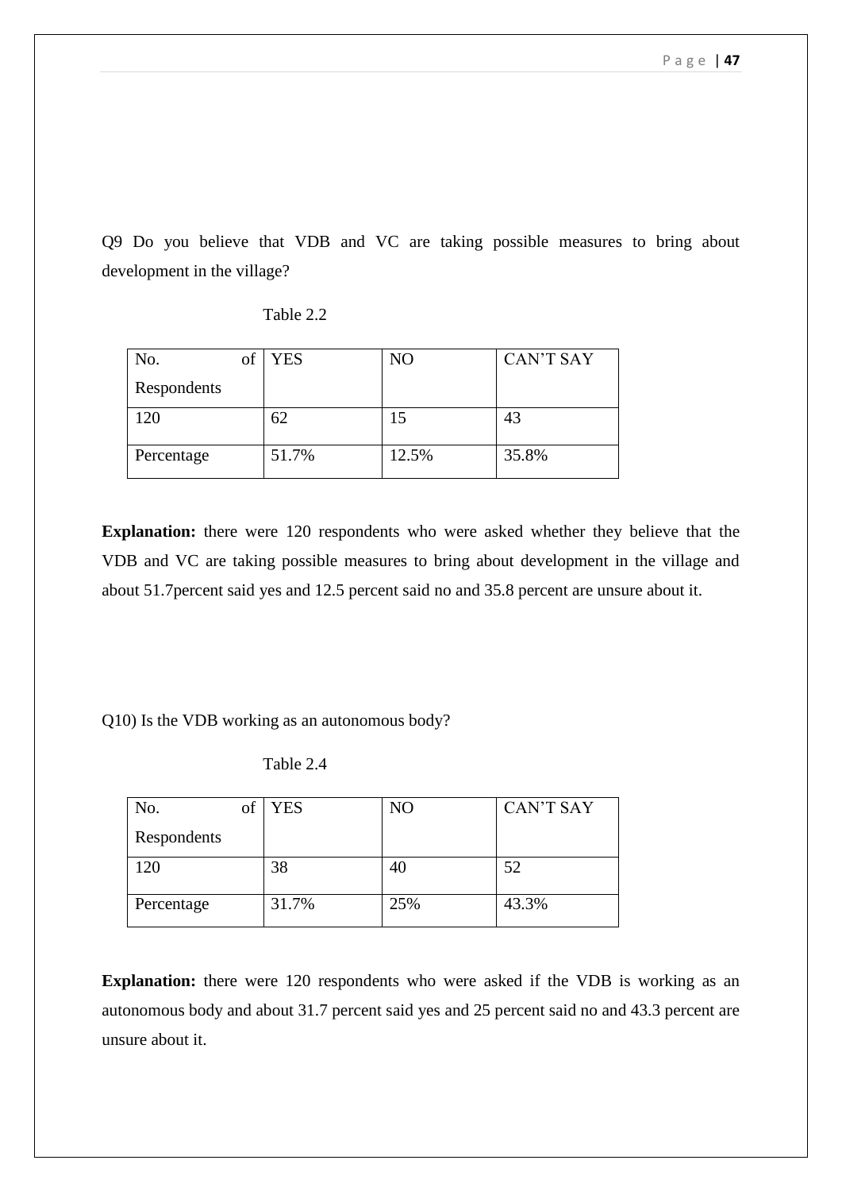Q9 Do you believe that VDB and VC are taking possible measures to bring about development in the village?

Table 2.2

| No. of Respondents | YES | NO | CAN'T SAY |
|---|---|---|---|
| 120 | 62 | 15 | 43 |
| Percentage | 51.7% | 12.5% | 35.8% |

**Explanation:** there were 120 respondents who were asked whether they believe that the VDB and VC are taking possible measures to bring about development in the village and about 51.7percent said yes and 12.5 percent said no and 35.8 percent are unsure about it.

Q10) Is the VDB working as an autonomous body?

Table 2.4

| No. of Respondents | YES | NO | CAN'T SAY |
|---|---|---|---|
| 120 | 38 | 40 | 52 |
| Percentage | 31.7% | 25% | 43.3% |

**Explanation:** there were 120 respondents who were asked if the VDB is working as an autonomous body and about 31.7 percent said yes and 25 percent said no and 43.3 percent are unsure about it.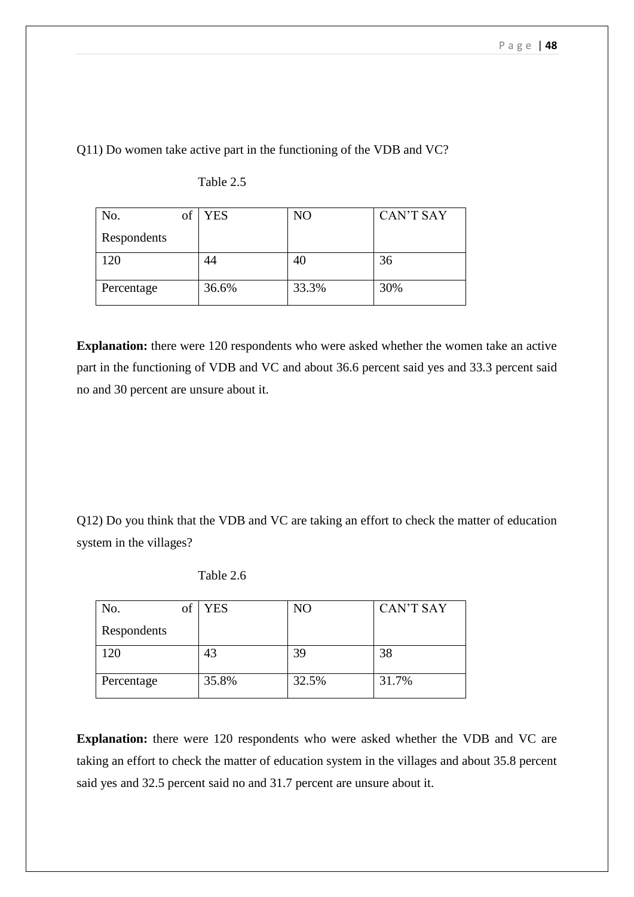Q11) Do women take active part in the functioning of the VDB and VC?

Table 2.5

| No. of Respondents | YES | NO | CAN'T SAY |
|---|---|---|---|
| 120 | 44 | 40 | 36 |
| Percentage | 36.6% | 33.3% | 30% |

**Explanation:** there were 120 respondents who were asked whether the women take an active part in the functioning of VDB and VC and about 36.6 percent said yes and 33.3 percent said no and 30 percent are unsure about it.

Q12) Do you think that the VDB and VC are taking an effort to check the matter of education system in the villages?

Table 2.6

| No. of Respondents | YES | NO | CAN'T SAY |
|---|---|---|---|
| 120 | 43 | 39 | 38 |
| Percentage | 35.8% | 32.5% | 31.7% |

**Explanation:** there were 120 respondents who were asked whether the VDB and VC are taking an effort to check the matter of education system in the villages and about 35.8 percent said yes and 32.5 percent said no and 31.7 percent are unsure about it.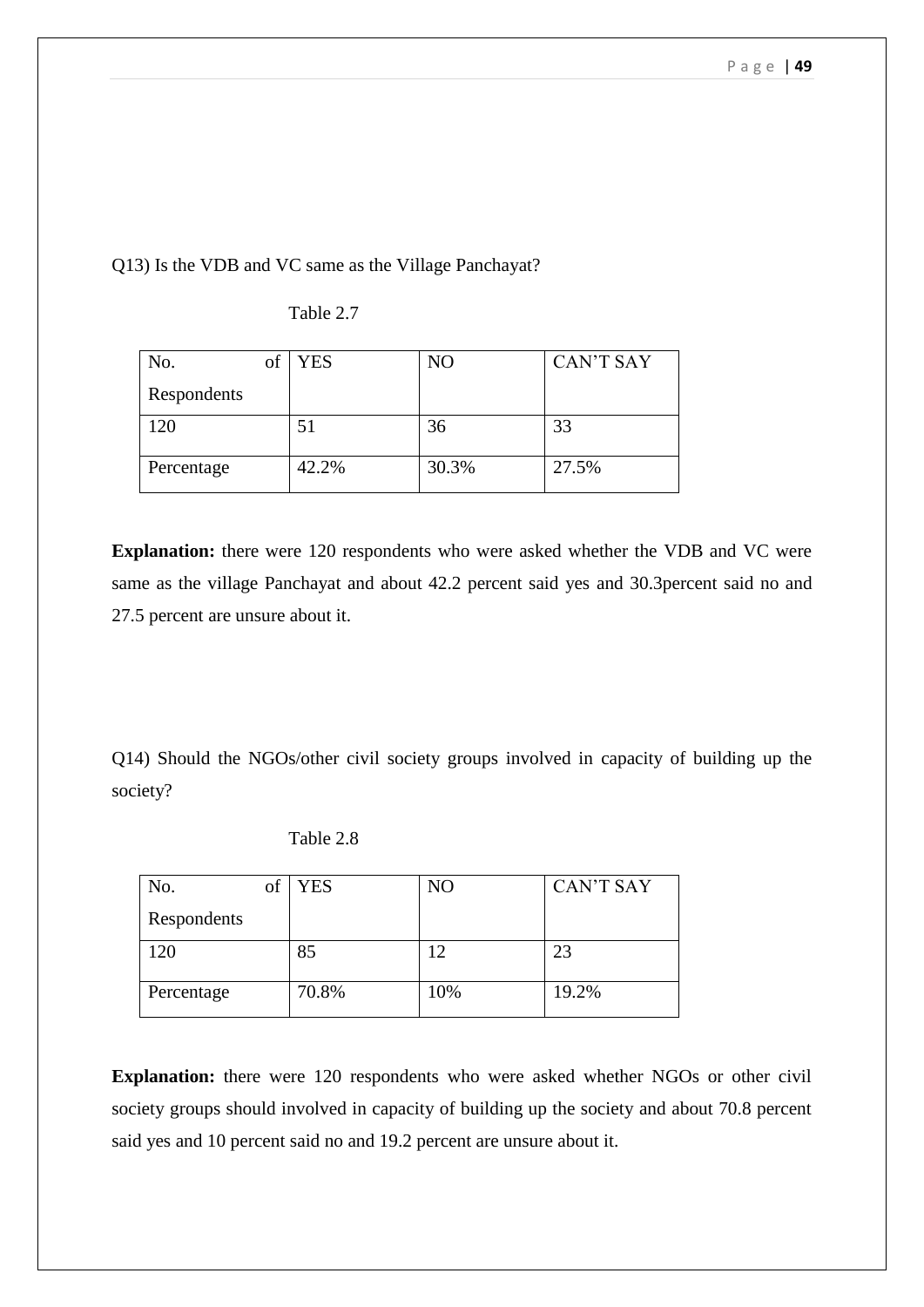Q13) Is the VDB and VC same as the Village Panchayat?

Table 2.7

| No. of Respondents | YES | NO | CAN'T SAY |
|---|---|---|---|
| 120 | 51 | 36 | 33 |
| Percentage | 42.2% | 30.3% | 27.5% |

**Explanation:** there were 120 respondents who were asked whether the VDB and VC were same as the village Panchayat and about 42.2 percent said yes and 30.3percent said no and 27.5 percent are unsure about it.

Q14) Should the NGOs/other civil society groups involved in capacity of building up the society?

Table 2.8

| No. of Respondents | YES | NO | CAN'T SAY |
|---|---|---|---|
| 120 | 85 | 12 | 23 |
| Percentage | 70.8% | 10% | 19.2% |

**Explanation:** there were 120 respondents who were asked whether NGOs or other civil society groups should involved in capacity of building up the society and about 70.8 percent said yes and 10 percent said no and 19.2 percent are unsure about it.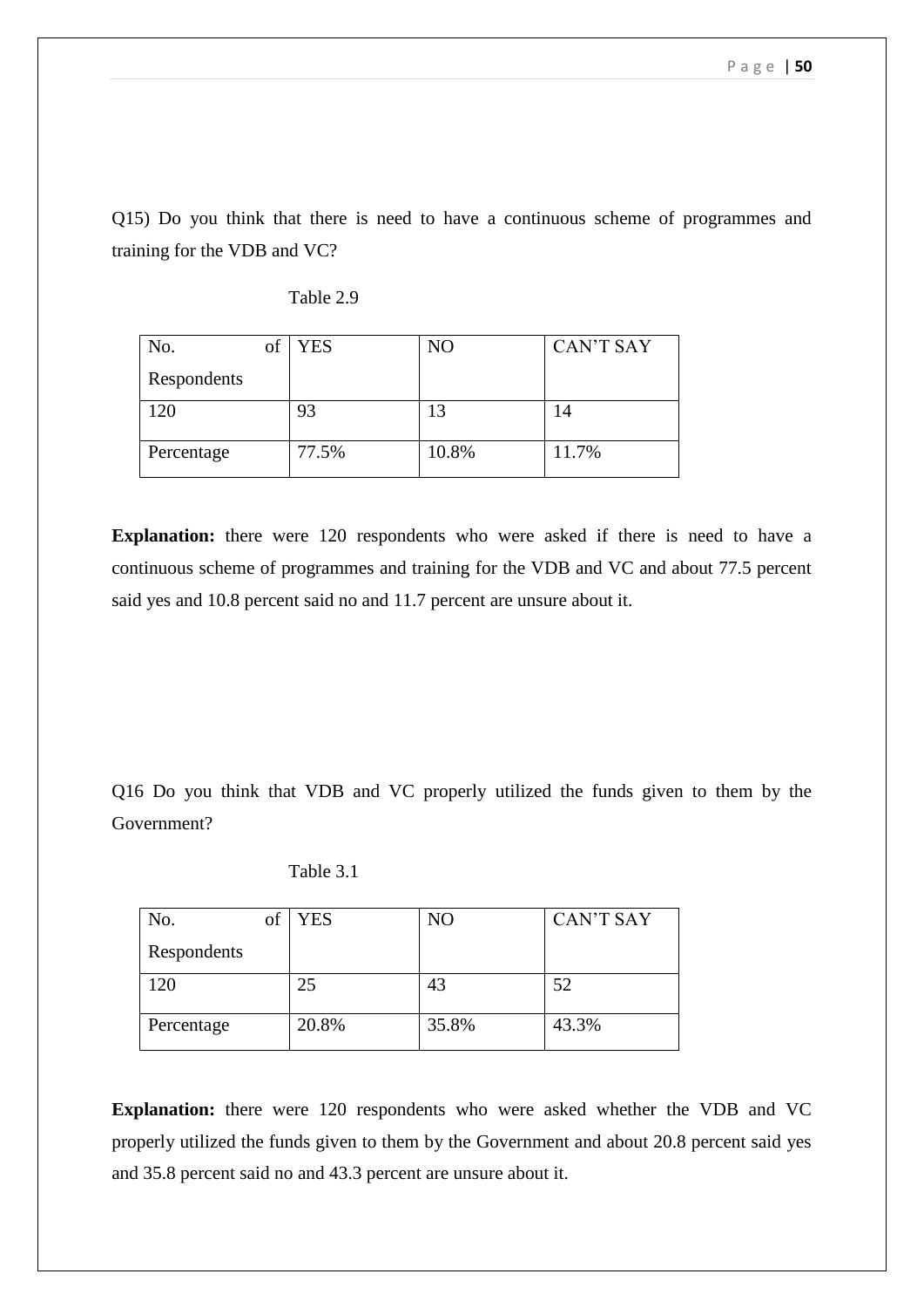Q15) Do you think that there is need to have a continuous scheme of programmes and training for the VDB and VC?

Table 2.9

| No. of Respondents | YES | NO | CAN'T SAY |
|---|---|---|---|
| 120 | 93 | 13 | 14 |
| Percentage | 77.5% | 10.8% | 11.7% |

**Explanation:** there were 120 respondents who were asked if there is need to have a continuous scheme of programmes and training for the VDB and VC and about 77.5 percent said yes and 10.8 percent said no and 11.7 percent are unsure about it.

Q16 Do you think that VDB and VC properly utilized the funds given to them by the Government?

Table 3.1

| No. of Respondents | YES | NO | CAN'T SAY |
|---|---|---|---|
| 120 | 25 | 43 | 52 |
| Percentage | 20.8% | 35.8% | 43.3% |

**Explanation:** there were 120 respondents who were asked whether the VDB and VC properly utilized the funds given to them by the Government and about 20.8 percent said yes and 35.8 percent said no and 43.3 percent are unsure about it.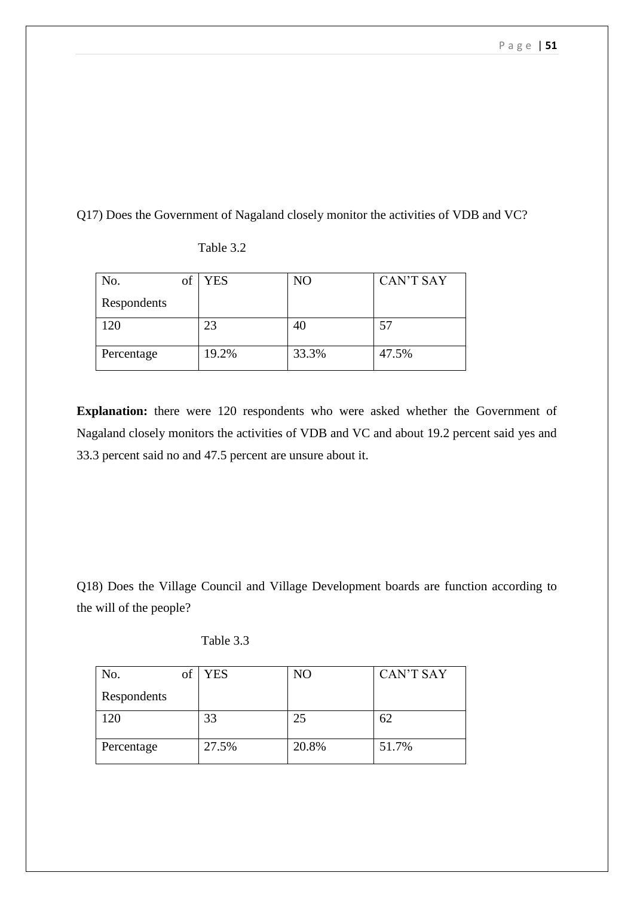Q17) Does the Government of Nagaland closely monitor the activities of VDB and VC?

Table 3.2

| No. of Respondents | YES | NO | CAN'T SAY |
| --- | --- | --- | --- |
| 120 | 23 | 40 | 57 |
| Percentage | 19.2% | 33.3% | 47.5% |

**Explanation:** there were 120 respondents who were asked whether the Government of Nagaland closely monitors the activities of VDB and VC and about 19.2 percent said yes and 33.3 percent said no and 47.5 percent are unsure about it.

Q18) Does the Village Council and Village Development boards are function according to the will of the people?

Table 3.3

| No. of Respondents | YES | NO | CAN'T SAY |
| --- | --- | --- | --- |
| 120 | 33 | 25 | 62 |
| Percentage | 27.5% | 20.8% | 51.7% |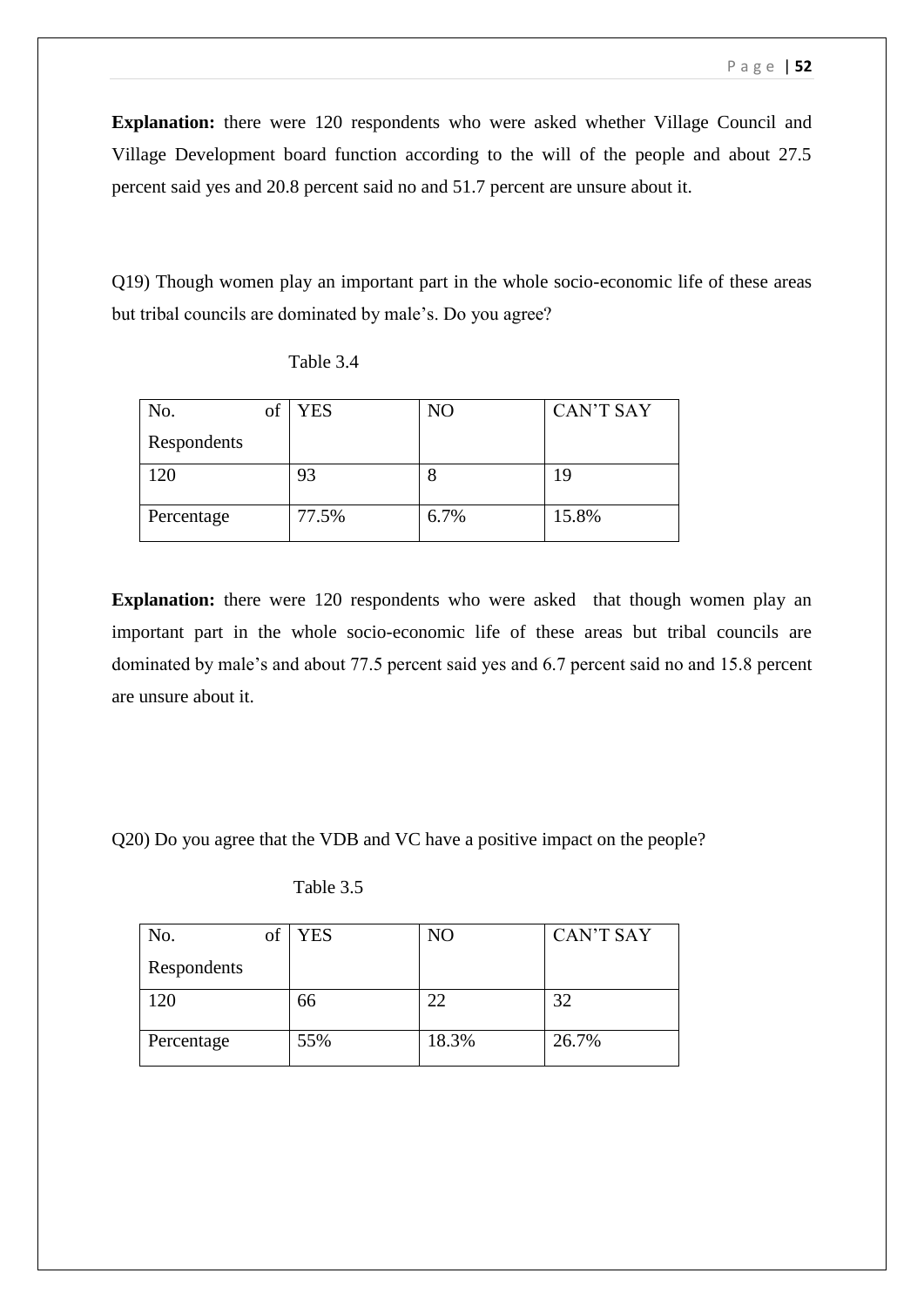**Explanation:** there were 120 respondents who were asked whether Village Council and Village Development board function according to the will of the people and about 27.5 percent said yes and 20.8 percent said no and 51.7 percent are unsure about it.

Q19) Though women play an important part in the whole socio-economic life of these areas but tribal councils are dominated by male's. Do you agree?

Table 3.4

| No. of Respondents | YES | NO | CAN'T SAY |
|---|---|---|---|
| 120 | 93 | 8 | 19 |
| Percentage | 77.5% | 6.7% | 15.8% |

**Explanation:** there were 120 respondents who were asked that though women play an important part in the whole socio-economic life of these areas but tribal councils are dominated by male's and about 77.5 percent said yes and 6.7 percent said no and 15.8 percent are unsure about it.

Q20) Do you agree that the VDB and VC have a positive impact on the people?

Table 3.5

| No. of Respondents | YES | NO | CAN'T SAY |
|---|---|---|---|
| 120 | 66 | 22 | 32 |
| Percentage | 55% | 18.3% | 26.7% |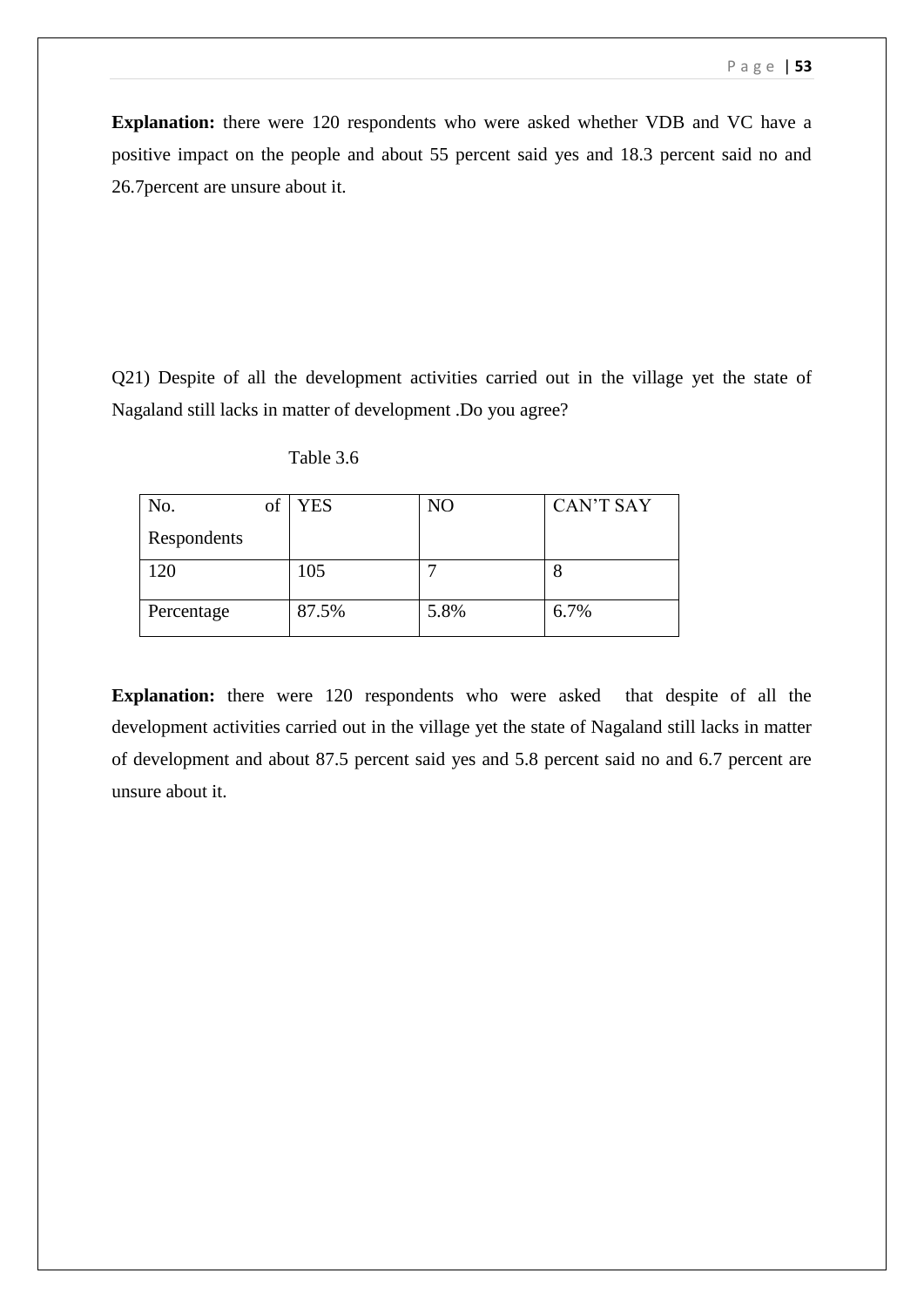**Explanation:** there were 120 respondents who were asked whether VDB and VC have a positive impact on the people and about 55 percent said yes and 18.3 percent said no and 26.7percent are unsure about it.

Q21) Despite of all the development activities carried out in the village yet the state of Nagaland still lacks in matter of development .Do you agree?

Table 3.6

| No. of Respondents | YES | NO | CAN'T SAY |
|---|---|---|---|
| 120 | 105 | 7 | 8 |
| Percentage | 87.5% | 5.8% | 6.7% |

**Explanation:** there were 120 respondents who were asked that despite of all the development activities carried out in the village yet the state of Nagaland still lacks in matter of development and about 87.5 percent said yes and 5.8 percent said no and 6.7 percent are unsure about it.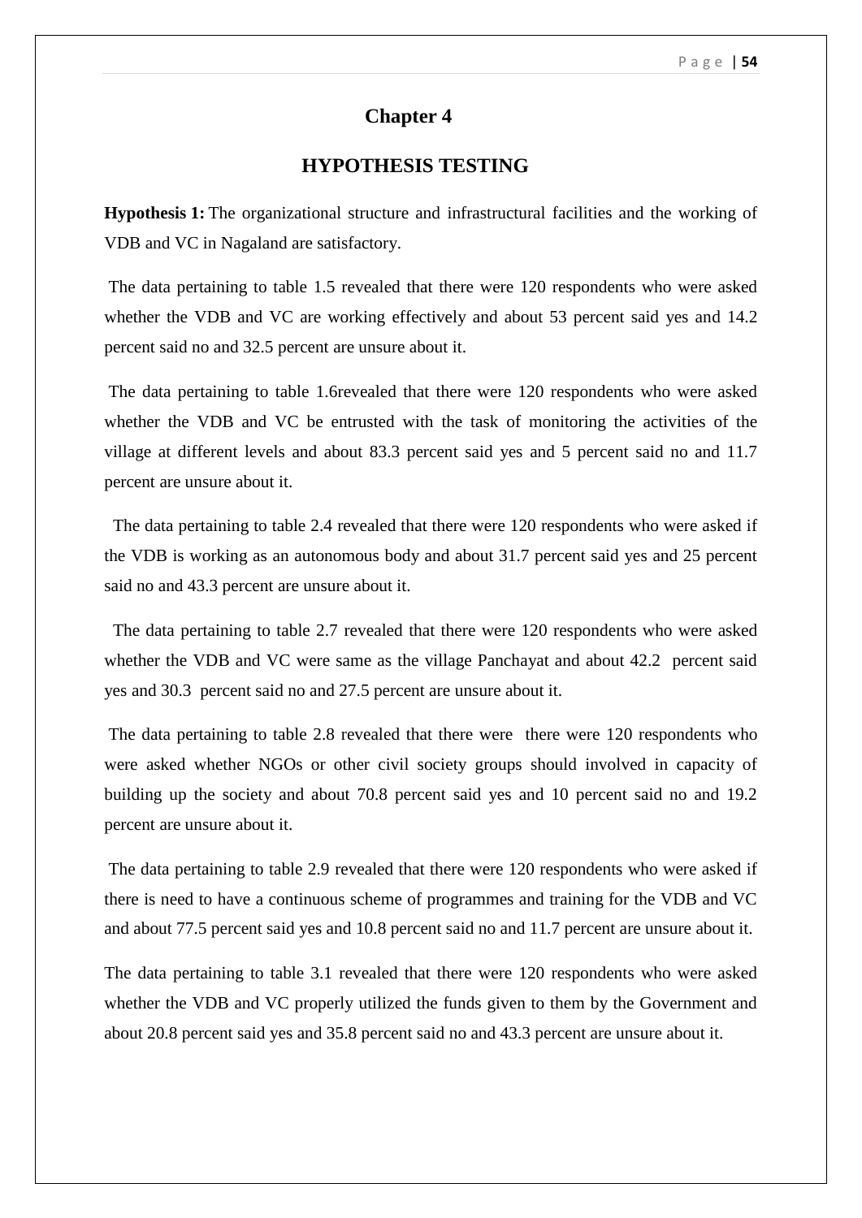# Chapter 4

## HYPOTHESIS TESTING

**Hypothesis 1:** The organizational structure and infrastructural facilities and the working of VDB and VC in Nagaland are satisfactory.

The data pertaining to table 1.5 revealed that there were 120 respondents who were asked whether the VDB and VC are working effectively and about 53 percent said yes and 14.2 percent said no and 32.5 percent are unsure about it.

The data pertaining to table 1.6revealed that there were 120 respondents who were asked whether the VDB and VC be entrusted with the task of monitoring the activities of the village at different levels and about 83.3 percent said yes and 5 percent said no and 11.7 percent are unsure about it.

The data pertaining to table 2.4 revealed that there were 120 respondents who were asked if the VDB is working as an autonomous body and about 31.7 percent said yes and 25 percent said no and 43.3 percent are unsure about it.

The data pertaining to table 2.7 revealed that there were 120 respondents who were asked whether the VDB and VC were same as the village Panchayat and about 42.2 percent said yes and 30.3 percent said no and 27.5 percent are unsure about it.

The data pertaining to table 2.8 revealed that there were there were 120 respondents who were asked whether NGOs or other civil society groups should involved in capacity of building up the society and about 70.8 percent said yes and 10 percent said no and 19.2 percent are unsure about it.

The data pertaining to table 2.9 revealed that there were 120 respondents who were asked if there is need to have a continuous scheme of programmes and training for the VDB and VC and about 77.5 percent said yes and 10.8 percent said no and 11.7 percent are unsure about it.

The data pertaining to table 3.1 revealed that there were 120 respondents who were asked whether the VDB and VC properly utilized the funds given to them by the Government and about 20.8 percent said yes and 35.8 percent said no and 43.3 percent are unsure about it.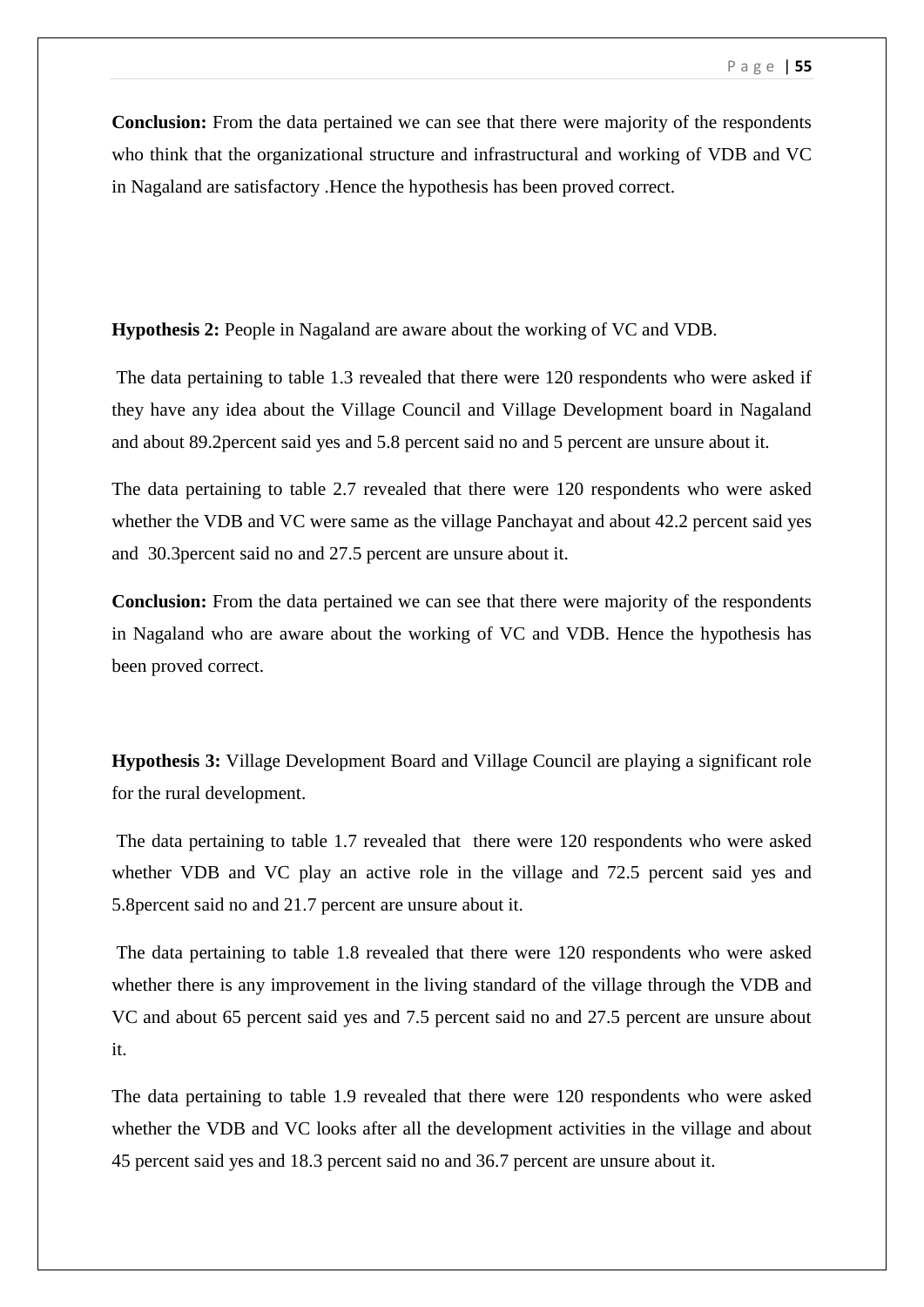**Conclusion:** From the data pertained we can see that there were majority of the respondents who think that the organizational structure and infrastructural and working of VDB and VC in Nagaland are satisfactory .Hence the hypothesis has been proved correct.

**Hypothesis 2:** People in Nagaland are aware about the working of VC and VDB.

The data pertaining to table 1.3 revealed that there were 120 respondents who were asked if they have any idea about the Village Council and Village Development board in Nagaland and about 89.2percent said yes and 5.8 percent said no and 5 percent are unsure about it.

The data pertaining to table 2.7 revealed that there were 120 respondents who were asked whether the VDB and VC were same as the village Panchayat and about 42.2 percent said yes and 30.3percent said no and 27.5 percent are unsure about it.

**Conclusion:** From the data pertained we can see that there were majority of the respondents in Nagaland who are aware about the working of VC and VDB. Hence the hypothesis has been proved correct.

**Hypothesis 3:** Village Development Board and Village Council are playing a significant role for the rural development.

The data pertaining to table 1.7 revealed that there were 120 respondents who were asked whether VDB and VC play an active role in the village and 72.5 percent said yes and 5.8percent said no and 21.7 percent are unsure about it.

The data pertaining to table 1.8 revealed that there were 120 respondents who were asked whether there is any improvement in the living standard of the village through the VDB and VC and about 65 percent said yes and 7.5 percent said no and 27.5 percent are unsure about it.

The data pertaining to table 1.9 revealed that there were 120 respondents who were asked whether the VDB and VC looks after all the development activities in the village and about 45 percent said yes and 18.3 percent said no and 36.7 percent are unsure about it.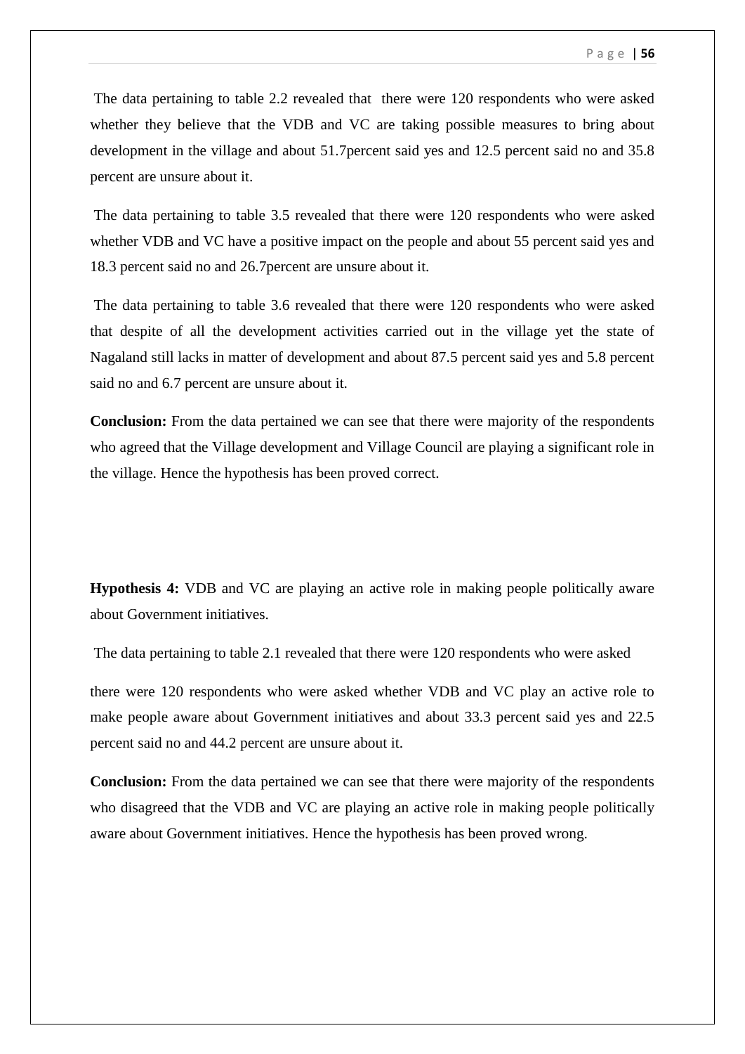The data pertaining to table 2.2 revealed that there were 120 respondents who were asked whether they believe that the VDB and VC are taking possible measures to bring about development in the village and about 51.7percent said yes and 12.5 percent said no and 35.8 percent are unsure about it.

The data pertaining to table 3.5 revealed that there were 120 respondents who were asked whether VDB and VC have a positive impact on the people and about 55 percent said yes and 18.3 percent said no and 26.7percent are unsure about it.

The data pertaining to table 3.6 revealed that there were 120 respondents who were asked that despite of all the development activities carried out in the village yet the state of Nagaland still lacks in matter of development and about 87.5 percent said yes and 5.8 percent said no and 6.7 percent are unsure about it.

**Conclusion:** From the data pertained we can see that there were majority of the respondents who agreed that the Village development and Village Council are playing a significant role in the village. Hence the hypothesis has been proved correct.

**Hypothesis 4:** VDB and VC are playing an active role in making people politically aware about Government initiatives.

The data pertaining to table 2.1 revealed that there were 120 respondents who were asked

there were 120 respondents who were asked whether VDB and VC play an active role to make people aware about Government initiatives and about 33.3 percent said yes and 22.5 percent said no and 44.2 percent are unsure about it.

**Conclusion:** From the data pertained we can see that there were majority of the respondents who disagreed that the VDB and VC are playing an active role in making people politically aware about Government initiatives. Hence the hypothesis has been proved wrong.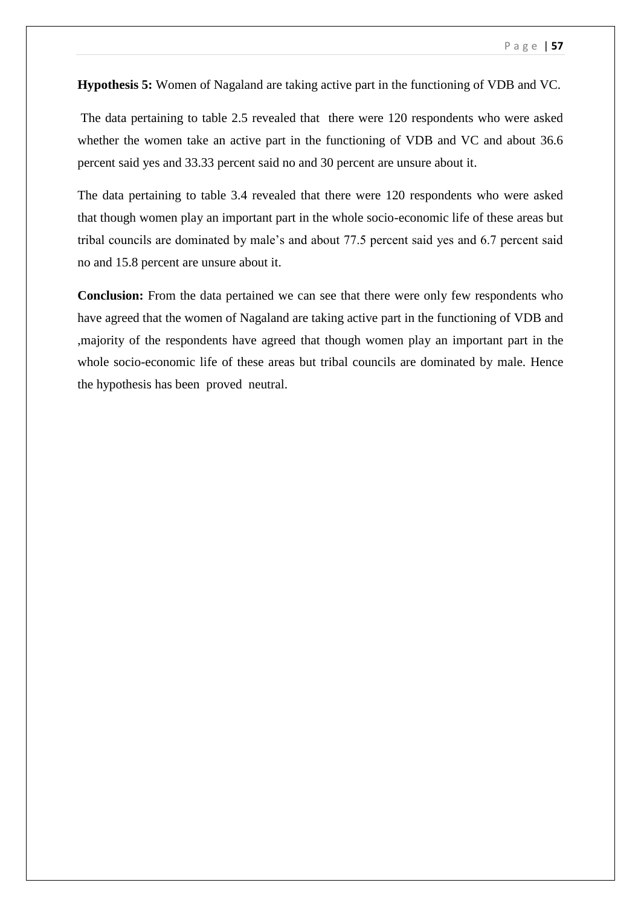**Hypothesis 5:** Women of Nagaland are taking active part in the functioning of VDB and VC.

The data pertaining to table 2.5 revealed that there were 120 respondents who were asked whether the women take an active part in the functioning of VDB and VC and about 36.6 percent said yes and 33.33 percent said no and 30 percent are unsure about it.

The data pertaining to table 3.4 revealed that there were 120 respondents who were asked that though women play an important part in the whole socio-economic life of these areas but tribal councils are dominated by male's and about 77.5 percent said yes and 6.7 percent said no and 15.8 percent are unsure about it.

**Conclusion:** From the data pertained we can see that there were only few respondents who have agreed that the women of Nagaland are taking active part in the functioning of VDB and ,majority of the respondents have agreed that though women play an important part in the whole socio-economic life of these areas but tribal councils are dominated by male. Hence the hypothesis has been proved neutral.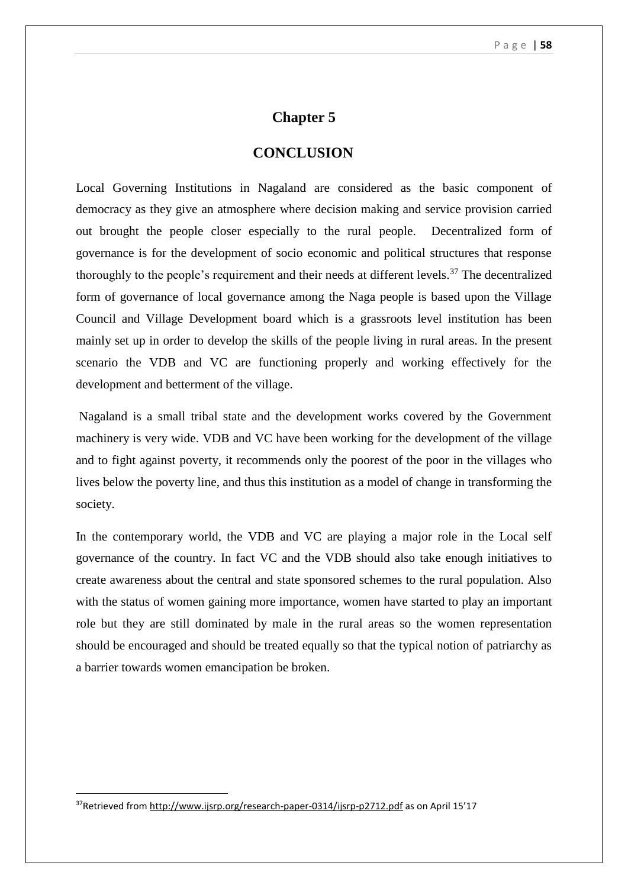# Chapter 5

## CONCLUSION

Local Governing Institutions in Nagaland are considered as the basic component of democracy as they give an atmosphere where decision making and service provision carried out brought the people closer especially to the rural people. Decentralized form of governance is for the development of socio economic and political structures that response thoroughly to the people's requirement and their needs at different levels.[37] The decentralized form of governance of local governance among the Naga people is based upon the Village Council and Village Development board which is a grassroots level institution has been mainly set up in order to develop the skills of the people living in rural areas. In the present scenario the VDB and VC are functioning properly and working effectively for the development and betterment of the village.

Nagaland is a small tribal state and the development works covered by the Government machinery is very wide. VDB and VC have been working for the development of the village and to fight against poverty, it recommends only the poorest of the poor in the villages who lives below the poverty line, and thus this institution as a model of change in transforming the society.

In the contemporary world, the VDB and VC are playing a major role in the Local self governance of the country. In fact VC and the VDB should also take enough initiatives to create awareness about the central and state sponsored schemes to the rural population. Also with the status of women gaining more importance, women have started to play an important role but they are still dominated by male in the rural areas so the women representation should be encouraged and should be treated equally so that the typical notion of patriarchy as a barrier towards women emancipation be broken.

---

[37]Retrieved from http://www.ijsrp.org/research-paper-0314/ijsrp-p2712.pdf as on April 15'17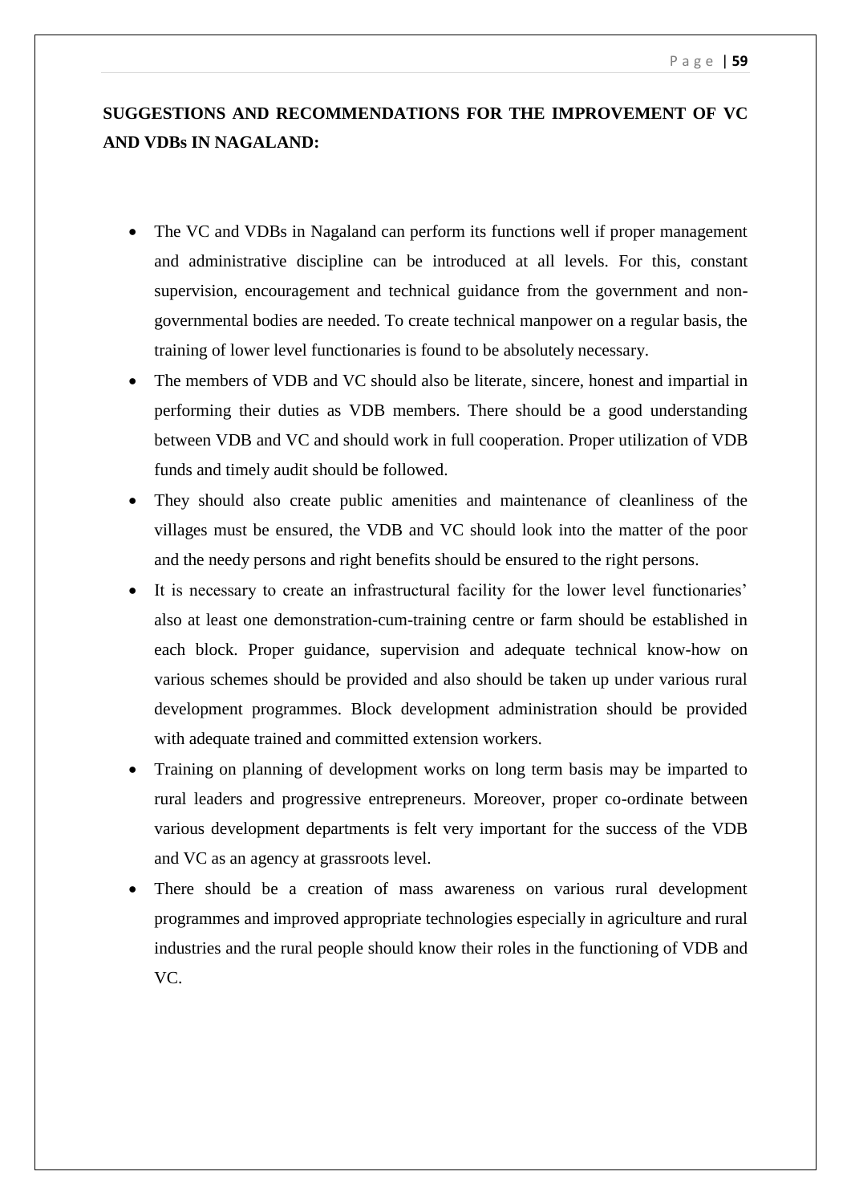**SUGGESTIONS AND RECOMMENDATIONS FOR THE IMPROVEMENT OF VC AND VDBs IN NAGALAND:**

- The VC and VDBs in Nagaland can perform its functions well if proper management and administrative discipline can be introduced at all levels. For this, constant supervision, encouragement and technical guidance from the government and non-governmental bodies are needed. To create technical manpower on a regular basis, the training of lower level functionaries is found to be absolutely necessary.
- The members of VDB and VC should also be literate, sincere, honest and impartial in performing their duties as VDB members. There should be a good understanding between VDB and VC and should work in full cooperation. Proper utilization of VDB funds and timely audit should be followed.
- They should also create public amenities and maintenance of cleanliness of the villages must be ensured, the VDB and VC should look into the matter of the poor and the needy persons and right benefits should be ensured to the right persons.
- It is necessary to create an infrastructural facility for the lower level functionaries' also at least one demonstration-cum-training centre or farm should be established in each block. Proper guidance, supervision and adequate technical know-how on various schemes should be provided and also should be taken up under various rural development programmes. Block development administration should be provided with adequate trained and committed extension workers.
- Training on planning of development works on long term basis may be imparted to rural leaders and progressive entrepreneurs. Moreover, proper co-ordinate between various development departments is felt very important for the success of the VDB and VC as an agency at grassroots level.
- There should be a creation of mass awareness on various rural development programmes and improved appropriate technologies especially in agriculture and rural industries and the rural people should know their roles in the functioning of VDB and VC.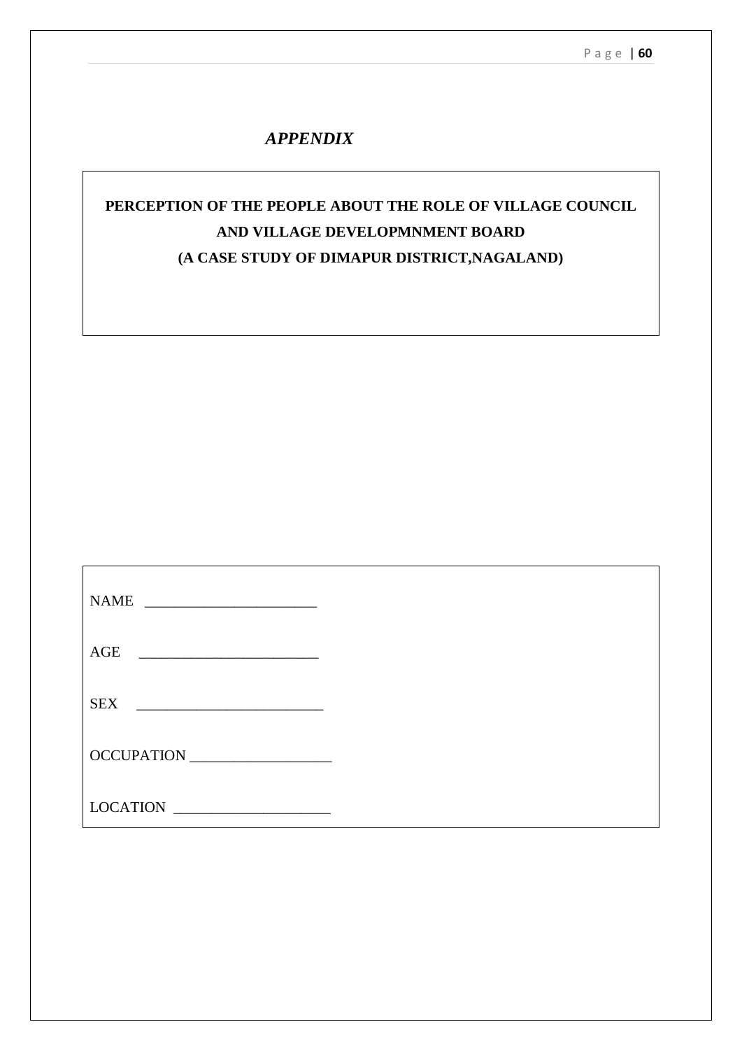# *APPENDIX*

**PERCEPTION OF THE PEOPLE ABOUT THE ROLE OF VILLAGE COUNCIL AND VILLAGE DEVELOPMNMENT BOARD**
**(A CASE STUDY OF DIMAPUR DISTRICT,NAGALAND)**

NAME _______________________

AGE ________________________

SEX _________________________

OCCUPATION ___________________

LOCATION _____________________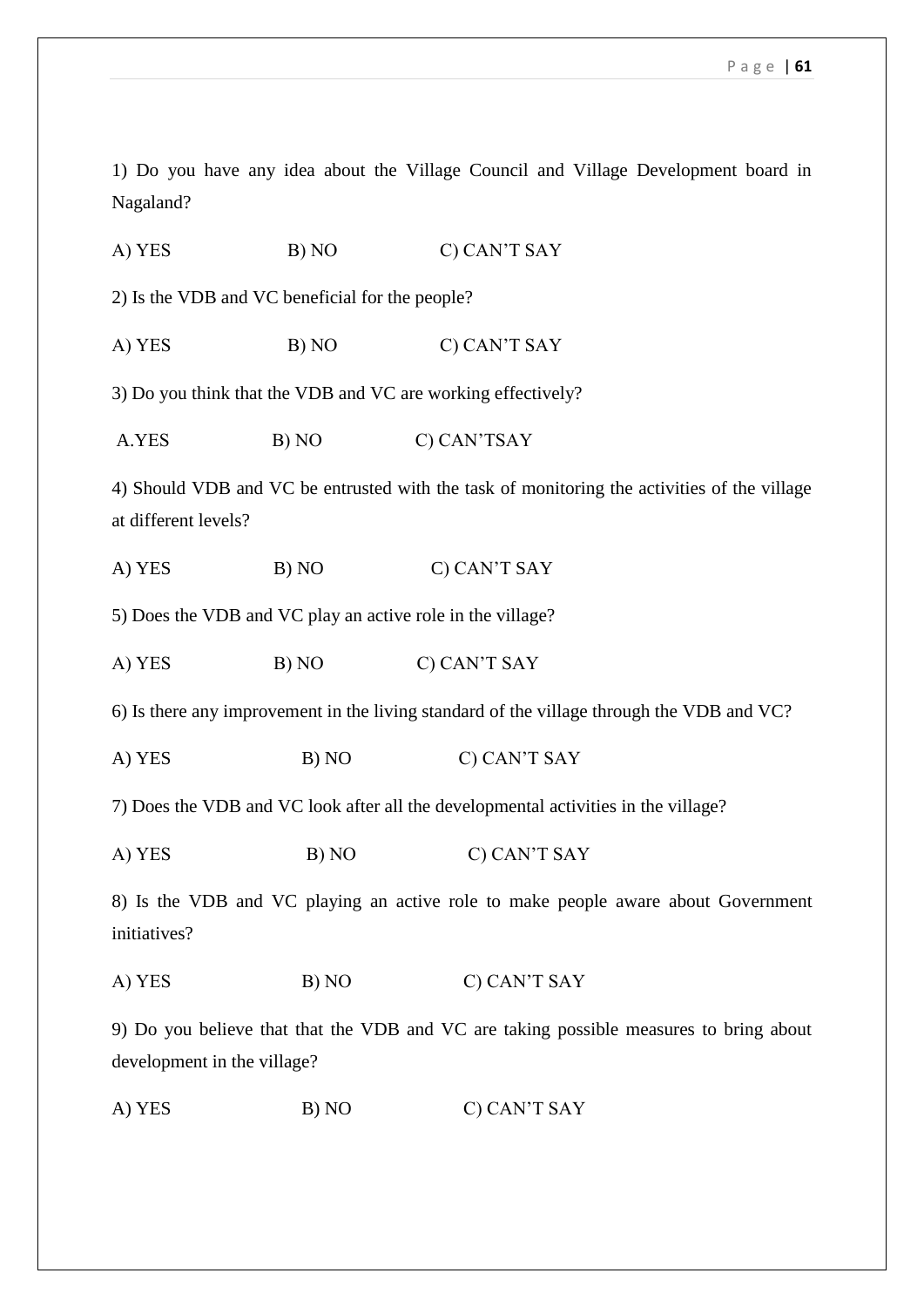1) Do you have any idea about the Village Council and Village Development board in Nagaland?

A) YES B) NO C) CAN'T SAY

2) Is the VDB and VC beneficial for the people?

A) YES B) NO C) CAN'T SAY

3) Do you think that the VDB and VC are working effectively?

A.YES B) NO C) CAN'TSAY

4) Should VDB and VC be entrusted with the task of monitoring the activities of the village at different levels?

A) YES B) NO C) CAN'T SAY

5) Does the VDB and VC play an active role in the village?

A) YES B) NO C) CAN'T SAY

6) Is there any improvement in the living standard of the village through the VDB and VC?

A) YES B) NO C) CAN'T SAY

7) Does the VDB and VC look after all the developmental activities in the village?

A) YES B) NO C) CAN'T SAY

8) Is the VDB and VC playing an active role to make people aware about Government initiatives?

A) YES B) NO C) CAN'T SAY

9) Do you believe that that the VDB and VC are taking possible measures to bring about development in the village?

A) YES B) NO C) CAN'T SAY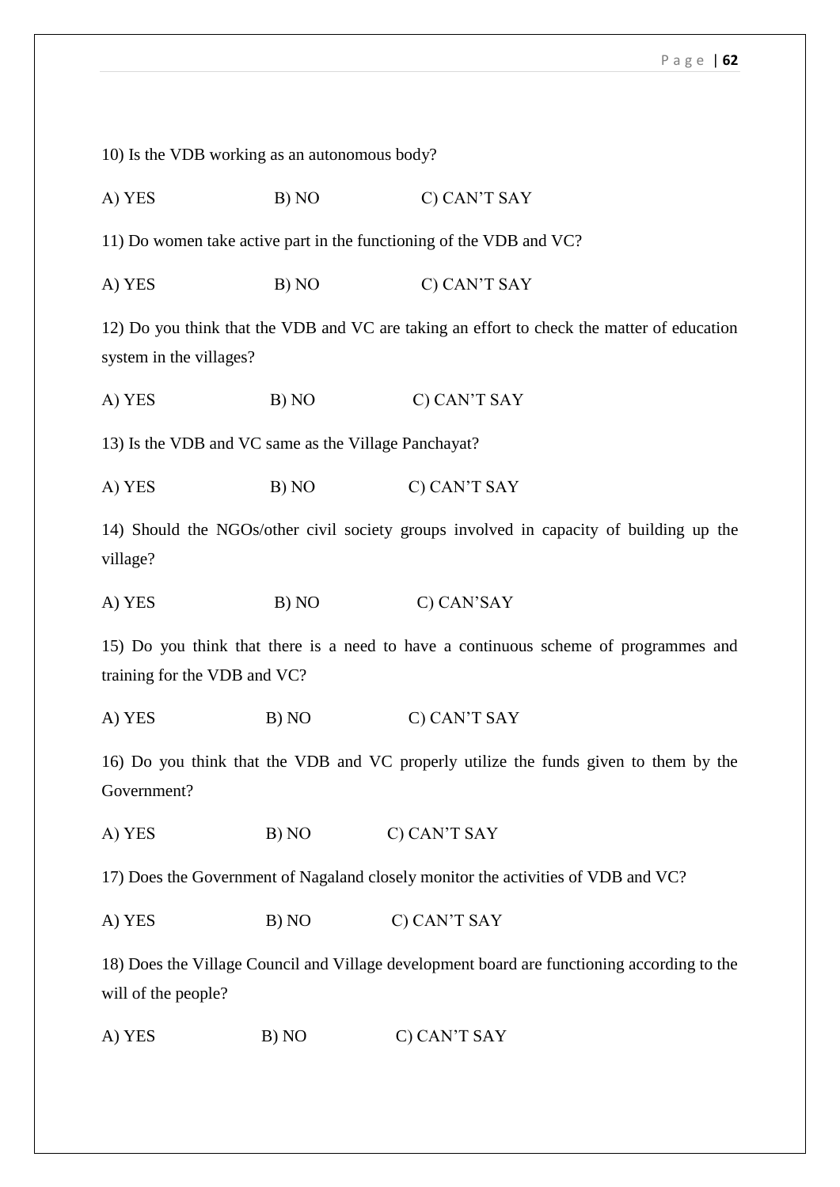10) Is the VDB working as an autonomous body?

A) YES B) NO C) CAN'T SAY

11) Do women take active part in the functioning of the VDB and VC?

A) YES B) NO C) CAN'T SAY

12) Do you think that the VDB and VC are taking an effort to check the matter of education system in the villages?

A) YES B) NO C) CAN'T SAY

13) Is the VDB and VC same as the Village Panchayat?

A) YES B) NO C) CAN'T SAY

14) Should the NGOs/other civil society groups involved in capacity of building up the village?

A) YES B) NO C) CAN'SAY

15) Do you think that there is a need to have a continuous scheme of programmes and training for the VDB and VC?

A) YES B) NO C) CAN'T SAY

16) Do you think that the VDB and VC properly utilize the funds given to them by the Government?

A) YES B) NO C) CAN'T SAY

17) Does the Government of Nagaland closely monitor the activities of VDB and VC?

A) YES B) NO C) CAN'T SAY

18) Does the Village Council and Village development board are functioning according to the will of the people?

A) YES B) NO C) CAN'T SAY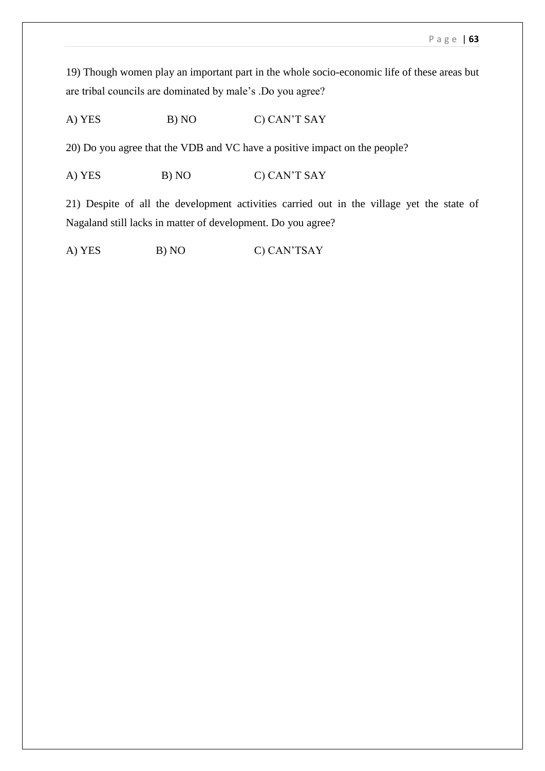19) Though women play an important part in the whole socio-economic life of these areas but are tribal councils are dominated by male's .Do you agree?

A) YES B) NO C) CAN'T SAY

20) Do you agree that the VDB and VC have a positive impact on the people?

A) YES B) NO C) CAN'T SAY

21) Despite of all the development activities carried out in the village yet the state of Nagaland still lacks in matter of development. Do you agree?

A) YES B) NO C) CAN'TSAY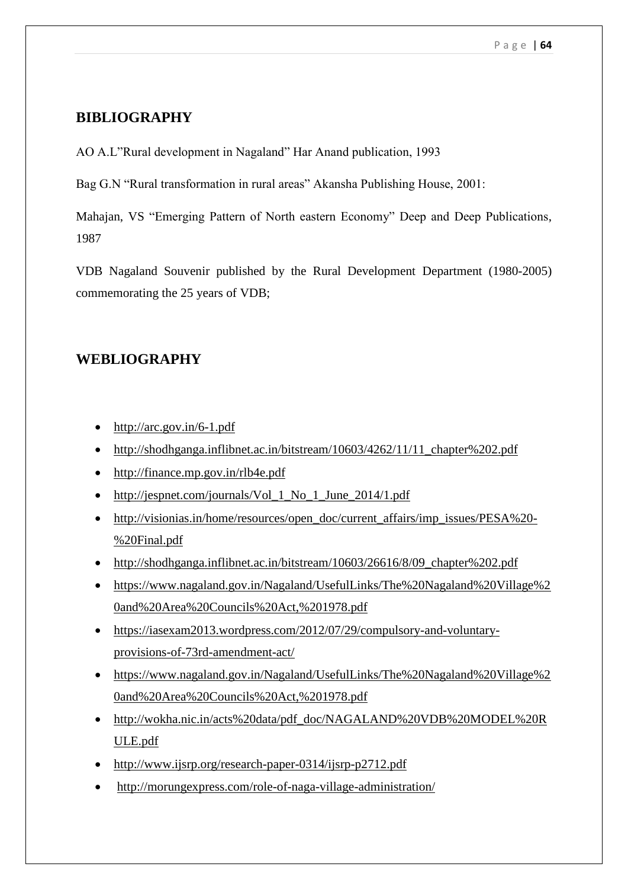## BIBLIOGRAPHY

AO A.L"Rural development in Nagaland" Har Anand publication, 1993

Bag G.N "Rural transformation in rural areas" Akansha Publishing House, 2001:

Mahajan, VS "Emerging Pattern of North eastern Economy" Deep and Deep Publications, 1987

VDB Nagaland Souvenir published by the Rural Development Department (1980-2005) commemorating the 25 years of VDB;

## WEBLIOGRAPHY

- http://arc.gov.in/6-1.pdf
- http://shodhganga.inflibnet.ac.in/bitstream/10603/4262/11/11_chapter%202.pdf
- http://finance.mp.gov.in/rlb4e.pdf
- http://jespnet.com/journals/Vol_1_No_1_June_2014/1.pdf
- http://visionias.in/home/resources/open_doc/current_affairs/imp_issues/PESA%20-%20Final.pdf
- http://shodhganga.inflibnet.ac.in/bitstream/10603/26616/8/09_chapter%202.pdf
- https://www.nagaland.gov.in/Nagaland/UsefulLinks/The%20Nagaland%20Village%20and%20Area%20Councils%20Act,%201978.pdf
- https://iasexam2013.wordpress.com/2012/07/29/compulsory-and-voluntary-provisions-of-73rd-amendment-act/
- https://www.nagaland.gov.in/Nagaland/UsefulLinks/The%20Nagaland%20Village%20and%20Area%20Councils%20Act,%201978.pdf
- http://wokha.nic.in/acts%20data/pdf_doc/NAGALAND%20VDB%20MODEL%20RULE.pdf
- http://www.ijsrp.org/research-paper-0314/ijsrp-p2712.pdf
- http://morungexpress.com/role-of-naga-village-administration/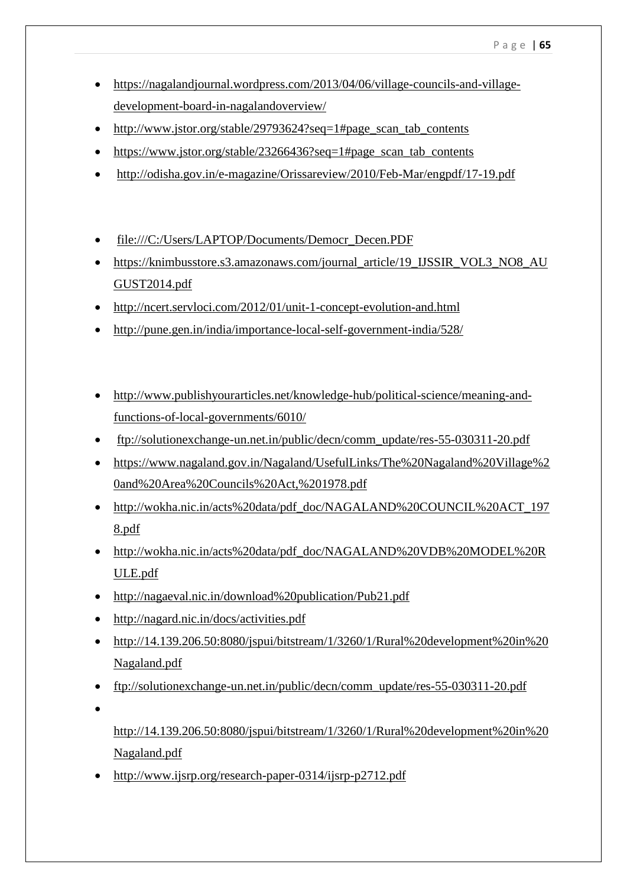- https://nagalandjournal.wordpress.com/2013/04/06/village-councils-and-village-development-board-in-nagalandoverview/
- http://www.jstor.org/stable/29793624?seq=1#page_scan_tab_contents
- https://www.jstor.org/stable/23266436?seq=1#page_scan_tab_contents
- http://odisha.gov.in/e-magazine/Orissareview/2010/Feb-Mar/engpdf/17-19.pdf

- file:///C:/Users/LAPTOP/Documents/Democr_Decen.PDF
- https://knimbusstore.s3.amazonaws.com/journal_article/19_IJSSIR_VOL3_NO8_AUGUST2014.pdf
- http://ncert.servloci.com/2012/01/unit-1-concept-evolution-and.html
- http://pune.gen.in/india/importance-local-self-government-india/528/

- http://www.publishyourarticles.net/knowledge-hub/political-science/meaning-and-functions-of-local-governments/6010/
- ftp://solutionexchange-un.net.in/public/decn/comm_update/res-55-030311-20.pdf
- https://www.nagaland.gov.in/Nagaland/UsefulLinks/The%20Nagaland%20Village%20and%20Area%20Councils%20Act,%201978.pdf
- http://wokha.nic.in/acts%20data/pdf_doc/NAGALAND%20COUNCIL%20ACT_1978.pdf
- http://wokha.nic.in/acts%20data/pdf_doc/NAGALAND%20VDB%20MODEL%20RULE.pdf
- http://nagaeval.nic.in/download%20publication/Pub21.pdf
- http://nagard.nic.in/docs/activities.pdf
- http://14.139.206.50:8080/jspui/bitstream/1/3260/1/Rural%20development%20in%20Nagaland.pdf
- ftp://solutionexchange-un.net.in/public/decn/comm_update/res-55-030311-20.pdf
- http://14.139.206.50:8080/jspui/bitstream/1/3260/1/Rural%20development%20in%20Nagaland.pdf
- http://www.ijsrp.org/research-paper-0314/ijsrp-p2712.pdf